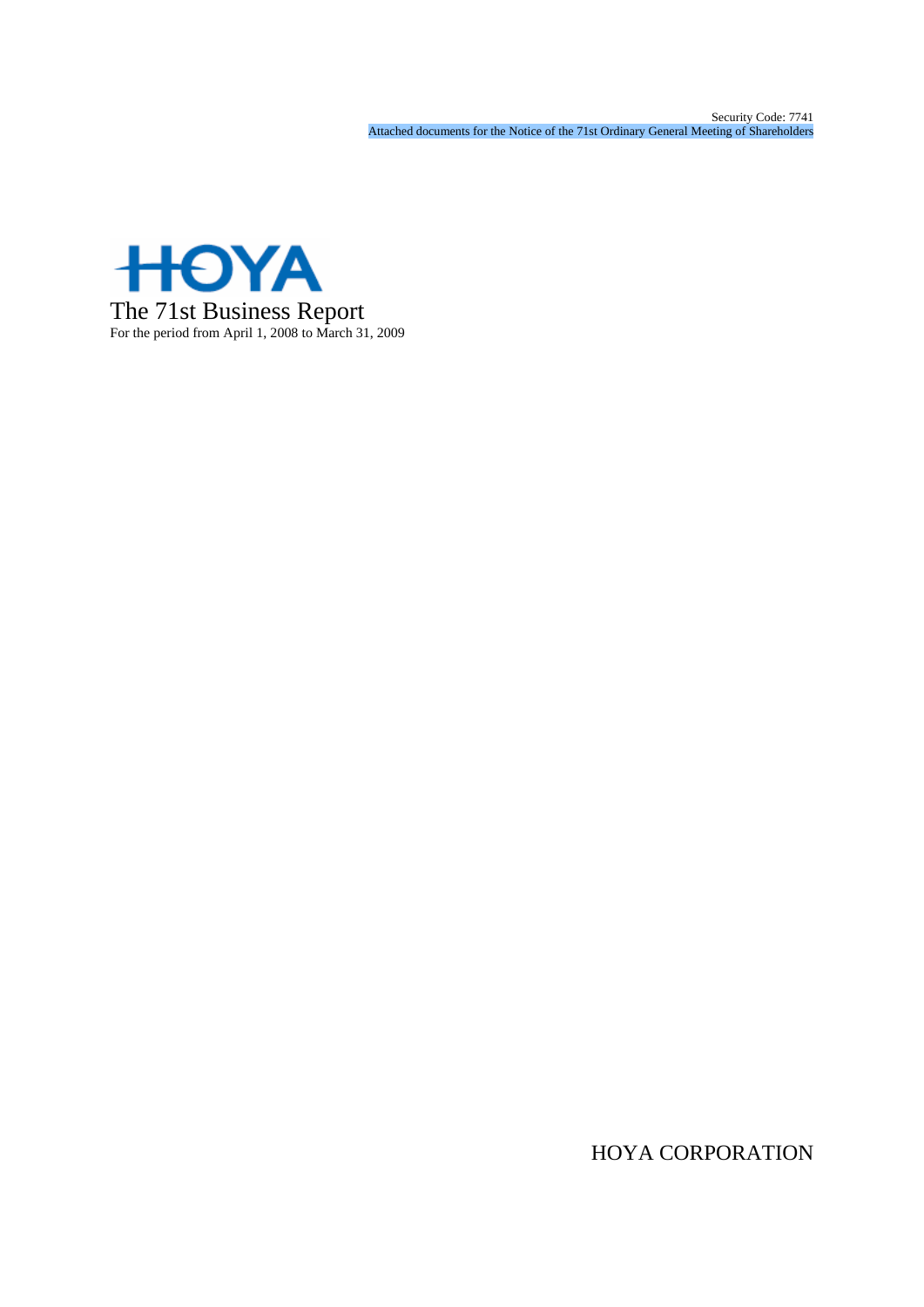Security Code: 7741
Attached documents for the Notice of the 71st Ordinary General Meeting of Shareholders

HOYA

# The 71st Business Report

For the period from April 1, 2008 to March 31, 2009

HOYA CORPORATION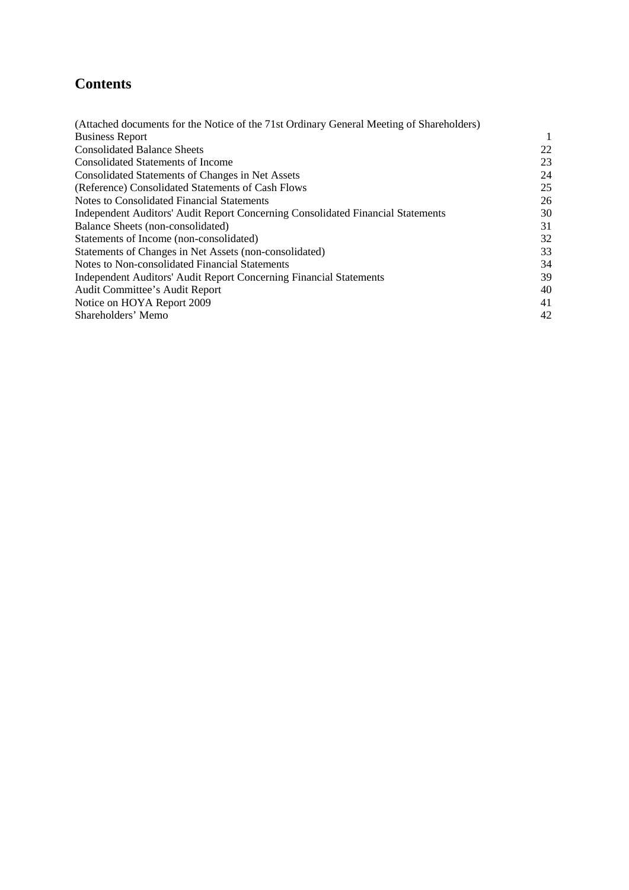# Contents

| | |
|---|---|
| (Attached documents for the Notice of the 71st Ordinary General Meeting of Shareholders) | |
| Business Report | 1 |
| Consolidated Balance Sheets | 22 |
| Consolidated Statements of Income | 23 |
| Consolidated Statements of Changes in Net Assets | 24 |
| (Reference) Consolidated Statements of Cash Flows | 25 |
| Notes to Consolidated Financial Statements | 26 |
| Independent Auditors' Audit Report Concerning Consolidated Financial Statements | 30 |
| Balance Sheets (non-consolidated) | 31 |
| Statements of Income (non-consolidated) | 32 |
| Statements of Changes in Net Assets (non-consolidated) | 33 |
| Notes to Non-consolidated Financial Statements | 34 |
| Independent Auditors' Audit Report Concerning Financial Statements | 39 |
| Audit Committee's Audit Report | 40 |
| Notice on HOYA Report 2009 | 41 |
| Shareholders' Memo | 42 |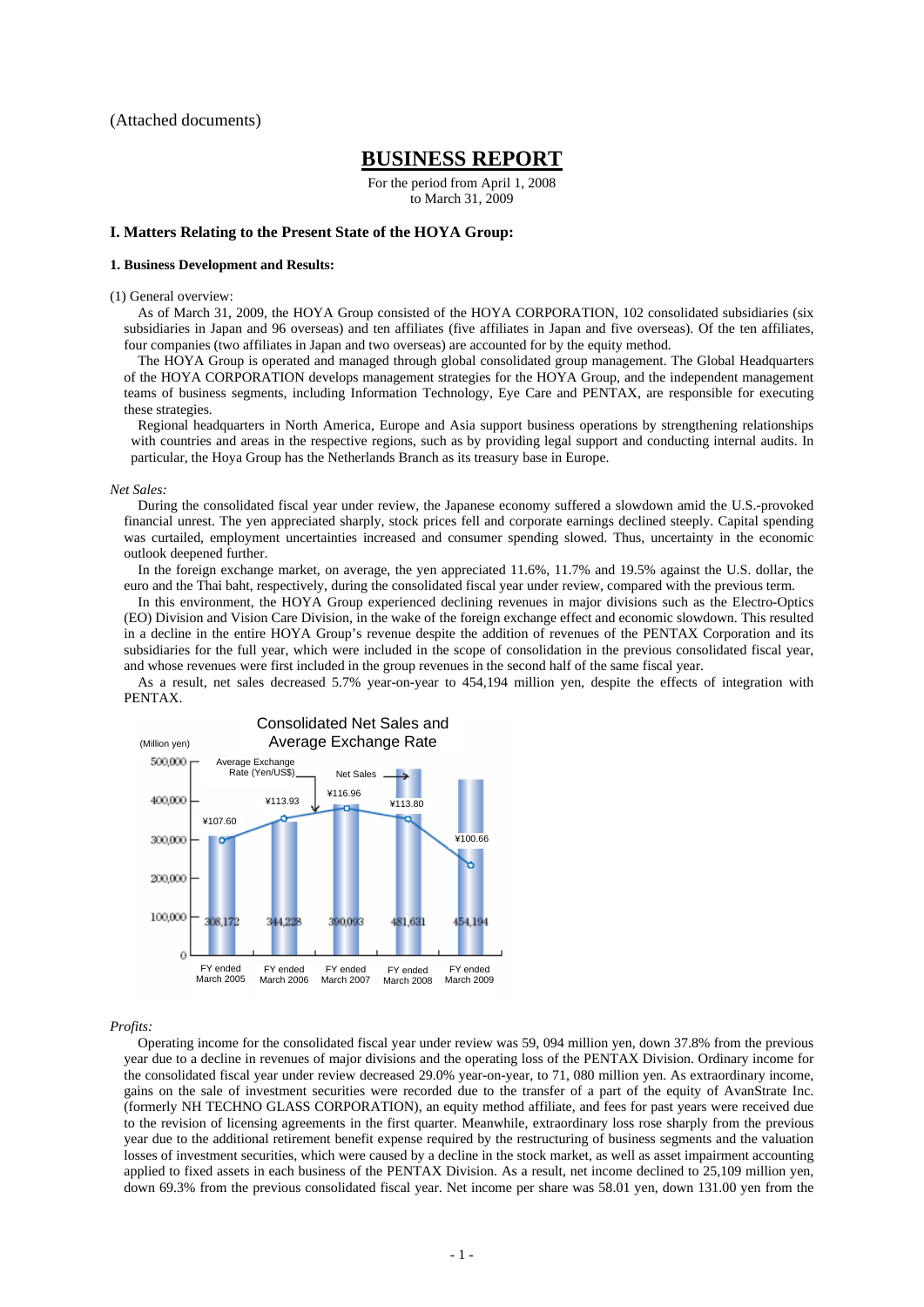(Attached documents)

# BUSINESS REPORT

For the period from April 1, 2008
to March 31, 2009

## I. Matters Relating to the Present State of the HOYA Group:

### 1. Business Development and Results:

(1) General overview:

As of March 31, 2009, the HOYA Group consisted of the HOYA CORPORATION, 102 consolidated subsidiaries (six subsidiaries in Japan and 96 overseas) and ten affiliates (five affiliates in Japan and five overseas). Of the ten affiliates, four companies (two affiliates in Japan and two overseas) are accounted for by the equity method.

The HOYA Group is operated and managed through global consolidated group management. The Global Headquarters of the HOYA CORPORATION develops management strategies for the HOYA Group, and the independent management teams of business segments, including Information Technology, Eye Care and PENTAX, are responsible for executing these strategies.

Regional headquarters in North America, Europe and Asia support business operations by strengthening relationships with countries and areas in the respective regions, such as by providing legal support and conducting internal audits. In particular, the Hoya Group has the Netherlands Branch as its treasury base in Europe.

*Net Sales:*

During the consolidated fiscal year under review, the Japanese economy suffered a slowdown amid the U.S.-provoked financial unrest. The yen appreciated sharply, stock prices fell and corporate earnings declined steeply. Capital spending was curtailed, employment uncertainties increased and consumer spending slowed. Thus, uncertainty in the economic outlook deepened further.

In the foreign exchange market, on average, the yen appreciated 11.6%, 11.7% and 19.5% against the U.S. dollar, the euro and the Thai baht, respectively, during the consolidated fiscal year under review, compared with the previous term.

In this environment, the HOYA Group experienced declining revenues in major divisions such as the Electro-Optics (EO) Division and Vision Care Division, in the wake of the foreign exchange effect and economic slowdown. This resulted in a decline in the entire HOYA Group's revenue despite the addition of revenues of the PENTAX Corporation and its subsidiaries for the full year, which were included in the scope of consolidation in the previous consolidated fiscal year, and whose revenues were first included in the group revenues in the second half of the same fiscal year.

As a result, net sales decreased 5.7% year-on-year to 454,194 million yen, despite the effects of integration with PENTAX.

Consolidated Net Sales and Average Exchange Rate

(Million yen)

| | FY ended March 2005 | FY ended March 2006 | FY ended March 2007 | FY ended March 2008 | FY ended March 2009 |
|---|---|---|---|---|---|
| Net Sales | 308,172 | 344,228 | 390,093 | 481,631 | 454,194 |
| Average Exchange Rate (Yen/US$) | ¥107.60 | ¥113.93 | ¥116.96 | ¥113.80 | ¥100.66 |

*Profits:*

Operating income for the consolidated fiscal year under review was 59, 094 million yen, down 37.8% from the previous year due to a decline in revenues of major divisions and the operating loss of the PENTAX Division. Ordinary income for the consolidated fiscal year under review decreased 29.0% year-on-year, to 71, 080 million yen. As extraordinary income, gains on the sale of investment securities were recorded due to the transfer of a part of the equity of AvanStrate Inc. (formerly NH TECHNO GLASS CORPORATION), an equity method affiliate, and fees for past years were received due to the revision of licensing agreements in the first quarter. Meanwhile, extraordinary loss rose sharply from the previous year due to the additional retirement benefit expense required by the restructuring of business segments and the valuation losses of investment securities, which were caused by a decline in the stock market, as well as asset impairment accounting applied to fixed assets in each business of the PENTAX Division. As a result, net income declined to 25,109 million yen, down 69.3% from the previous consolidated fiscal year. Net income per share was 58.01 yen, down 131.00 yen from the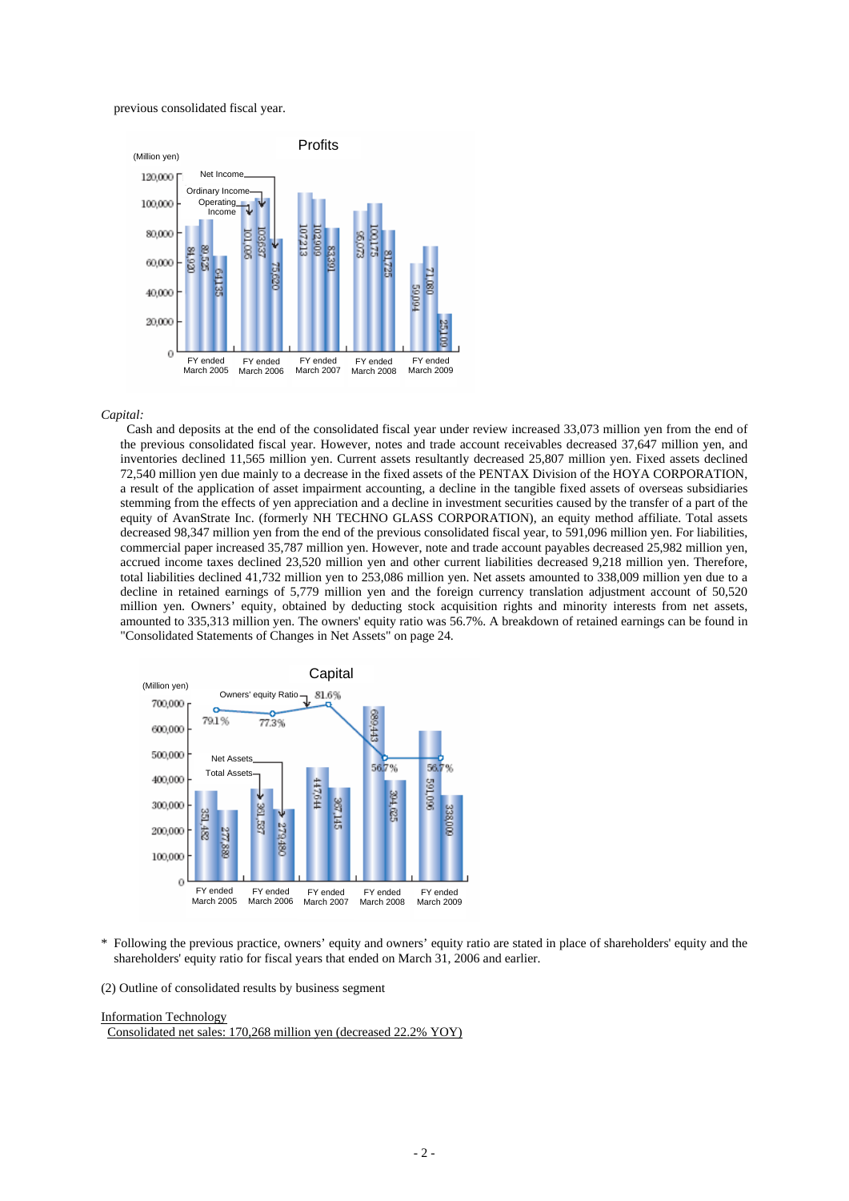previous consolidated fiscal year.

**Profits**

(Million yen)

| | Operating Income | Ordinary Income | Net Income |
|---|---|---|---|
| FY ended March 2005 | 84,920 | 89,525 | 64,135 |
| FY ended March 2006 | 101,056 | 103,637 | 75,620 |
| FY ended March 2007 | 107,213 | 102,909 | 83,391 |
| FY ended March 2008 | 95,073 | 100,175 | 81,725 |
| FY ended March 2009 | 59,094 | 71,080 | 25,109 |

*Capital:*

Cash and deposits at the end of the consolidated fiscal year under review increased 33,073 million yen from the end of the previous consolidated fiscal year. However, notes and trade account receivables decreased 37,647 million yen, and inventories declined 11,565 million yen. Current assets resultantly decreased 25,807 million yen. Fixed assets declined 72,540 million yen due mainly to a decrease in the fixed assets of the PENTAX Division of the HOYA CORPORATION, a result of the application of asset impairment accounting, a decline in the tangible fixed assets of overseas subsidiaries stemming from the effects of yen appreciation and a decline in investment securities caused by the transfer of a part of the equity of AvanStrate Inc. (formerly NH TECHNO GLASS CORPORATION), an equity method affiliate. Total assets decreased 98,347 million yen from the end of the previous consolidated fiscal year, to 591,096 million yen. For liabilities, commercial paper increased 35,787 million yen. However, note and trade account payables decreased 25,982 million yen, accrued income taxes declined 23,520 million yen and other current liabilities decreased 9,218 million yen. Therefore, total liabilities declined 41,732 million yen to 253,086 million yen. Net assets amounted to 338,009 million yen due to a decline in retained earnings of 5,779 million yen and the foreign currency translation adjustment account of 50,520 million yen. Owners' equity, obtained by deducting stock acquisition rights and minority interests from net assets, amounted to 335,313 million yen. The owners' equity ratio was 56.7%. A breakdown of retained earnings can be found in "Consolidated Statements of Changes in Net Assets" on page 24.

**Capital**

(Million yen)

| | Total Assets | Net Assets | Owners' equity Ratio |
|---|---|---|---|
| FY ended March 2005 | 351,482 | 277,889 | 79.1% |
| FY ended March 2006 | 361,537 | 279,490 | 77.3% |
| FY ended March 2007 | 447,644 | 367,145 | 81.6% |
| FY ended March 2008 | 689,443 | 394,625 | 56.7% |
| FY ended March 2009 | 591,096 | 338,009 | 56.7% |

\* Following the previous practice, owners' equity and owners' equity ratio are stated in place of shareholders' equity and the shareholders' equity ratio for fiscal years that ended on March 31, 2006 and earlier.

(2) Outline of consolidated results by business segment

Information Technology

Consolidated net sales: 170,268 million yen (decreased 22.2% YOY)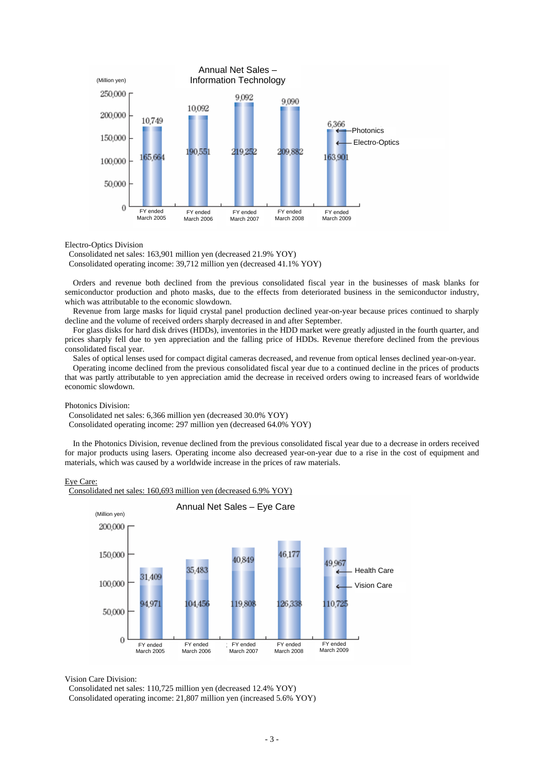**Annual Net Sales – Information Technology**

(Million yen)

| | FY ended March 2005 | FY ended March 2006 | FY ended March 2007 | FY ended March 2008 | FY ended March 2009 |
|---|---|---|---|---|---|
| Photonics | 10,749 | 10,092 | 9,092 | 9,090 | 6,366 |
| Electro-Optics | 165,664 | 190,551 | 219,252 | 209,882 | 163,901 |

Electro-Optics Division
Consolidated net sales: 163,901 million yen (decreased 21.9% YOY)
Consolidated operating income: 39,712 million yen (decreased 41.1% YOY)

Orders and revenue both declined from the previous consolidated fiscal year in the businesses of mask blanks for semiconductor production and photo masks, due to the effects from deteriorated business in the semiconductor industry, which was attributable to the economic slowdown.

Revenue from large masks for liquid crystal panel production declined year-on-year because prices continued to sharply decline and the volume of received orders sharply decreased in and after September.

For glass disks for hard disk drives (HDDs), inventories in the HDD market were greatly adjusted in the fourth quarter, and prices sharply fell due to yen appreciation and the falling price of HDDs. Revenue therefore declined from the previous consolidated fiscal year.

Sales of optical lenses used for compact digital cameras decreased, and revenue from optical lenses declined year-on-year.

Operating income declined from the previous consolidated fiscal year due to a continued decline in the prices of products that was partly attributable to yen appreciation amid the decrease in received orders owing to increased fears of worldwide economic slowdown.

Photonics Division:
Consolidated net sales: 6,366 million yen (decreased 30.0% YOY)
Consolidated operating income: 297 million yen (decreased 64.0% YOY)

In the Photonics Division, revenue declined from the previous consolidated fiscal year due to a decrease in orders received for major products using lasers. Operating income also decreased year-on-year due to a rise in the cost of equipment and materials, which was caused by a worldwide increase in the prices of raw materials.

Eye Care:
Consolidated net sales: 160,693 million yen (decreased 6.9% YOY)

**Annual Net Sales – Eye Care**

(Million yen)

| | FY ended March 2005 | FY ended March 2006 | FY ended March 2007 | FY ended March 2008 | FY ended March 2009 |
|---|---|---|---|---|---|
| Health Care | 31,409 | 35,483 | 40,849 | 46,177 | 49,967 |
| Vision Care | 94,971 | 104,456 | 119,808 | 126,338 | 110,725 |

Vision Care Division:
Consolidated net sales: 110,725 million yen (decreased 12.4% YOY)
Consolidated operating income: 21,807 million yen (increased 5.6% YOY)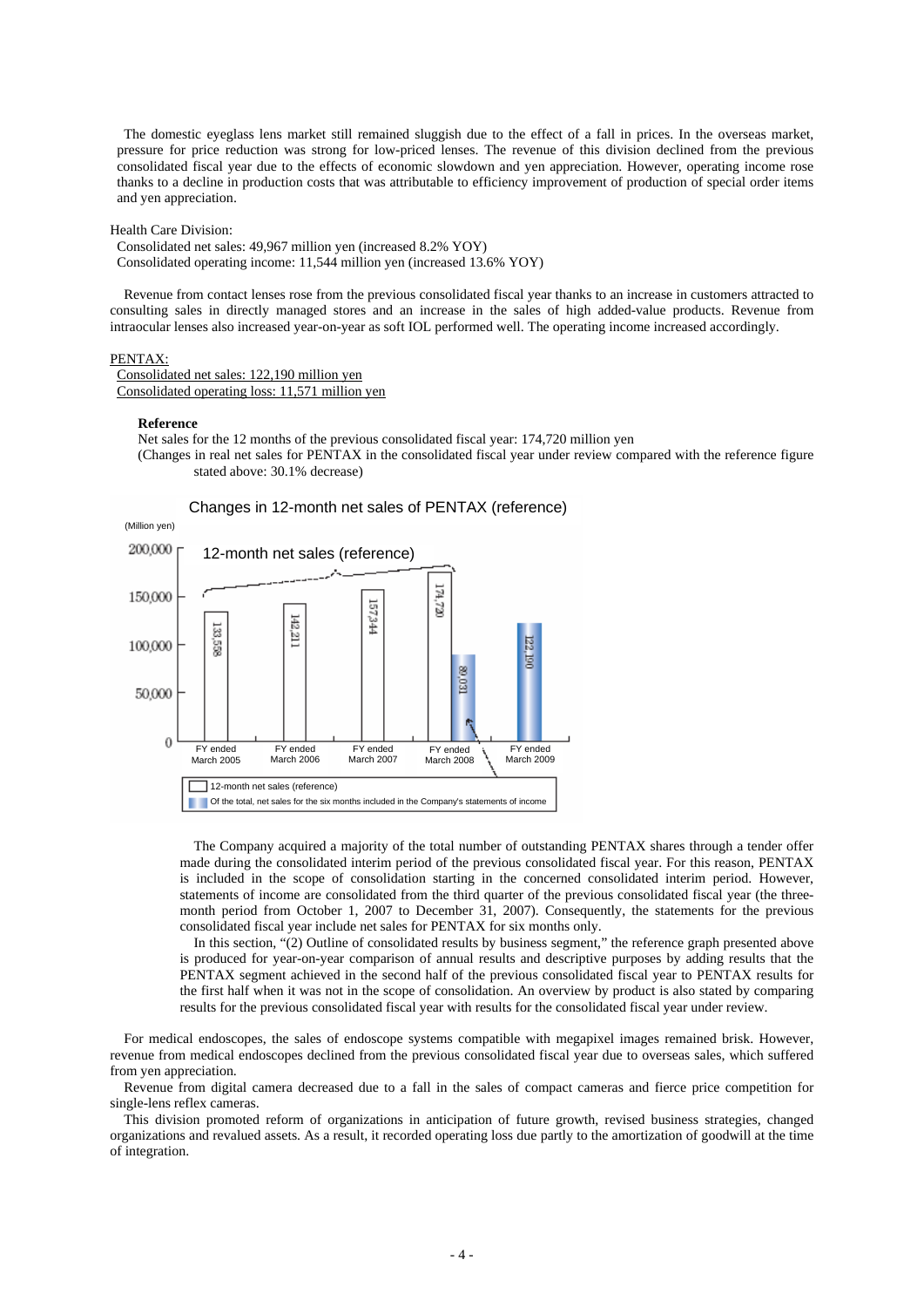The domestic eyeglass lens market still remained sluggish due to the effect of a fall in prices. In the overseas market, pressure for price reduction was strong for low-priced lenses. The revenue of this division declined from the previous consolidated fiscal year due to the effects of economic slowdown and yen appreciation. However, operating income rose thanks to a decline in production costs that was attributable to efficiency improvement of production of special order items and yen appreciation.

Health Care Division:

Consolidated net sales: 49,967 million yen (increased 8.2% YOY)
Consolidated operating income: 11,544 million yen (increased 13.6% YOY)

Revenue from contact lenses rose from the previous consolidated fiscal year thanks to an increase in customers attracted to consulting sales in directly managed stores and an increase in the sales of high added-value products. Revenue from intraocular lenses also increased year-on-year as soft IOL performed well. The operating income increased accordingly.

PENTAX:

Consolidated net sales: 122,190 million yen
Consolidated operating loss: 11,571 million yen

**Reference**

Net sales for the 12 months of the previous consolidated fiscal year: 174,720 million yen
(Changes in real net sales for PENTAX in the consolidated fiscal year under review compared with the reference figure stated above: 30.1% decrease)

Changes in 12-month net sales of PENTAX (reference)

(Million yen)

| | FY ended March 2005 | FY ended March 2006 | FY ended March 2007 | FY ended March 2008 | FY ended March 2009 |
|---|---|---|---|---|---|
| 12-month net sales (reference) | 133,558 | 142,211 | 157,344 | 174,720 | |
| Of the total, net sales for the six months included in the Company's statements of income | | | | 89,031 | 122,190 |

The Company acquired a majority of the total number of outstanding PENTAX shares through a tender offer made during the consolidated interim period of the previous consolidated fiscal year. For this reason, PENTAX is included in the scope of consolidation starting in the concerned consolidated interim period. However, statements of income are consolidated from the third quarter of the previous consolidated fiscal year (the three-month period from October 1, 2007 to December 31, 2007). Consequently, the statements for the previous consolidated fiscal year include net sales for PENTAX for six months only.

In this section, "(2) Outline of consolidated results by business segment," the reference graph presented above is produced for year-on-year comparison of annual results and descriptive purposes by adding results that the PENTAX segment achieved in the second half of the previous consolidated fiscal year to PENTAX results for the first half when it was not in the scope of consolidation. An overview by product is also stated by comparing results for the previous consolidated fiscal year with results for the consolidated fiscal year under review.

For medical endoscopes, the sales of endoscope systems compatible with megapixel images remained brisk. However, revenue from medical endoscopes declined from the previous consolidated fiscal year due to overseas sales, which suffered from yen appreciation.

Revenue from digital camera decreased due to a fall in the sales of compact cameras and fierce price competition for single-lens reflex cameras.

This division promoted reform of organizations in anticipation of future growth, revised business strategies, changed organizations and revalued assets. As a result, it recorded operating loss due partly to the amortization of goodwill at the time of integration.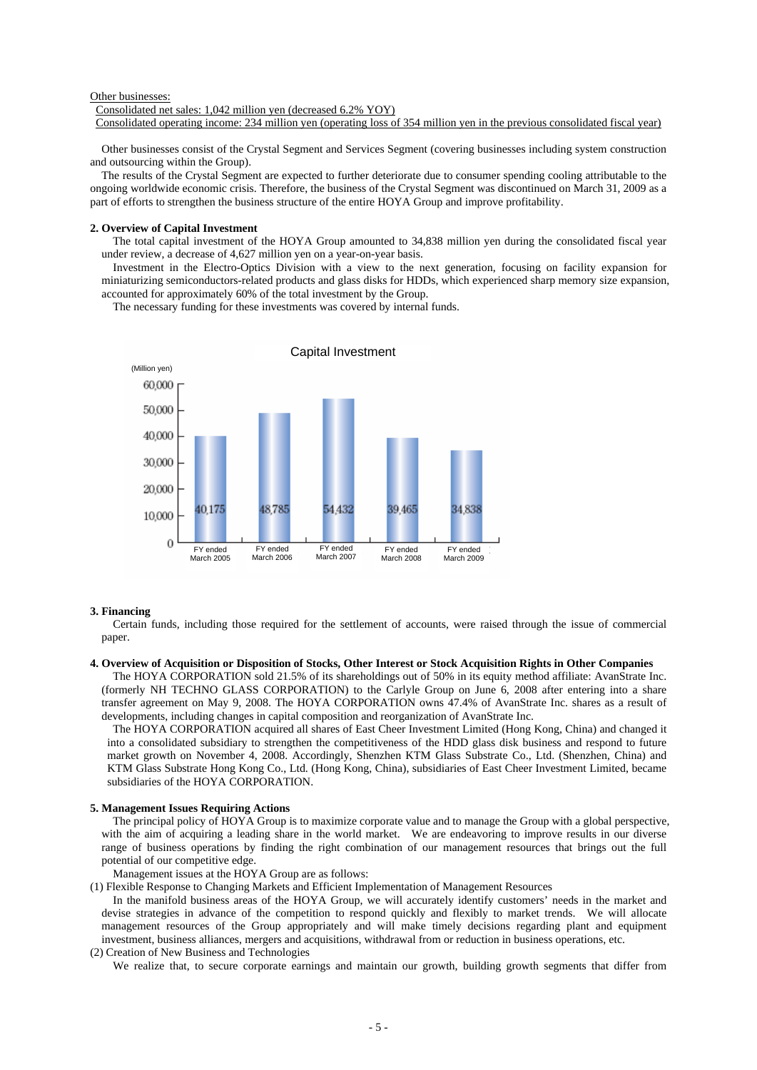Other businesses:

Consolidated net sales: 1,042 million yen (decreased 6.2% YOY)

Consolidated operating income: 234 million yen (operating loss of 354 million yen in the previous consolidated fiscal year)

Other businesses consist of the Crystal Segment and Services Segment (covering businesses including system construction and outsourcing within the Group).

The results of the Crystal Segment are expected to further deteriorate due to consumer spending cooling attributable to the ongoing worldwide economic crisis. Therefore, the business of the Crystal Segment was discontinued on March 31, 2009 as a part of efforts to strengthen the business structure of the entire HOYA Group and improve profitability.

**2. Overview of Capital Investment**

The total capital investment of the HOYA Group amounted to 34,838 million yen during the consolidated fiscal year under review, a decrease of 4,627 million yen on a year-on-year basis.

Investment in the Electro-Optics Division with a view to the next generation, focusing on facility expansion for miniaturizing semiconductors-related products and glass disks for HDDs, which experienced sharp memory size expansion, accounted for approximately 60% of the total investment by the Group.

The necessary funding for these investments was covered by internal funds.

Capital Investment

(Million yen)

| FY ended March 2005 | FY ended March 2006 | FY ended March 2007 | FY ended March 2008 | FY ended March 2009 |
|---|---|---|---|---|
| 40,175 | 48,785 | 54,432 | 39,465 | 34,838 |

**3. Financing**

Certain funds, including those required for the settlement of accounts, were raised through the issue of commercial paper.

**4. Overview of Acquisition or Disposition of Stocks, Other Interest or Stock Acquisition Rights in Other Companies**

The HOYA CORPORATION sold 21.5% of its shareholdings out of 50% in its equity method affiliate: AvanStrate Inc. (formerly NH TECHNO GLASS CORPORATION) to the Carlyle Group on June 6, 2008 after entering into a share transfer agreement on May 9, 2008. The HOYA CORPORATION owns 47.4% of AvanStrate Inc. shares as a result of developments, including changes in capital composition and reorganization of AvanStrate Inc.

The HOYA CORPORATION acquired all shares of East Cheer Investment Limited (Hong Kong, China) and changed it into a consolidated subsidiary to strengthen the competitiveness of the HDD glass disk business and respond to future market growth on November 4, 2008. Accordingly, Shenzhen KTM Glass Substrate Co., Ltd. (Shenzhen, China) and KTM Glass Substrate Hong Kong Co., Ltd. (Hong Kong, China), subsidiaries of East Cheer Investment Limited, became subsidiaries of the HOYA CORPORATION.

**5. Management Issues Requiring Actions**

The principal policy of HOYA Group is to maximize corporate value and to manage the Group with a global perspective, with the aim of acquiring a leading share in the world market. We are endeavoring to improve results in our diverse range of business operations by finding the right combination of our management resources that brings out the full potential of our competitive edge.

Management issues at the HOYA Group are as follows:

(1) Flexible Response to Changing Markets and Efficient Implementation of Management Resources

In the manifold business areas of the HOYA Group, we will accurately identify customers' needs in the market and devise strategies in advance of the competition to respond quickly and flexibly to market trends. We will allocate management resources of the Group appropriately and will make timely decisions regarding plant and equipment investment, business alliances, mergers and acquisitions, withdrawal from or reduction in business operations, etc.

(2) Creation of New Business and Technologies

We realize that, to secure corporate earnings and maintain our growth, building growth segments that differ from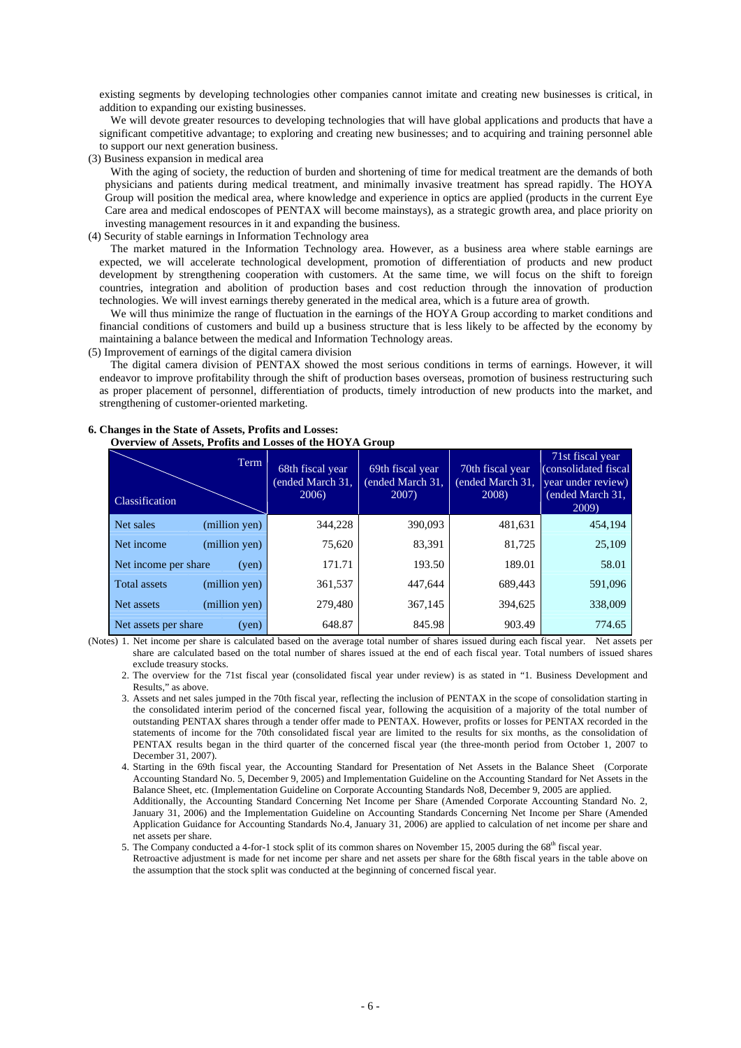existing segments by developing technologies other companies cannot imitate and creating new businesses is critical, in addition to expanding our existing businesses.

We will devote greater resources to developing technologies that will have global applications and products that have a significant competitive advantage; to exploring and creating new businesses; and to acquiring and training personnel able to support our next generation business.

(3) Business expansion in medical area

With the aging of society, the reduction of burden and shortening of time for medical treatment are the demands of both physicians and patients during medical treatment, and minimally invasive treatment has spread rapidly. The HOYA Group will position the medical area, where knowledge and experience in optics are applied (products in the current Eye Care area and medical endoscopes of PENTAX will become mainstays), as a strategic growth area, and place priority on investing management resources in it and expanding the business.

(4) Security of stable earnings in Information Technology area

The market matured in the Information Technology area. However, as a business area where stable earnings are expected, we will accelerate technological development, promotion of differentiation of products and new product development by strengthening cooperation with customers. At the same time, we will focus on the shift to foreign countries, integration and abolition of production bases and cost reduction through the innovation of production technologies. We will invest earnings thereby generated in the medical area, which is a future area of growth.

We will thus minimize the range of fluctuation in the earnings of the HOYA Group according to market conditions and financial conditions of customers and build up a business structure that is less likely to be affected by the economy by maintaining a balance between the medical and Information Technology areas.

(5) Improvement of earnings of the digital camera division

The digital camera division of PENTAX showed the most serious conditions in terms of earnings. However, it will endeavor to improve profitability through the shift of production bases overseas, promotion of business restructuring such as proper placement of personnel, differentiation of products, timely introduction of new products into the market, and strengthening of customer-oriented marketing.

## 6. Changes in the State of Assets, Profits and Losses:

**Overview of Assets, Profits and Losses of the HOYA Group**

| Classification | | Term 68th fiscal year (ended March 31, 2006) | 69th fiscal year (ended March 31, 2007) | 70th fiscal year (ended March 31, 2008) | 71st fiscal year (consolidated fiscal year under review) (ended March 31, 2009) |
|---|---|---|---|---|---|
| Net sales | (million yen) | 344,228 | 390,093 | 481,631 | 454,194 |
| Net income | (million yen) | 75,620 | 83,391 | 81,725 | 25,109 |
| Net income per share | (yen) | 171.71 | 193.50 | 189.01 | 58.01 |
| Total assets | (million yen) | 361,537 | 447,644 | 689,443 | 591,096 |
| Net assets | (million yen) | 279,480 | 367,145 | 394,625 | 338,009 |
| Net assets per share | (yen) | 648.87 | 845.98 | 903.49 | 774.65 |

(Notes) 1. Net income per share is calculated based on the average total number of shares issued during each fiscal year. Net assets per share are calculated based on the total number of shares issued at the end of each fiscal year. Total numbers of issued shares exclude treasury stocks.

2. The overview for the 71st fiscal year (consolidated fiscal year under review) is as stated in "1. Business Development and Results," as above.

3. Assets and net sales jumped in the 70th fiscal year, reflecting the inclusion of PENTAX in the scope of consolidation starting in the consolidated interim period of the concerned fiscal year, following the acquisition of a majority of the total number of outstanding PENTAX shares through a tender offer made to PENTAX. However, profits or losses for PENTAX recorded in the statements of income for the 70th consolidated fiscal year are limited to the results for six months, as the consolidation of PENTAX results began in the third quarter of the concerned fiscal year (the three-month period from October 1, 2007 to December 31, 2007).

4. Starting in the 69th fiscal year, the Accounting Standard for Presentation of Net Assets in the Balance Sheet (Corporate Accounting Standard No. 5, December 9, 2005) and Implementation Guideline on the Accounting Standard for Net Assets in the Balance Sheet, etc. (Implementation Guideline on Corporate Accounting Standards No8, December 9, 2005 are applied.
Additionally, the Accounting Standard Concerning Net Income per Share (Amended Corporate Accounting Standard No. 2, January 31, 2006) and the Implementation Guideline on Accounting Standards Concerning Net Income per Share (Amended Application Guidance for Accounting Standards No.4, January 31, 2006) are applied to calculation of net income per share and net assets per share.

5. The Company conducted a 4-for-1 stock split of its common shares on November 15, 2005 during the 68th fiscal year.
Retroactive adjustment is made for net income per share and net assets per share for the 68th fiscal years in the table above on the assumption that the stock split was conducted at the beginning of concerned fiscal year.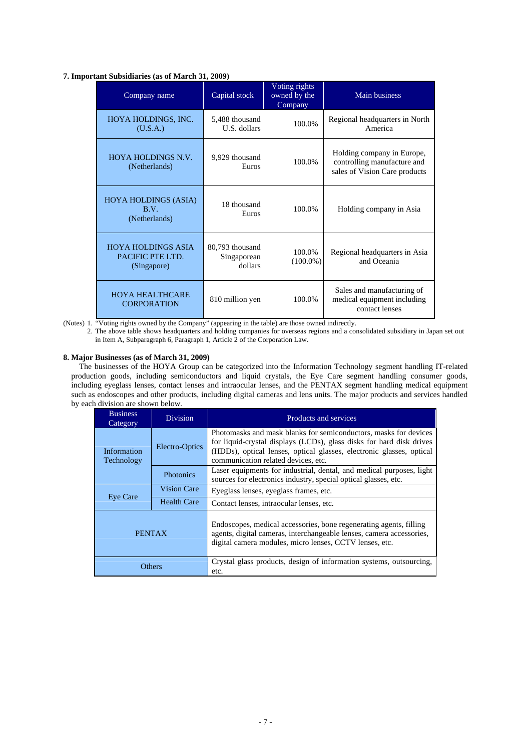### 7. Important Subsidiaries (as of March 31, 2009)

| Company name | Capital stock | Voting rights owned by the Company | Main business |
|---|---|---|---|
| HOYA HOLDINGS, INC. (U.S.A.) | 5,488 thousand U.S. dollars | 100.0% | Regional headquarters in North America |
| HOYA HOLDINGS N.V. (Netherlands) | 9,929 thousand Euros | 100.0% | Holding company in Europe, controlling manufacture and sales of Vision Care products |
| HOYA HOLDINGS (ASIA) B.V. (Netherlands) | 18 thousand Euros | 100.0% | Holding company in Asia |
| HOYA HOLDINGS ASIA PACIFIC PTE LTD. (Singapore) | 80,793 thousand Singaporean dollars | 100.0% (100.0%) | Regional headquarters in Asia and Oceania |
| HOYA HEALTHCARE CORPORATION | 810 million yen | 100.0% | Sales and manufacturing of medical equipment including contact lenses |

(Notes) 1. "Voting rights owned by the Company" (appearing in the table) are those owned indirectly.
2. The above table shows headquarters and holding companies for overseas regions and a consolidated subsidiary in Japan set out in Item A, Subparagraph 6, Paragraph 1, Article 2 of the Corporation Law.

### 8. Major Businesses (as of March 31, 2009)

The businesses of the HOYA Group can be categorized into the Information Technology segment handling IT-related production goods, including semiconductors and liquid crystals, the Eye Care segment handling consumer goods, including eyeglass lenses, contact lenses and intraocular lenses, and the PENTAX segment handling medical equipment such as endoscopes and other products, including digital cameras and lens units. The major products and services handled by each division are shown below.

| Business Category | Division | Products and services |
|---|---|---|
| Information Technology | Electro-Optics | Photomasks and mask blanks for semiconductors, masks for devices for liquid-crystal displays (LCDs), glass disks for hard disk drives (HDDs), optical lenses, electronic glasses, optical communication related devices, etc. |
| | Photonics | Laser equipments for industrial, dental, and medical purposes, light sources for electronics industry, special optical glasses, etc. |
| Eye Care | Vision Care | Eyeglass lenses, eyeglass frames, etc. |
| | Health Care | Contact lenses, intraocular lenses, etc. |
| PENTAX | | Endoscopes, medical accessories, bone regenerating agents, filling agents, digital cameras, interchangeable lenses, camera accessories, digital camera modules, micro lenses, CCTV lenses, etc. |
| Others | | Crystal glass products, design of information systems, outsourcing, etc. |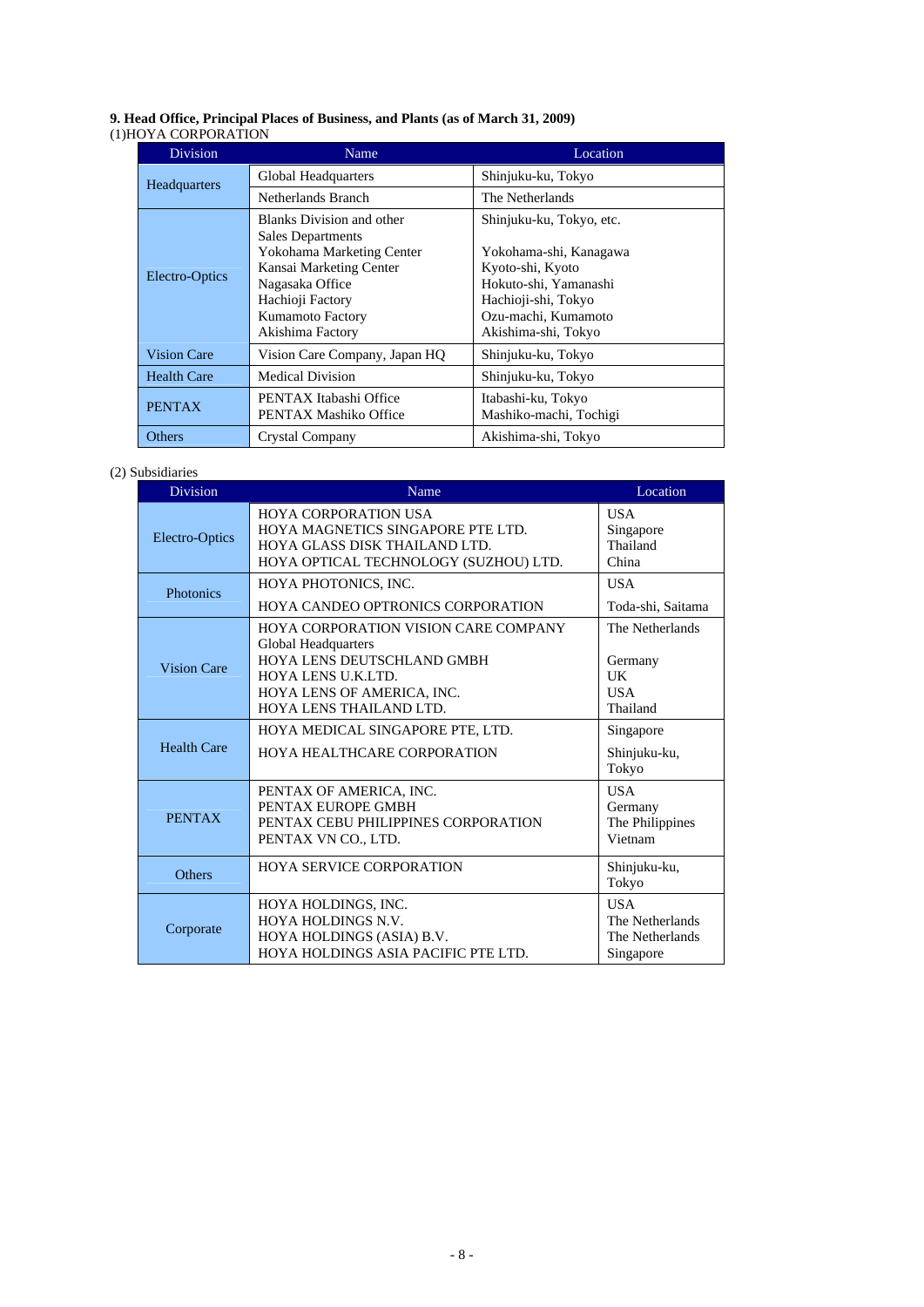**9. Head Office, Principal Places of Business, and Plants (as of March 31, 2009)**

(1)HOYA CORPORATION

| Division | Name | Location |
|---|---|---|
| Headquarters | Global Headquarters | Shinjuku-ku, Tokyo |
| | Netherlands Branch | The Netherlands |
| Electro-Optics | Blanks Division and other Sales Departments<br>Yokohama Marketing Center<br>Kansai Marketing Center<br>Nagasaka Office<br>Hachioji Factory<br>Kumamoto Factory<br>Akishima Factory | Shinjuku-ku, Tokyo, etc.<br><br>Yokohama-shi, Kanagawa<br>Kyoto-shi, Kyoto<br>Hokuto-shi, Yamanashi<br>Hachioji-shi, Tokyo<br>Ozu-machi, Kumamoto<br>Akishima-shi, Tokyo |
| Vision Care | Vision Care Company, Japan HQ | Shinjuku-ku, Tokyo |
| Health Care | Medical Division | Shinjuku-ku, Tokyo |
| PENTAX | PENTAX Itabashi Office<br>PENTAX Mashiko Office | Itabashi-ku, Tokyo<br>Mashiko-machi, Tochigi |
| Others | Crystal Company | Akishima-shi, Tokyo |

(2) Subsidiaries

| Division | Name | Location |
|---|---|---|
| Electro-Optics | HOYA CORPORATION USA<br>HOYA MAGNETICS SINGAPORE PTE LTD.<br>HOYA GLASS DISK THAILAND LTD.<br>HOYA OPTICAL TECHNOLOGY (SUZHOU) LTD. | USA<br>Singapore<br>Thailand<br>China |
| Photonics | HOYA PHOTONICS, INC.<br>HOYA CANDEO OPTRONICS CORPORATION | USA<br>Toda-shi, Saitama |
| Vision Care | HOYA CORPORATION VISION CARE COMPANY Global Headquarters<br>HOYA LENS DEUTSCHLAND GMBH<br>HOYA LENS U.K.LTD.<br>HOYA LENS OF AMERICA, INC.<br>HOYA LENS THAILAND LTD. | The Netherlands<br><br>Germany<br>UK<br>USA<br>Thailand |
| Health Care | HOYA MEDICAL SINGAPORE PTE, LTD.<br>HOYA HEALTHCARE CORPORATION | Singapore<br>Shinjuku-ku, Tokyo |
| PENTAX | PENTAX OF AMERICA, INC.<br>PENTAX EUROPE GMBH<br>PENTAX CEBU PHILIPPINES CORPORATION<br>PENTAX VN CO., LTD. | USA<br>Germany<br>The Philippines<br>Vietnam |
| Others | HOYA SERVICE CORPORATION | Shinjuku-ku, Tokyo |
| Corporate | HOYA HOLDINGS, INC.<br>HOYA HOLDINGS N.V.<br>HOYA HOLDINGS (ASIA) B.V.<br>HOYA HOLDINGS ASIA PACIFIC PTE LTD. | USA<br>The Netherlands<br>The Netherlands<br>Singapore |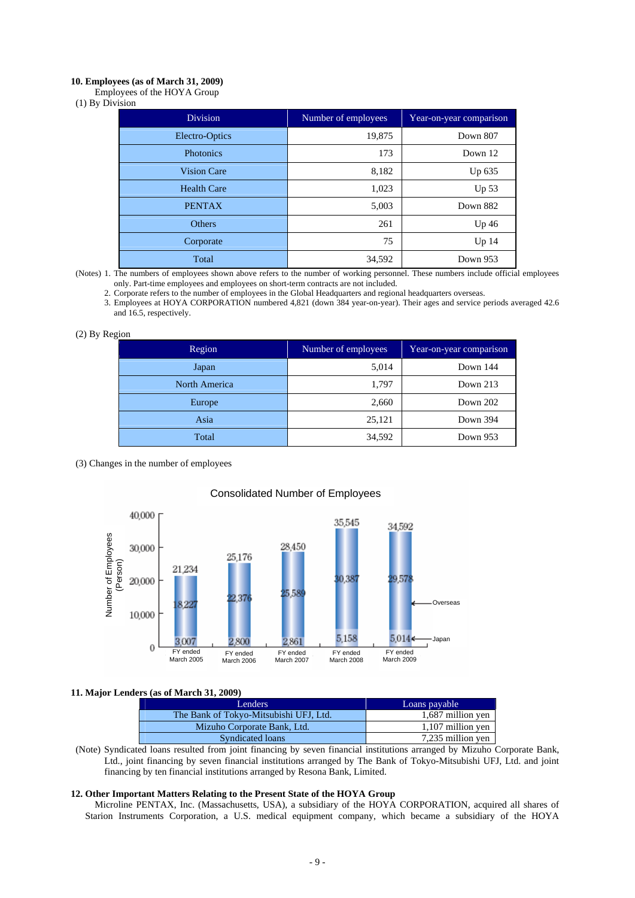**10. Employees (as of March 31, 2009)**

Employees of the HOYA Group

(1) By Division

| Division | Number of employees | Year-on-year comparison |
|---|---|---|
| Electro-Optics | 19,875 | Down 807 |
| Photonics | 173 | Down 12 |
| Vision Care | 8,182 | Up 635 |
| Health Care | 1,023 | Up 53 |
| PENTAX | 5,003 | Down 882 |
| Others | 261 | Up 46 |
| Corporate | 75 | Up 14 |
| Total | 34,592 | Down 953 |

(Notes) 1. The numbers of employees shown above refers to the number of working personnel. These numbers include official employees only. Part-time employees and employees on short-term contracts are not included.

2. Corporate refers to the number of employees in the Global Headquarters and regional headquarters overseas.

3. Employees at HOYA CORPORATION numbered 4,821 (down 384 year-on-year). Their ages and service periods averaged 42.6 and 16.5, respectively.

(2) By Region

| Region | Number of employees | Year-on-year comparison |
|---|---|---|
| Japan | 5,014 | Down 144 |
| North America | 1,797 | Down 213 |
| Europe | 2,660 | Down 202 |
| Asia | 25,121 | Down 394 |
| Total | 34,592 | Down 953 |

(3) Changes in the number of employees

Consolidated Number of Employees

| | FY ended March 2005 | FY ended March 2006 | FY ended March 2007 | FY ended March 2008 | FY ended March 2009 |
|---|---|---|---|---|---|
| Total | 21,234 | 25,176 | 28,450 | 35,545 | 34,592 |
| Overseas | 18,227 | 22,376 | 25,589 | 30,387 | 29,578 |
| Japan | 3,007 | 2,800 | 2,861 | 5,158 | 5,014 |

**11. Major Lenders (as of March 31, 2009)**

| Lenders | Loans payable |
|---|---|
| The Bank of Tokyo-Mitsubishi UFJ, Ltd. | 1,687 million yen |
| Mizuho Corporate Bank, Ltd. | 1,107 million yen |
| Syndicated loans | 7,235 million yen |

(Note) Syndicated loans resulted from joint financing by seven financial institutions arranged by Mizuho Corporate Bank, Ltd., joint financing by seven financial institutions arranged by The Bank of Tokyo-Mitsubishi UFJ, Ltd. and joint financing by ten financial institutions arranged by Resona Bank, Limited.

**12. Other Important Matters Relating to the Present State of the HOYA Group**

Microline PENTAX, Inc. (Massachusetts, USA), a subsidiary of the HOYA CORPORATION, acquired all shares of Starion Instruments Corporation, a U.S. medical equipment company, which became a subsidiary of the HOYA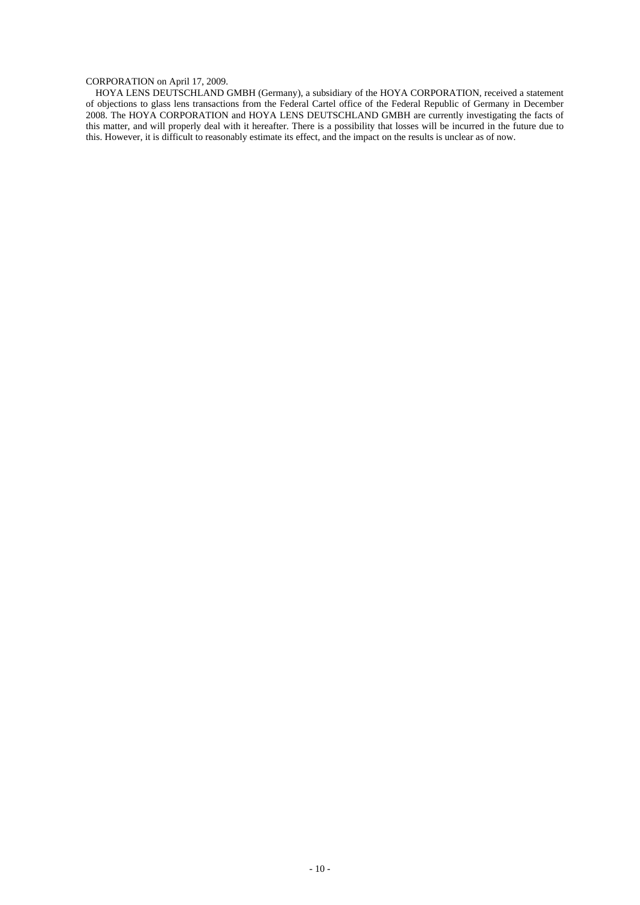CORPORATION on April 17, 2009.

HOYA LENS DEUTSCHLAND GMBH (Germany), a subsidiary of the HOYA CORPORATION, received a statement of objections to glass lens transactions from the Federal Cartel office of the Federal Republic of Germany in December 2008. The HOYA CORPORATION and HOYA LENS DEUTSCHLAND GMBH are currently investigating the facts of this matter, and will properly deal with it hereafter. There is a possibility that losses will be incurred in the future due to this. However, it is difficult to reasonably estimate its effect, and the impact on the results is unclear as of now.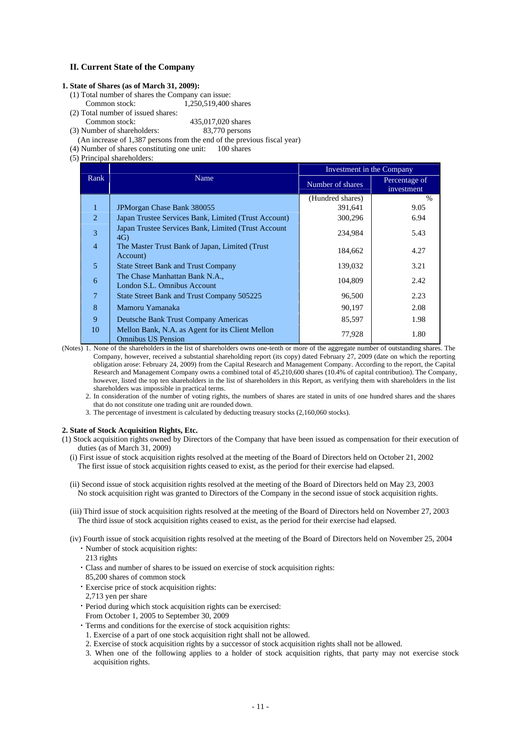## II. Current State of the Company

### 1. State of Shares (as of March 31, 2009):

(1) Total number of shares the Company can issue:
  Common stock: 1,250,519,400 shares

(2) Total number of issued shares:
  Common stock: 435,017,020 shares

(3) Number of shareholders: 83,770 persons
  (An increase of 1,387 persons from the end of the previous fiscal year)

(4) Number of shares constituting one unit: 100 shares

(5) Principal shareholders:

| Rank | Name | Investment in the Company | |
|---|---|---|---|
| | | Number of shares | Percentage of investment |
| | | (Hundred shares) | % |
| 1 | JPMorgan Chase Bank 380055 | 391,641 | 9.05 |
| 2 | Japan Trustee Services Bank, Limited (Trust Account) | 300,296 | 6.94 |
| 3 | Japan Trustee Services Bank, Limited (Trust Account 4G) | 234,984 | 5.43 |
| 4 | The Master Trust Bank of Japan, Limited (Trust Account) | 184,662 | 4.27 |
| 5 | State Street Bank and Trust Company | 139,032 | 3.21 |
| 6 | The Chase Manhattan Bank N.A., London S.L. Omnibus Account | 104,809 | 2.42 |
| 7 | State Street Bank and Trust Company 505225 | 96,500 | 2.23 |
| 8 | Mamoru Yamanaka | 90,197 | 2.08 |
| 9 | Deutsche Bank Trust Company Americas | 85,597 | 1.98 |
| 10 | Mellon Bank, N.A. as Agent for its Client Mellon Omnibus US Pension | 77,928 | 1.80 |

(Notes) 1. None of the shareholders in the list of shareholders owns one-tenth or more of the aggregate number of outstanding shares. The Company, however, received a substantial shareholding report (its copy) dated February 27, 2009 (date on which the reporting obligation arose: February 24, 2009) from the Capital Research and Management Company. According to the report, the Capital Research and Management Company owns a combined total of 45,210,600 shares (10.4% of capital contribution). The Company, however, listed the top ten shareholders in the list of shareholders in this Report, as verifying them with shareholders in the list shareholders was impossible in practical terms.

2. In consideration of the number of voting rights, the numbers of shares are stated in units of one hundred shares and the shares that do not constitute one trading unit are rounded down.

3. The percentage of investment is calculated by deducting treasury stocks (2,160,060 stocks).

### 2. State of Stock Acquisition Rights, Etc.

(1) Stock acquisition rights owned by Directors of the Company that have been issued as compensation for their execution of duties (as of March 31, 2009)

(i) First issue of stock acquisition rights resolved at the meeting of the Board of Directors held on October 21, 2002
  The first issue of stock acquisition rights ceased to exist, as the period for their exercise had elapsed.

(ii) Second issue of stock acquisition rights resolved at the meeting of the Board of Directors held on May 23, 2003
  No stock acquisition right was granted to Directors of the Company in the second issue of stock acquisition rights.

(iii) Third issue of stock acquisition rights resolved at the meeting of the Board of Directors held on November 27, 2003
  The third issue of stock acquisition rights ceased to exist, as the period for their exercise had elapsed.

(iv) Fourth issue of stock acquisition rights resolved at the meeting of the Board of Directors held on November 25, 2004

- Number of stock acquisition rights:
  213 rights
- Class and number of shares to be issued on exercise of stock acquisition rights:
  85,200 shares of common stock
- Exercise price of stock acquisition rights:
  2,713 yen per share
- Period during which stock acquisition rights can be exercised:
  From October 1, 2005 to September 30, 2009
- Terms and conditions for the exercise of stock acquisition rights:
  1. Exercise of a part of one stock acquisition right shall not be allowed.
  2. Exercise of stock acquisition rights by a successor of stock acquisition rights shall not be allowed.
  3. When one of the following applies to a holder of stock acquisition rights, that party may not exercise stock acquisition rights.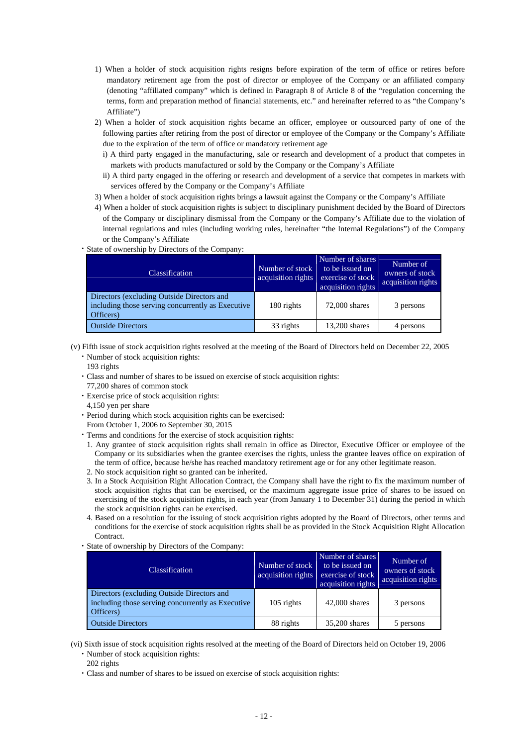1) When a holder of stock acquisition rights resigns before expiration of the term of office or retires before mandatory retirement age from the post of director or employee of the Company or an affiliated company (denoting "affiliated company" which is defined in Paragraph 8 of Article 8 of the "regulation concerning the terms, form and preparation method of financial statements, etc." and hereinafter referred to as "the Company's Affiliate")

2) When a holder of stock acquisition rights became an officer, employee or outsourced party of one of the following parties after retiring from the post of director or employee of the Company or the Company's Affiliate due to the expiration of the term of office or mandatory retirement age

   i) A third party engaged in the manufacturing, sale or research and development of a product that competes in markets with products manufactured or sold by the Company or the Company's Affiliate

   ii) A third party engaged in the offering or research and development of a service that competes in markets with services offered by the Company or the Company's Affiliate

3) When a holder of stock acquisition rights brings a lawsuit against the Company or the Company's Affiliate

4) When a holder of stock acquisition rights is subject to disciplinary punishment decided by the Board of Directors of the Company or disciplinary dismissal from the Company or the Company's Affiliate due to the violation of internal regulations and rules (including working rules, hereinafter "the Internal Regulations") of the Company or the Company's Affiliate

・State of ownership by Directors of the Company:

| Classification | Number of stock acquisition rights | Number of shares to be issued on exercise of stock acquisition rights | Number of owners of stock acquisition rights |
|---|---|---|---|
| Directors (excluding Outside Directors and including those serving concurrently as Executive Officers) | 180 rights | 72,000 shares | 3 persons |
| Outside Directors | 33 rights | 13,200 shares | 4 persons |

(v) Fifth issue of stock acquisition rights resolved at the meeting of the Board of Directors held on December 22, 2005

・Number of stock acquisition rights:
193 rights

・Class and number of shares to be issued on exercise of stock acquisition rights:
77,200 shares of common stock

・Exercise price of stock acquisition rights:
4,150 yen per share

・Period during which stock acquisition rights can be exercised:
From October 1, 2006 to September 30, 2015

・Terms and conditions for the exercise of stock acquisition rights:

1. Any grantee of stock acquisition rights shall remain in office as Director, Executive Officer or employee of the Company or its subsidiaries when the grantee exercises the rights, unless the grantee leaves office on expiration of the term of office, because he/she has reached mandatory retirement age or for any other legitimate reason.
2. No stock acquisition right so granted can be inherited.
3. In a Stock Acquisition Right Allocation Contract, the Company shall have the right to fix the maximum number of stock acquisition rights that can be exercised, or the maximum aggregate issue price of shares to be issued on exercising of the stock acquisition rights, in each year (from January 1 to December 31) during the period in which the stock acquisition rights can be exercised.
4. Based on a resolution for the issuing of stock acquisition rights adopted by the Board of Directors, other terms and conditions for the exercise of stock acquisition rights shall be as provided in the Stock Acquisition Right Allocation Contract.

・State of ownership by Directors of the Company:

| Classification | Number of stock acquisition rights | Number of shares to be issued on exercise of stock acquisition rights | Number of owners of stock acquisition rights |
|---|---|---|---|
| Directors (excluding Outside Directors and including those serving concurrently as Executive Officers) | 105 rights | 42,000 shares | 3 persons |
| Outside Directors | 88 rights | 35,200 shares | 5 persons |

(vi) Sixth issue of stock acquisition rights resolved at the meeting of the Board of Directors held on October 19, 2006

・Number of stock acquisition rights:
202 rights

・Class and number of shares to be issued on exercise of stock acquisition rights: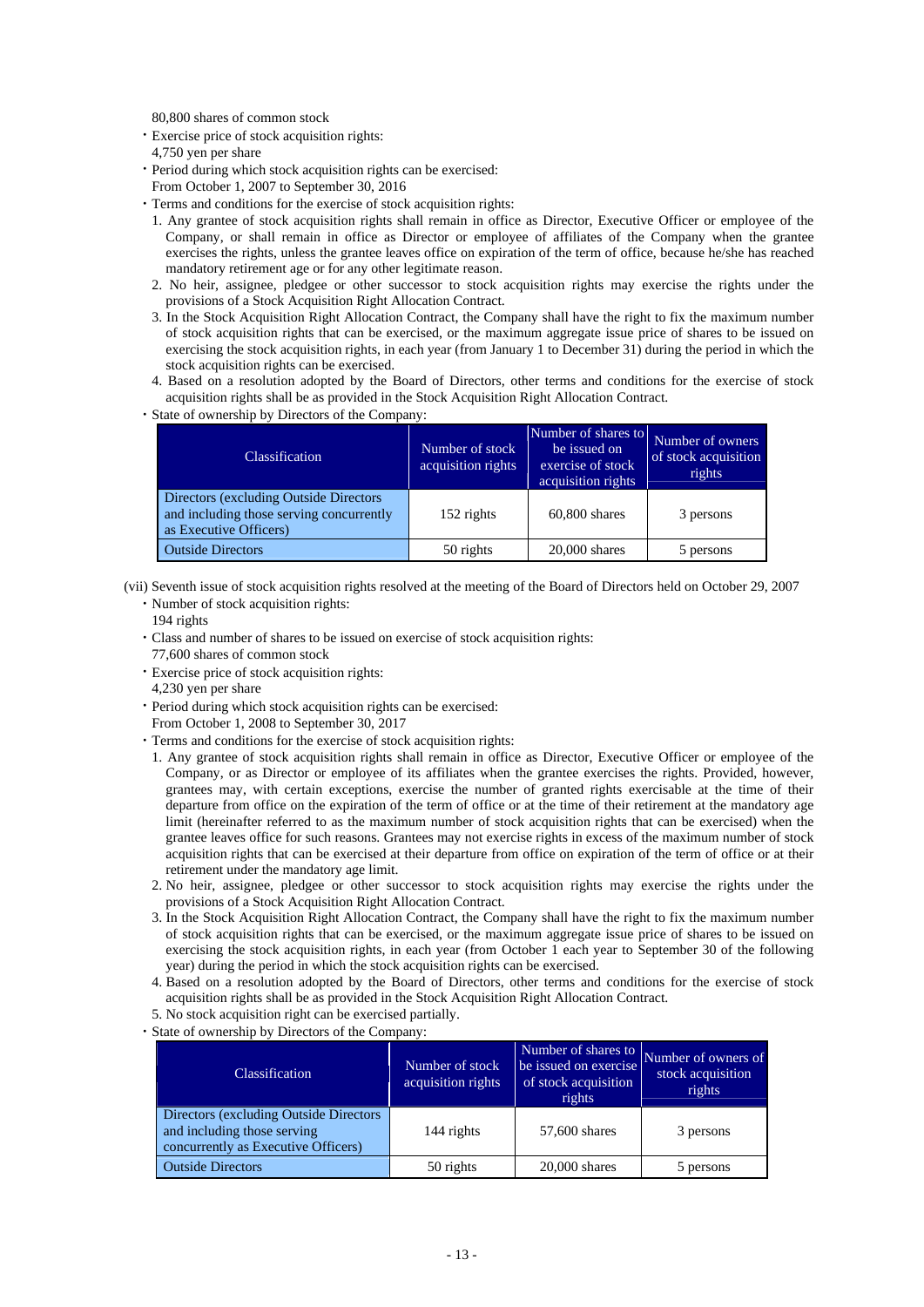80,800 shares of common stock

- Exercise price of stock acquisition rights:
  4,750 yen per share
- Period during which stock acquisition rights can be exercised:
  From October 1, 2007 to September 30, 2016
- Terms and conditions for the exercise of stock acquisition rights:
  1. Any grantee of stock acquisition rights shall remain in office as Director, Executive Officer or employee of the Company, or shall remain in office as Director or employee of affiliates of the Company when the grantee exercises the rights, unless the grantee leaves office on expiration of the term of office, because he/she has reached mandatory retirement age or for any other legitimate reason.
  2. No heir, assignee, pledgee or other successor to stock acquisition rights may exercise the rights under the provisions of a Stock Acquisition Right Allocation Contract.
  3. In the Stock Acquisition Right Allocation Contract, the Company shall have the right to fix the maximum number of stock acquisition rights that can be exercised, or the maximum aggregate issue price of shares to be issued on exercising the stock acquisition rights, in each year (from January 1 to December 31) during the period in which the stock acquisition rights can be exercised.
  4. Based on a resolution adopted by the Board of Directors, other terms and conditions for the exercise of stock acquisition rights shall be as provided in the Stock Acquisition Right Allocation Contract.
- State of ownership by Directors of the Company:

| Classification | Number of stock acquisition rights | Number of shares to be issued on exercise of stock acquisition rights | Number of owners of stock acquisition rights |
|---|---|---|---|
| Directors (excluding Outside Directors and including those serving concurrently as Executive Officers) | 152 rights | 60,800 shares | 3 persons |
| Outside Directors | 50 rights | 20,000 shares | 5 persons |

(vii) Seventh issue of stock acquisition rights resolved at the meeting of the Board of Directors held on October 29, 2007

- Number of stock acquisition rights:
  194 rights
- Class and number of shares to be issued on exercise of stock acquisition rights:
  77,600 shares of common stock
- Exercise price of stock acquisition rights:
  4,230 yen per share
- Period during which stock acquisition rights can be exercised:
  From October 1, 2008 to September 30, 2017
- Terms and conditions for the exercise of stock acquisition rights:
  1. Any grantee of stock acquisition rights shall remain in office as Director, Executive Officer or employee of the Company, or as Director or employee of its affiliates when the grantee exercises the rights. Provided, however, grantees may, with certain exceptions, exercise the number of granted rights exercisable at the time of their departure from office on the expiration of the term of office or at the time of their retirement at the mandatory age limit (hereinafter referred to as the maximum number of stock acquisition rights that can be exercised) when the grantee leaves office for such reasons. Grantees may not exercise rights in excess of the maximum number of stock acquisition rights that can be exercised at their departure from office on expiration of the term of office or at their retirement under the mandatory age limit.
  2. No heir, assignee, pledgee or other successor to stock acquisition rights may exercise the rights under the provisions of a Stock Acquisition Right Allocation Contract.
  3. In the Stock Acquisition Right Allocation Contract, the Company shall have the right to fix the maximum number of stock acquisition rights that can be exercised, or the maximum aggregate issue price of shares to be issued on exercising the stock acquisition rights, in each year (from October 1 each year to September 30 of the following year) during the period in which the stock acquisition rights can be exercised.
  4. Based on a resolution adopted by the Board of Directors, other terms and conditions for the exercise of stock acquisition rights shall be as provided in the Stock Acquisition Right Allocation Contract.
  5. No stock acquisition right can be exercised partially.
- State of ownership by Directors of the Company:

| Classification | Number of stock acquisition rights | Number of shares to be issued on exercise of stock acquisition rights | Number of owners of stock acquisition rights |
|---|---|---|---|
| Directors (excluding Outside Directors and including those serving concurrently as Executive Officers) | 144 rights | 57,600 shares | 3 persons |
| Outside Directors | 50 rights | 20,000 shares | 5 persons |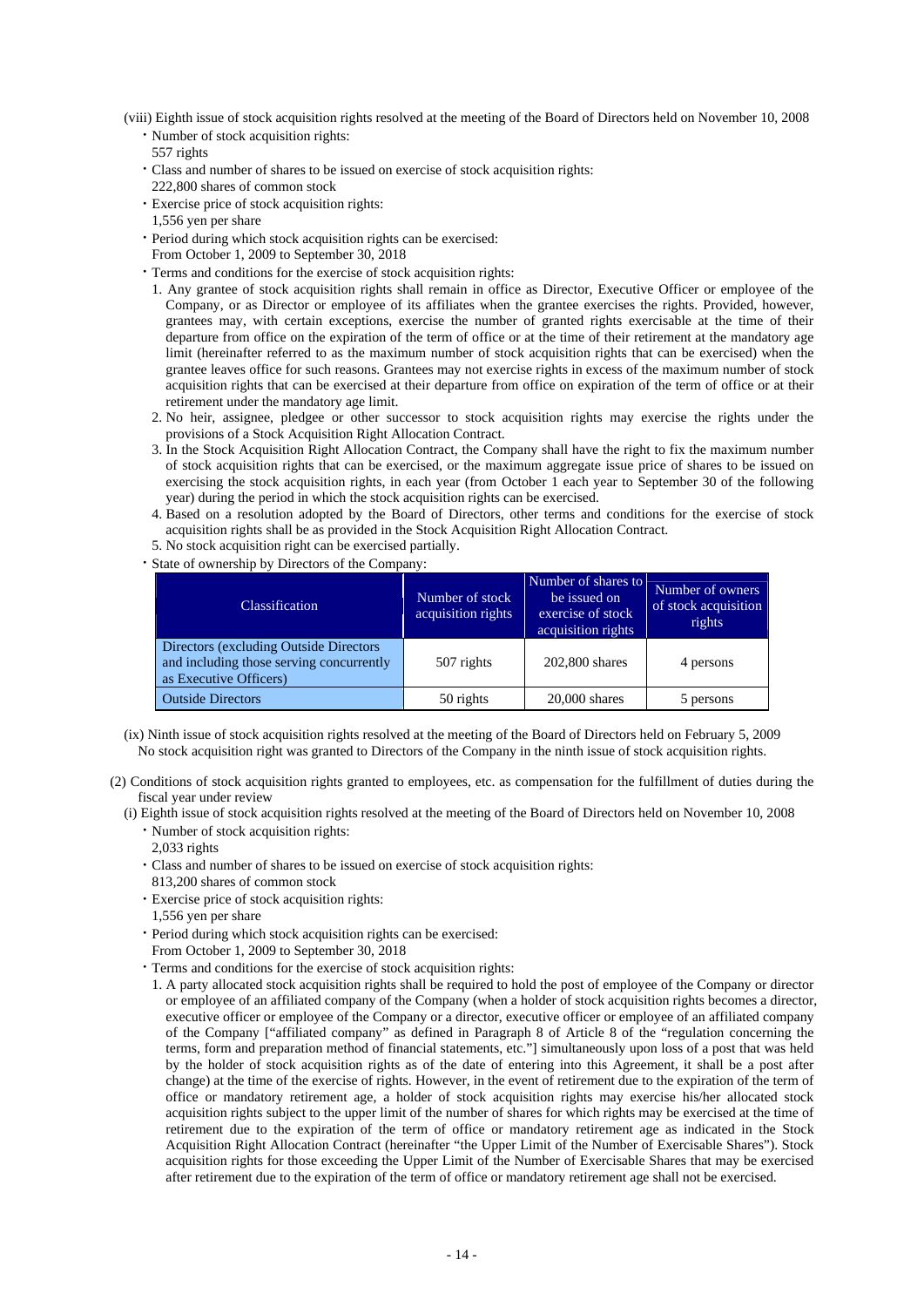(viii) Eighth issue of stock acquisition rights resolved at the meeting of the Board of Directors held on November 10, 2008

- Number of stock acquisition rights:
  557 rights
- Class and number of shares to be issued on exercise of stock acquisition rights:
  222,800 shares of common stock
- Exercise price of stock acquisition rights:
  1,556 yen per share
- Period during which stock acquisition rights can be exercised:
  From October 1, 2009 to September 30, 2018
- Terms and conditions for the exercise of stock acquisition rights:
  1. Any grantee of stock acquisition rights shall remain in office as Director, Executive Officer or employee of the Company, or as Director or employee of its affiliates when the grantee exercises the rights. Provided, however, grantees may, with certain exceptions, exercise the number of granted rights exercisable at the time of their departure from office on the expiration of the term of office or at the time of their retirement at the mandatory age limit (hereinafter referred to as the maximum number of stock acquisition rights that can be exercised) when the grantee leaves office for such reasons. Grantees may not exercise rights in excess of the maximum number of stock acquisition rights that can be exercised at their departure from office on expiration of the term of office or at their retirement under the mandatory age limit.
  2. No heir, assignee, pledgee or other successor to stock acquisition rights may exercise the rights under the provisions of a Stock Acquisition Right Allocation Contract.
  3. In the Stock Acquisition Right Allocation Contract, the Company shall have the right to fix the maximum number of stock acquisition rights that can be exercised, or the maximum aggregate issue price of shares to be issued on exercising the stock acquisition rights, in each year (from October 1 each year to September 30 of the following year) during the period in which the stock acquisition rights can be exercised.
  4. Based on a resolution adopted by the Board of Directors, other terms and conditions for the exercise of stock acquisition rights shall be as provided in the Stock Acquisition Right Allocation Contract.
  5. No stock acquisition right can be exercised partially.
- State of ownership by Directors of the Company:

| Classification | Number of stock acquisition rights | Number of shares to be issued on exercise of stock acquisition rights | Number of owners of stock acquisition rights |
|---|---|---|---|
| Directors (excluding Outside Directors and including those serving concurrently as Executive Officers) | 507 rights | 202,800 shares | 4 persons |
| Outside Directors | 50 rights | 20,000 shares | 5 persons |

(ix) Ninth issue of stock acquisition rights resolved at the meeting of the Board of Directors held on February 5, 2009
No stock acquisition right was granted to Directors of the Company in the ninth issue of stock acquisition rights.

(2) Conditions of stock acquisition rights granted to employees, etc. as compensation for the fulfillment of duties during the fiscal year under review

(i) Eighth issue of stock acquisition rights resolved at the meeting of the Board of Directors held on November 10, 2008

- Number of stock acquisition rights:
  2,033 rights
- Class and number of shares to be issued on exercise of stock acquisition rights:
  813,200 shares of common stock
- Exercise price of stock acquisition rights:
  1,556 yen per share
- Period during which stock acquisition rights can be exercised:
  From October 1, 2009 to September 30, 2018
- Terms and conditions for the exercise of stock acquisition rights:
  1. A party allocated stock acquisition rights shall be required to hold the post of employee of the Company or director or employee of an affiliated company of the Company (when a holder of stock acquisition rights becomes a director, executive officer or employee of the Company or a director, executive officer or employee of an affiliated company of the Company ["affiliated company" as defined in Paragraph 8 of Article 8 of the "regulation concerning the terms, form and preparation method of financial statements, etc."] simultaneously upon loss of a post that was held by the holder of stock acquisition rights as of the date of entering into this Agreement, it shall be a post after change) at the time of the exercise of rights. However, in the event of retirement due to the expiration of the term of office or mandatory retirement age, a holder of stock acquisition rights may exercise his/her allocated stock acquisition rights subject to the upper limit of the number of shares for which rights may be exercised at the time of retirement due to the expiration of the term of office or mandatory retirement age as indicated in the Stock Acquisition Right Allocation Contract (hereinafter "the Upper Limit of the Number of Exercisable Shares"). Stock acquisition rights for those exceeding the Upper Limit of the Number of Exercisable Shares that may be exercised after retirement due to the expiration of the term of office or mandatory retirement age shall not be exercised.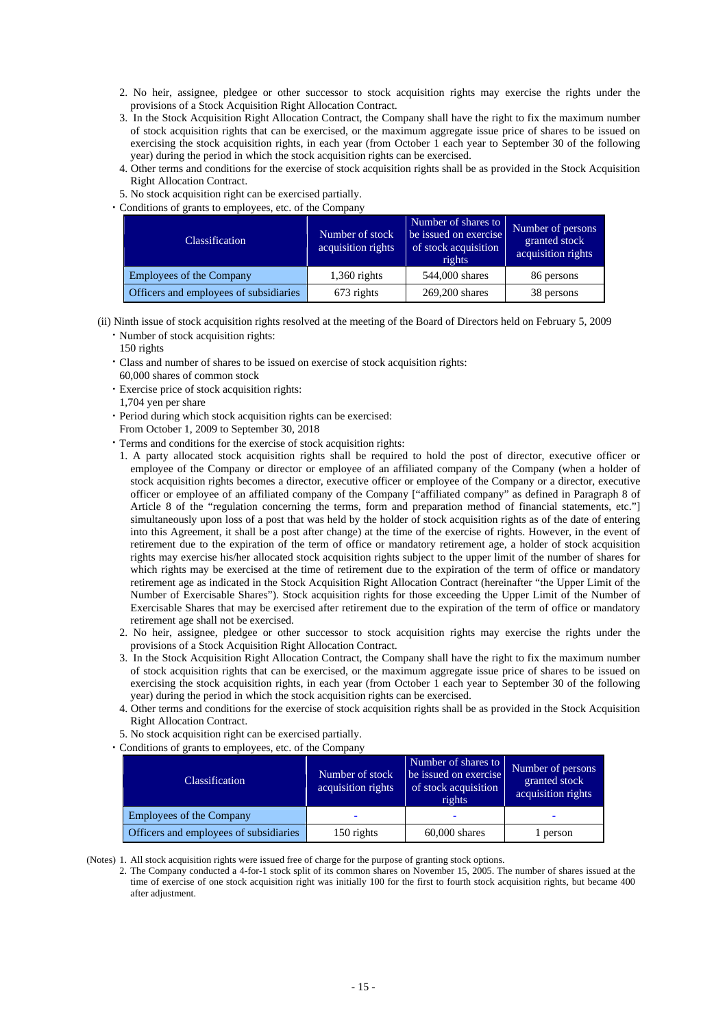2. No heir, assignee, pledgee or other successor to stock acquisition rights may exercise the rights under the provisions of a Stock Acquisition Right Allocation Contract.
3. In the Stock Acquisition Right Allocation Contract, the Company shall have the right to fix the maximum number of stock acquisition rights that can be exercised, or the maximum aggregate issue price of shares to be issued on exercising the stock acquisition rights, in each year (from October 1 each year to September 30 of the following year) during the period in which the stock acquisition rights can be exercised.
4. Other terms and conditions for the exercise of stock acquisition rights shall be as provided in the Stock Acquisition Right Allocation Contract.
5. No stock acquisition right can be exercised partially.

・Conditions of grants to employees, etc. of the Company

| Classification | Number of stock acquisition rights | Number of shares to be issued on exercise of stock acquisition rights | Number of persons granted stock acquisition rights |
|---|---|---|---|
| Employees of the Company | 1,360 rights | 544,000 shares | 86 persons |
| Officers and employees of subsidiaries | 673 rights | 269,200 shares | 38 persons |

(ii) Ninth issue of stock acquisition rights resolved at the meeting of the Board of Directors held on February 5, 2009

・Number of stock acquisition rights:
150 rights

・Class and number of shares to be issued on exercise of stock acquisition rights:
60,000 shares of common stock

・Exercise price of stock acquisition rights:
1,704 yen per share

・Period during which stock acquisition rights can be exercised:
From October 1, 2009 to September 30, 2018

・Terms and conditions for the exercise of stock acquisition rights:

1. A party allocated stock acquisition rights shall be required to hold the post of director, executive officer or employee of the Company or director or employee of an affiliated company of the Company (when a holder of stock acquisition rights becomes a director, executive officer or employee of the Company or a director, executive officer or employee of an affiliated company of the Company ["affiliated company" as defined in Paragraph 8 of Article 8 of the "regulation concerning the terms, form and preparation method of financial statements, etc."] simultaneously upon loss of a post that was held by the holder of stock acquisition rights as of the date of entering into this Agreement, it shall be a post after change) at the time of the exercise of rights. However, in the event of retirement due to the expiration of the term of office or mandatory retirement age, a holder of stock acquisition rights may exercise his/her allocated stock acquisition rights subject to the upper limit of the number of shares for which rights may be exercised at the time of retirement due to the expiration of the term of office or mandatory retirement age as indicated in the Stock Acquisition Right Allocation Contract (hereinafter "the Upper Limit of the Number of Exercisable Shares"). Stock acquisition rights for those exceeding the Upper Limit of the Number of Exercisable Shares that may be exercised after retirement due to the expiration of the term of office or mandatory retirement age shall not be exercised.
2. No heir, assignee, pledgee or other successor to stock acquisition rights may exercise the rights under the provisions of a Stock Acquisition Right Allocation Contract.
3. In the Stock Acquisition Right Allocation Contract, the Company shall have the right to fix the maximum number of stock acquisition rights that can be exercised, or the maximum aggregate issue price of shares to be issued on exercising the stock acquisition rights, in each year (from October 1 each year to September 30 of the following year) during the period in which the stock acquisition rights can be exercised.
4. Other terms and conditions for the exercise of stock acquisition rights shall be as provided in the Stock Acquisition Right Allocation Contract.
5. No stock acquisition right can be exercised partially.

・Conditions of grants to employees, etc. of the Company

| Classification | Number of stock acquisition rights | Number of shares to be issued on exercise of stock acquisition rights | Number of persons granted stock acquisition rights |
|---|---|---|---|
| Employees of the Company | - | - | - |
| Officers and employees of subsidiaries | 150 rights | 60,000 shares | 1 person |

(Notes) 1. All stock acquisition rights were issued free of charge for the purpose of granting stock options.
2. The Company conducted a 4-for-1 stock split of its common shares on November 15, 2005. The number of shares issued at the time of exercise of one stock acquisition right was initially 100 for the first to fourth stock acquisition rights, but became 400 after adjustment.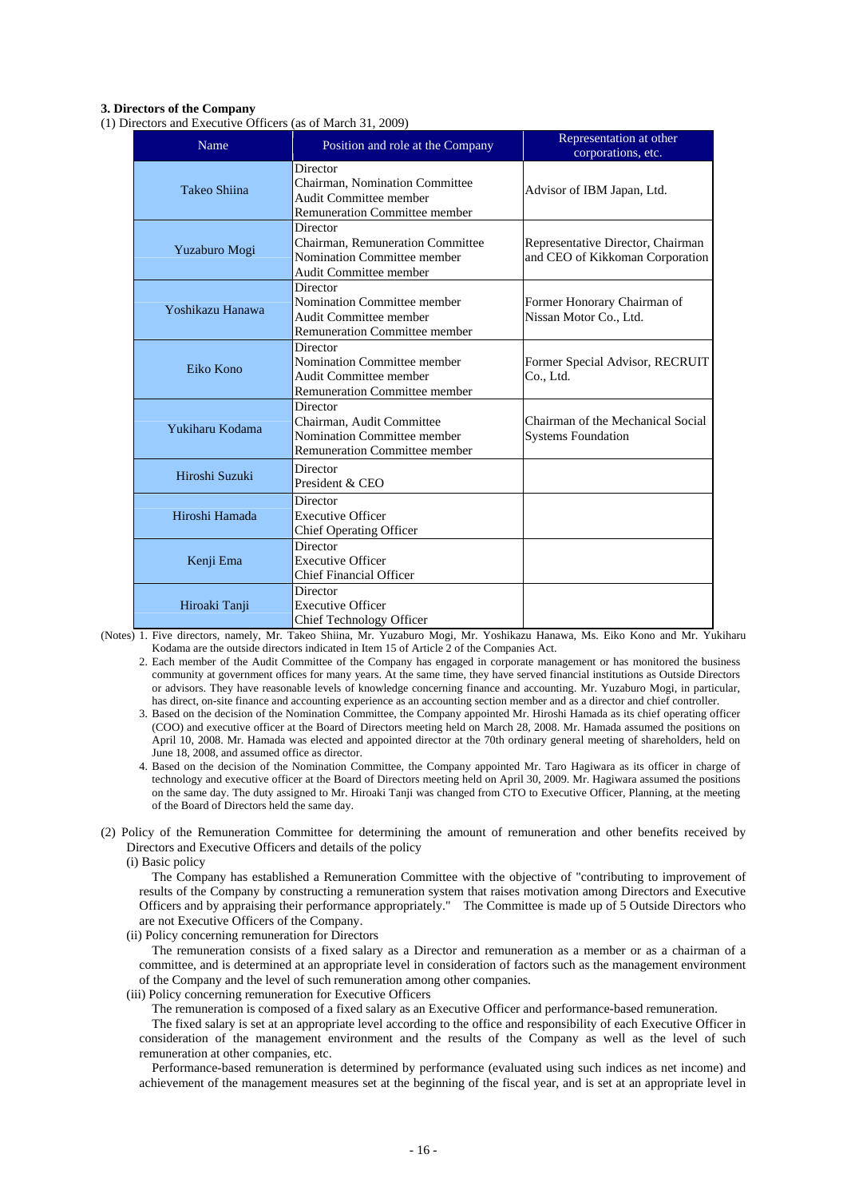### 3. Directors of the Company

(1) Directors and Executive Officers (as of March 31, 2009)

| Name | Position and role at the Company | Representation at other corporations, etc. |
|---|---|---|
| Takeo Shiina | Director<br>Chairman, Nomination Committee<br>Audit Committee member<br>Remuneration Committee member | Advisor of IBM Japan, Ltd. |
| Yuzaburo Mogi | Director<br>Chairman, Remuneration Committee<br>Nomination Committee member<br>Audit Committee member | Representative Director, Chairman and CEO of Kikkoman Corporation |
| Yoshikazu Hanawa | Director<br>Nomination Committee member<br>Audit Committee member<br>Remuneration Committee member | Former Honorary Chairman of Nissan Motor Co., Ltd. |
| Eiko Kono | Director<br>Nomination Committee member<br>Audit Committee member<br>Remuneration Committee member | Former Special Advisor, RECRUIT Co., Ltd. |
| Yukiharu Kodama | Director<br>Chairman, Audit Committee<br>Nomination Committee member<br>Remuneration Committee member | Chairman of the Mechanical Social Systems Foundation |
| Hiroshi Suzuki | Director<br>President & CEO | |
| Hiroshi Hamada | Director<br>Executive Officer<br>Chief Operating Officer | |
| Kenji Ema | Director<br>Executive Officer<br>Chief Financial Officer | |
| Hiroaki Tanji | Director<br>Executive Officer<br>Chief Technology Officer | |

(Notes) 1. Five directors, namely, Mr. Takeo Shiina, Mr. Yuzaburo Mogi, Mr. Yoshikazu Hanawa, Ms. Eiko Kono and Mr. Yukiharu Kodama are the outside directors indicated in Item 15 of Article 2 of the Companies Act.

2. Each member of the Audit Committee of the Company has engaged in corporate management or has monitored the business community at government offices for many years. At the same time, they have served financial institutions as Outside Directors or advisors. They have reasonable levels of knowledge concerning finance and accounting. Mr. Yuzaburo Mogi, in particular, has direct, on-site finance and accounting experience as an accounting section member and as a director and chief controller.

3. Based on the decision of the Nomination Committee, the Company appointed Mr. Hiroshi Hamada as its chief operating officer (COO) and executive officer at the Board of Directors meeting held on March 28, 2008. Mr. Hamada assumed the positions on April 10, 2008. Mr. Hamada was elected and appointed director at the 70th ordinary general meeting of shareholders, held on June 18, 2008, and assumed office as director.

4. Based on the decision of the Nomination Committee, the Company appointed Mr. Taro Hagiwara as its officer in charge of technology and executive officer at the Board of Directors meeting held on April 30, 2009. Mr. Hagiwara assumed the positions on the same day. The duty assigned to Mr. Hiroaki Tanji was changed from CTO to Executive Officer, Planning, at the meeting of the Board of Directors held the same day.

(2) Policy of the Remuneration Committee for determining the amount of remuneration and other benefits received by Directors and Executive Officers and details of the policy

(i) Basic policy

The Company has established a Remuneration Committee with the objective of "contributing to improvement of results of the Company by constructing a remuneration system that raises motivation among Directors and Executive Officers and by appraising their performance appropriately." The Committee is made up of 5 Outside Directors who are not Executive Officers of the Company.

(ii) Policy concerning remuneration for Directors

The remuneration consists of a fixed salary as a Director and remuneration as a member or as a chairman of a committee, and is determined at an appropriate level in consideration of factors such as the management environment of the Company and the level of such remuneration among other companies.

(iii) Policy concerning remuneration for Executive Officers

The remuneration is composed of a fixed salary as an Executive Officer and performance-based remuneration.

The fixed salary is set at an appropriate level according to the office and responsibility of each Executive Officer in consideration of the management environment and the results of the Company as well as the level of such remuneration at other companies, etc.

Performance-based remuneration is determined by performance (evaluated using such indices as net income) and achievement of the management measures set at the beginning of the fiscal year, and is set at an appropriate level in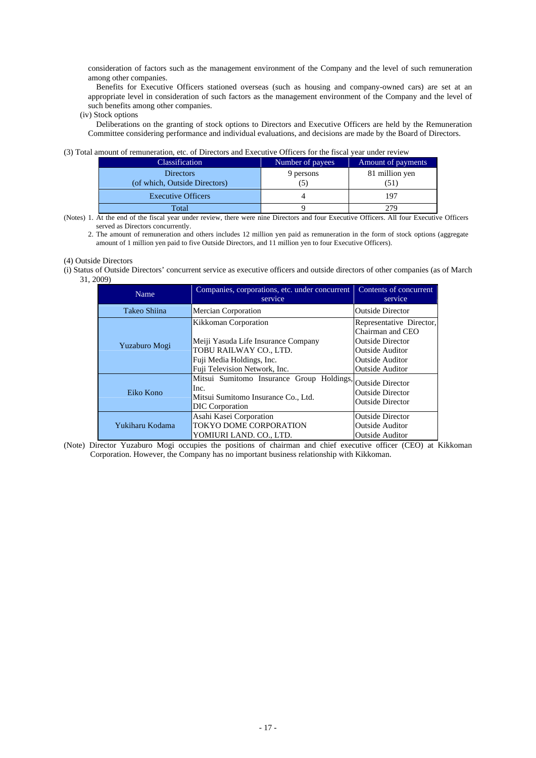consideration of factors such as the management environment of the Company and the level of such remuneration among other companies.

Benefits for Executive Officers stationed overseas (such as housing and company-owned cars) are set at an appropriate level in consideration of such factors as the management environment of the Company and the level of such benefits among other companies.

(iv) Stock options

Deliberations on the granting of stock options to Directors and Executive Officers are held by the Remuneration Committee considering performance and individual evaluations, and decisions are made by the Board of Directors.

(3) Total amount of remuneration, etc. of Directors and Executive Officers for the fiscal year under review

| Classification | Number of payees | Amount of payments |
|---|---|---|
| Directors<br>(of which, Outside Directors) | 9 persons<br>(5) | 81 million yen<br>(51) |
| Executive Officers | 4 | 197 |
| Total | 9 | 279 |

(Notes) 1. At the end of the fiscal year under review, there were nine Directors and four Executive Officers. All four Executive Officers served as Directors concurrently.

2. The amount of remuneration and others includes 12 million yen paid as remuneration in the form of stock options (aggregate amount of 1 million yen paid to five Outside Directors, and 11 million yen to four Executive Officers).

(4) Outside Directors

(i) Status of Outside Directors' concurrent service as executive officers and outside directors of other companies (as of March 31, 2009)

| Name | Companies, corporations, etc. under concurrent service | Contents of concurrent service |
|---|---|---|
| Takeo Shiina | Mercian Corporation | Outside Director |
| Yuzaburo Mogi | Kikkoman Corporation<br>Meiji Yasuda Life Insurance Company<br>TOBU RAILWAY CO., LTD.<br>Fuji Media Holdings, Inc.<br>Fuji Television Network, Inc. | Representative Director, Chairman and CEO<br>Outside Director<br>Outside Auditor<br>Outside Auditor<br>Outside Auditor |
| Eiko Kono | Mitsui Sumitomo Insurance Group Holdings, Inc.<br>Mitsui Sumitomo Insurance Co., Ltd.<br>DIC Corporation | Outside Director<br>Outside Director<br>Outside Director |
| Yukiharu Kodama | Asahi Kasei Corporation<br>TOKYO DOME CORPORATION<br>YOMIURI LAND. CO., LTD. | Outside Director<br>Outside Auditor<br>Outside Auditor |

(Note) Director Yuzaburo Mogi occupies the positions of chairman and chief executive officer (CEO) at Kikkoman Corporation. However, the Company has no important business relationship with Kikkoman.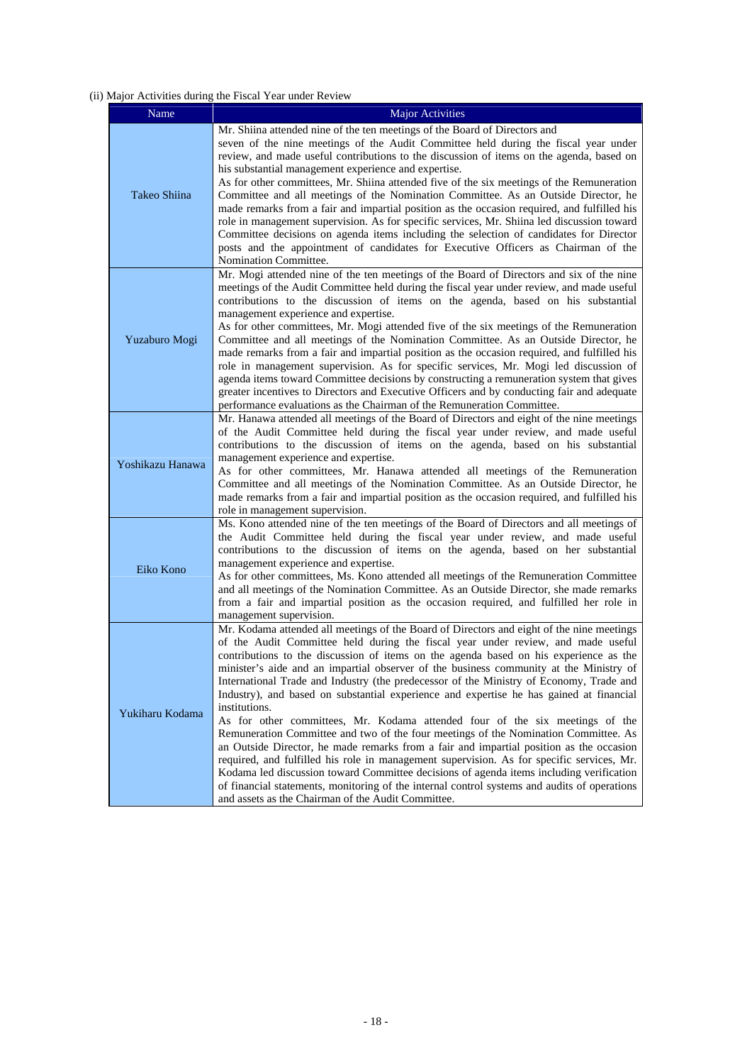(ii) Major Activities during the Fiscal Year under Review

| Name | Major Activities |
|---|---|
| Takeo Shiina | Mr. Shiina attended nine of the ten meetings of the Board of Directors and seven of the nine meetings of the Audit Committee held during the fiscal year under review, and made useful contributions to the discussion of items on the agenda, based on his substantial management experience and expertise. As for other committees, Mr. Shiina attended five of the six meetings of the Remuneration Committee and all meetings of the Nomination Committee. As an Outside Director, he made remarks from a fair and impartial position as the occasion required, and fulfilled his role in management supervision. As for specific services, Mr. Shiina led discussion toward Committee decisions on agenda items including the selection of candidates for Director posts and the appointment of candidates for Executive Officers as Chairman of the Nomination Committee. |
| Yuzaburo Mogi | Mr. Mogi attended nine of the ten meetings of the Board of Directors and six of the nine meetings of the Audit Committee held during the fiscal year under review, and made useful contributions to the discussion of items on the agenda, based on his substantial management experience and expertise. As for other committees, Mr. Mogi attended five of the six meetings of the Remuneration Committee and all meetings of the Nomination Committee. As an Outside Director, he made remarks from a fair and impartial position as the occasion required, and fulfilled his role in management supervision. As for specific services, Mr. Mogi led discussion of agenda items toward Committee decisions by constructing a remuneration system that gives greater incentives to Directors and Executive Officers and by conducting fair and adequate performance evaluations as the Chairman of the Remuneration Committee. |
| Yoshikazu Hanawa | Mr. Hanawa attended all meetings of the Board of Directors and eight of the nine meetings of the Audit Committee held during the fiscal year under review, and made useful contributions to the discussion of items on the agenda, based on his substantial management experience and expertise. As for other committees, Mr. Hanawa attended all meetings of the Remuneration Committee and all meetings of the Nomination Committee. As an Outside Director, he made remarks from a fair and impartial position as the occasion required, and fulfilled his role in management supervision. |
| Eiko Kono | Ms. Kono attended nine of the ten meetings of the Board of Directors and all meetings of the Audit Committee held during the fiscal year under review, and made useful contributions to the discussion of items on the agenda, based on her substantial management experience and expertise. As for other committees, Ms. Kono attended all meetings of the Remuneration Committee and all meetings of the Nomination Committee. As an Outside Director, she made remarks from a fair and impartial position as the occasion required, and fulfilled her role in management supervision. |
| Yukiharu Kodama | Mr. Kodama attended all meetings of the Board of Directors and eight of the nine meetings of the Audit Committee held during the fiscal year under review, and made useful contributions to the discussion of items on the agenda based on his experience as the minister's aide and an impartial observer of the business community at the Ministry of International Trade and Industry (the predecessor of the Ministry of Economy, Trade and Industry), and based on substantial experience and expertise he has gained at financial institutions. As for other committees, Mr. Kodama attended four of the six meetings of the Remuneration Committee and two of the four meetings of the Nomination Committee. As an Outside Director, he made remarks from a fair and impartial position as the occasion required, and fulfilled his role in management supervision. As for specific services, Mr. Kodama led discussion toward Committee decisions of agenda items including verification of financial statements, monitoring of the internal control systems and audits of operations and assets as the Chairman of the Audit Committee. |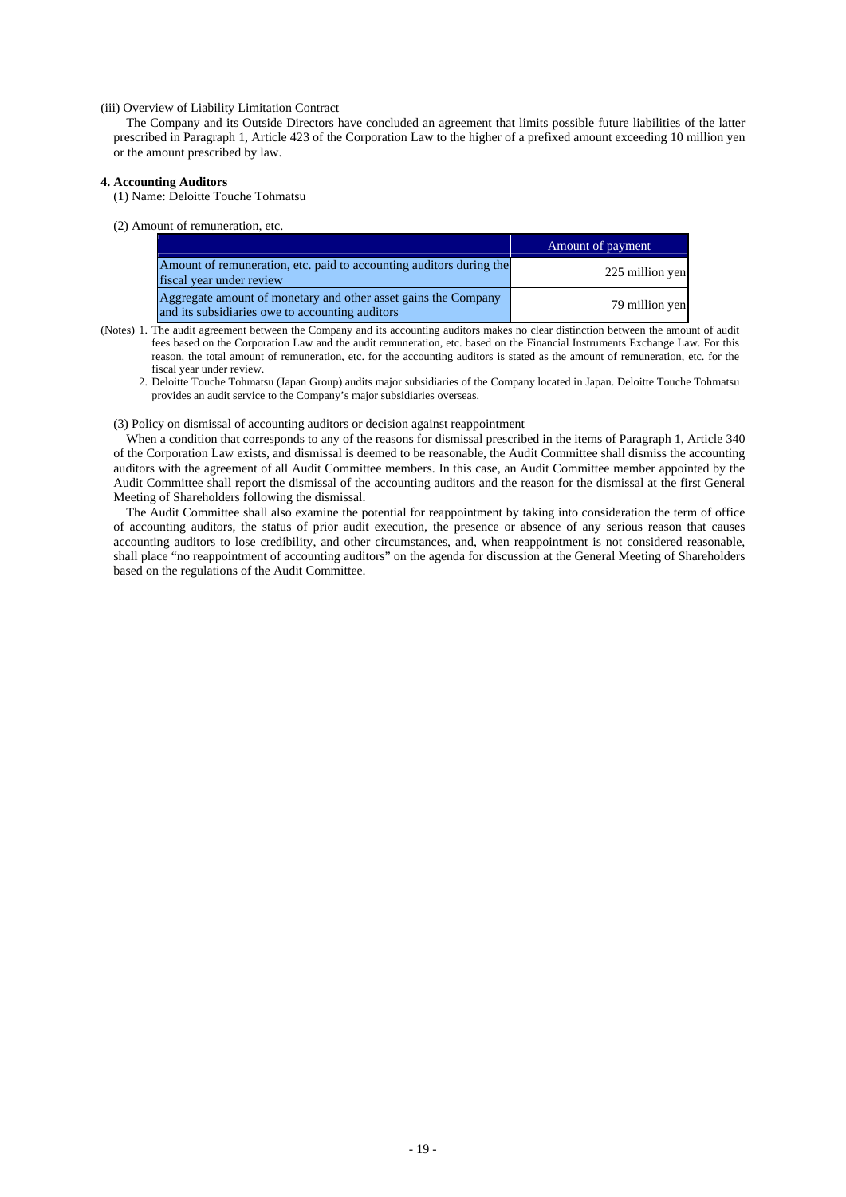(iii) Overview of Liability Limitation Contract

The Company and its Outside Directors have concluded an agreement that limits possible future liabilities of the latter prescribed in Paragraph 1, Article 423 of the Corporation Law to the higher of a prefixed amount exceeding 10 million yen or the amount prescribed by law.

**4. Accounting Auditors**

(1) Name: Deloitte Touche Tohmatsu

(2) Amount of remuneration, etc.

| | Amount of payment |
|---|---|
| Amount of remuneration, etc. paid to accounting auditors during the fiscal year under review | 225 million yen |
| Aggregate amount of monetary and other asset gains the Company and its subsidiaries owe to accounting auditors | 79 million yen |

(Notes) 1. The audit agreement between the Company and its accounting auditors makes no clear distinction between the amount of audit fees based on the Corporation Law and the audit remuneration, etc. based on the Financial Instruments Exchange Law. For this reason, the total amount of remuneration, etc. for the accounting auditors is stated as the amount of remuneration, etc. for the fiscal year under review.

2. Deloitte Touche Tohmatsu (Japan Group) audits major subsidiaries of the Company located in Japan. Deloitte Touche Tohmatsu provides an audit service to the Company's major subsidiaries overseas.

(3) Policy on dismissal of accounting auditors or decision against reappointment

When a condition that corresponds to any of the reasons for dismissal prescribed in the items of Paragraph 1, Article 340 of the Corporation Law exists, and dismissal is deemed to be reasonable, the Audit Committee shall dismiss the accounting auditors with the agreement of all Audit Committee members. In this case, an Audit Committee member appointed by the Audit Committee shall report the dismissal of the accounting auditors and the reason for the dismissal at the first General Meeting of Shareholders following the dismissal.

The Audit Committee shall also examine the potential for reappointment by taking into consideration the term of office of accounting auditors, the status of prior audit execution, the presence or absence of any serious reason that causes accounting auditors to lose credibility, and other circumstances, and, when reappointment is not considered reasonable, shall place "no reappointment of accounting auditors" on the agenda for discussion at the General Meeting of Shareholders based on the regulations of the Audit Committee.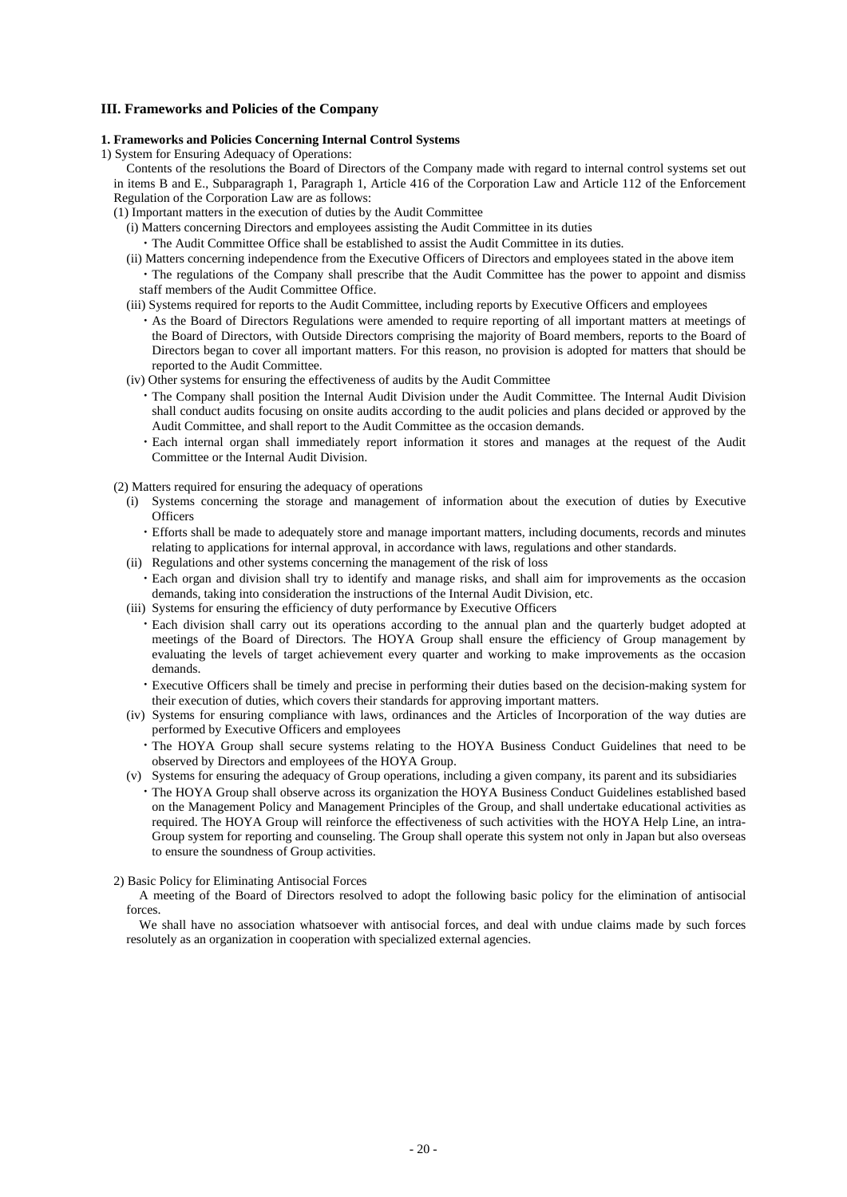## III. Frameworks and Policies of the Company

### 1. Frameworks and Policies Concerning Internal Control Systems

1) System for Ensuring Adequacy of Operations:

Contents of the resolutions the Board of Directors of the Company made with regard to internal control systems set out in items B and E., Subparagraph 1, Paragraph 1, Article 416 of the Corporation Law and Article 112 of the Enforcement Regulation of the Corporation Law are as follows:

(1) Important matters in the execution of duties by the Audit Committee

(i) Matters concerning Directors and employees assisting the Audit Committee in its duties

・The Audit Committee Office shall be established to assist the Audit Committee in its duties.

(ii) Matters concerning independence from the Executive Officers of Directors and employees stated in the above item

・The regulations of the Company shall prescribe that the Audit Committee has the power to appoint and dismiss staff members of the Audit Committee Office.

(iii) Systems required for reports to the Audit Committee, including reports by Executive Officers and employees

・As the Board of Directors Regulations were amended to require reporting of all important matters at meetings of the Board of Directors, with Outside Directors comprising the majority of Board members, reports to the Board of Directors began to cover all important matters. For this reason, no provision is adopted for matters that should be reported to the Audit Committee.

(iv) Other systems for ensuring the effectiveness of audits by the Audit Committee

・The Company shall position the Internal Audit Division under the Audit Committee. The Internal Audit Division shall conduct audits focusing on onsite audits according to the audit policies and plans decided or approved by the Audit Committee, and shall report to the Audit Committee as the occasion demands.

・Each internal organ shall immediately report information it stores and manages at the request of the Audit Committee or the Internal Audit Division.

(2) Matters required for ensuring the adequacy of operations

(i) Systems concerning the storage and management of information about the execution of duties by Executive Officers

・Efforts shall be made to adequately store and manage important matters, including documents, records and minutes relating to applications for internal approval, in accordance with laws, regulations and other standards.

(ii) Regulations and other systems concerning the management of the risk of loss

・Each organ and division shall try to identify and manage risks, and shall aim for improvements as the occasion demands, taking into consideration the instructions of the Internal Audit Division, etc.

(iii) Systems for ensuring the efficiency of duty performance by Executive Officers

・Each division shall carry out its operations according to the annual plan and the quarterly budget adopted at meetings of the Board of Directors. The HOYA Group shall ensure the efficiency of Group management by evaluating the levels of target achievement every quarter and working to make improvements as the occasion demands.

・Executive Officers shall be timely and precise in performing their duties based on the decision-making system for their execution of duties, which covers their standards for approving important matters.

(iv) Systems for ensuring compliance with laws, ordinances and the Articles of Incorporation of the way duties are performed by Executive Officers and employees

・The HOYA Group shall secure systems relating to the HOYA Business Conduct Guidelines that need to be observed by Directors and employees of the HOYA Group.

(v) Systems for ensuring the adequacy of Group operations, including a given company, its parent and its subsidiaries

・The HOYA Group shall observe across its organization the HOYA Business Conduct Guidelines established based on the Management Policy and Management Principles of the Group, and shall undertake educational activities as required. The HOYA Group will reinforce the effectiveness of such activities with the HOYA Help Line, an intra-Group system for reporting and counseling. The Group shall operate this system not only in Japan but also overseas to ensure the soundness of Group activities.

2) Basic Policy for Eliminating Antisocial Forces

A meeting of the Board of Directors resolved to adopt the following basic policy for the elimination of antisocial forces.

We shall have no association whatsoever with antisocial forces, and deal with undue claims made by such forces resolutely as an organization in cooperation with specialized external agencies.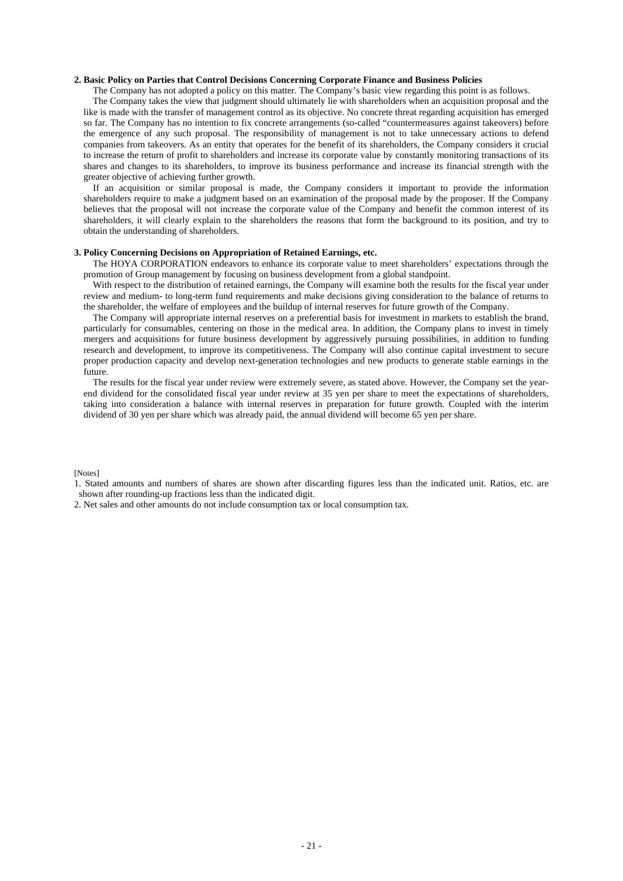### 2. Basic Policy on Parties that Control Decisions Concerning Corporate Finance and Business Policies

The Company has not adopted a policy on this matter. The Company's basic view regarding this point is as follows.

The Company takes the view that judgment should ultimately lie with shareholders when an acquisition proposal and the like is made with the transfer of management control as its objective. No concrete threat regarding acquisition has emerged so far. The Company has no intention to fix concrete arrangements (so-called "countermeasures against takeovers) before the emergence of any such proposal. The responsibility of management is not to take unnecessary actions to defend companies from takeovers. As an entity that operates for the benefit of its shareholders, the Company considers it crucial to increase the return of profit to shareholders and increase its corporate value by constantly monitoring transactions of its shares and changes to its shareholders, to improve its business performance and increase its financial strength with the greater objective of achieving further growth.

If an acquisition or similar proposal is made, the Company considers it important to provide the information shareholders require to make a judgment based on an examination of the proposal made by the proposer. If the Company believes that the proposal will not increase the corporate value of the Company and benefit the common interest of its shareholders, it will clearly explain to the shareholders the reasons that form the background to its position, and try to obtain the understanding of shareholders.

### 3. Policy Concerning Decisions on Appropriation of Retained Earnings, etc.

The HOYA CORPORATION endeavors to enhance its corporate value to meet shareholders' expectations through the promotion of Group management by focusing on business development from a global standpoint.

With respect to the distribution of retained earnings, the Company will examine both the results for the fiscal year under review and medium- to long-term fund requirements and make decisions giving consideration to the balance of returns to the shareholder, the welfare of employees and the buildup of internal reserves for future growth of the Company.

The Company will appropriate internal reserves on a preferential basis for investment in markets to establish the brand, particularly for consumables, centering on those in the medical area. In addition, the Company plans to invest in timely mergers and acquisitions for future business development by aggressively pursuing possibilities, in addition to funding research and development, to improve its competitiveness. The Company will also continue capital investment to secure proper production capacity and develop next-generation technologies and new products to generate stable earnings in the future.

The results for the fiscal year under review were extremely severe, as stated above. However, the Company set the year-end dividend for the consolidated fiscal year under review at 35 yen per share to meet the expectations of shareholders, taking into consideration a balance with internal reserves in preparation for future growth. Coupled with the interim dividend of 30 yen per share which was already paid, the annual dividend will become 65 yen per share.

[Notes]

1. Stated amounts and numbers of shares are shown after discarding figures less than the indicated unit. Ratios, etc. are shown after rounding-up fractions less than the indicated digit.
2. Net sales and other amounts do not include consumption tax or local consumption tax.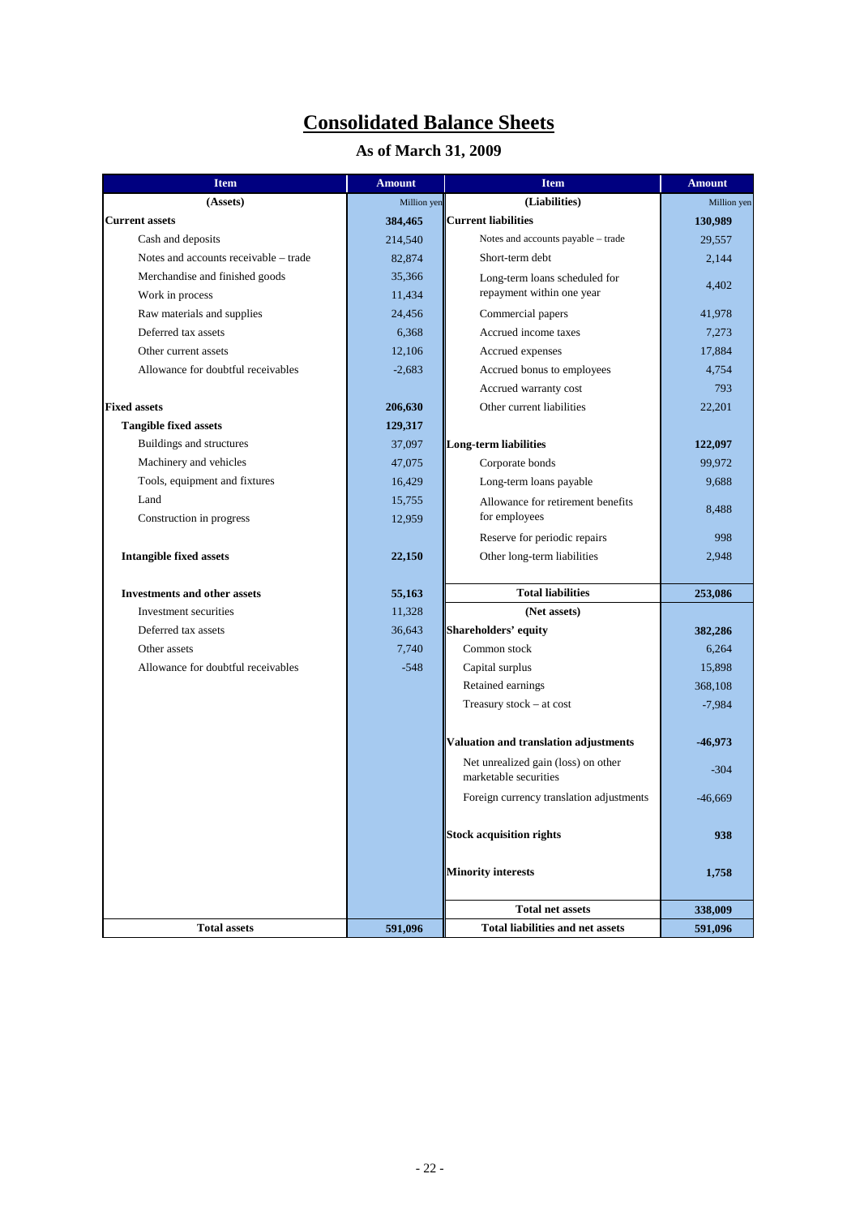# Consolidated Balance Sheets

## As of March 31, 2009

| Item | Amount | Item | Amount |
|---|---|---|---|
| (Assets) | Million yen | (Liabilities) | Million yen |
| **Current assets** | **384,465** | **Current liabilities** | **130,989** |
| Cash and deposits | 214,540 | Notes and accounts payable – trade | 29,557 |
| Notes and accounts receivable – trade | 82,874 | Short-term debt | 2,144 |
| Merchandise and finished goods | 35,366 | Long-term loans scheduled for repayment within one year | 4,402 |
| Work in process | 11,434 | | |
| Raw materials and supplies | 24,456 | Commercial papers | 41,978 |
| Deferred tax assets | 6,368 | Accrued income taxes | 7,273 |
| Other current assets | 12,106 | Accrued expenses | 17,884 |
| Allowance for doubtful receivables | -2,683 | Accrued bonus to employees | 4,754 |
| | | Accrued warranty cost | 793 |
| **Fixed assets** | **206,630** | Other current liabilities | 22,201 |
| **Tangible fixed assets** | **129,317** | | |
| Buildings and structures | 37,097 | **Long-term liabilities** | **122,097** |
| Machinery and vehicles | 47,075 | Corporate bonds | 99,972 |
| Tools, equipment and fixtures | 16,429 | Long-term loans payable | 9,688 |
| Land | 15,755 | Allowance for retirement benefits for employees | 8,488 |
| Construction in progress | 12,959 | | |
| | | Reserve for periodic repairs | 998 |
| **Intangible fixed assets** | **22,150** | Other long-term liabilities | 2,948 |
| | | | |
| **Investments and other assets** | **55,163** | **Total liabilities** | **253,086** |
| Investment securities | 11,328 | (Net assets) | |
| Deferred tax assets | 36,643 | **Shareholders' equity** | **382,286** |
| Other assets | 7,740 | Common stock | 6,264 |
| Allowance for doubtful receivables | -548 | Capital surplus | 15,898 |
| | | Retained earnings | 368,108 |
| | | Treasury stock – at cost | -7,984 |
| | | | |
| | | **Valuation and translation adjustments** | **-46,973** |
| | | Net unrealized gain (loss) on other marketable securities | -304 |
| | | Foreign currency translation adjustments | -46,669 |
| | | | |
| | | **Stock acquisition rights** | **938** |
| | | | |
| | | **Minority interests** | **1,758** |
| | | | |
| | | **Total net assets** | **338,009** |
| **Total assets** | **591,096** | **Total liabilities and net assets** | **591,096** |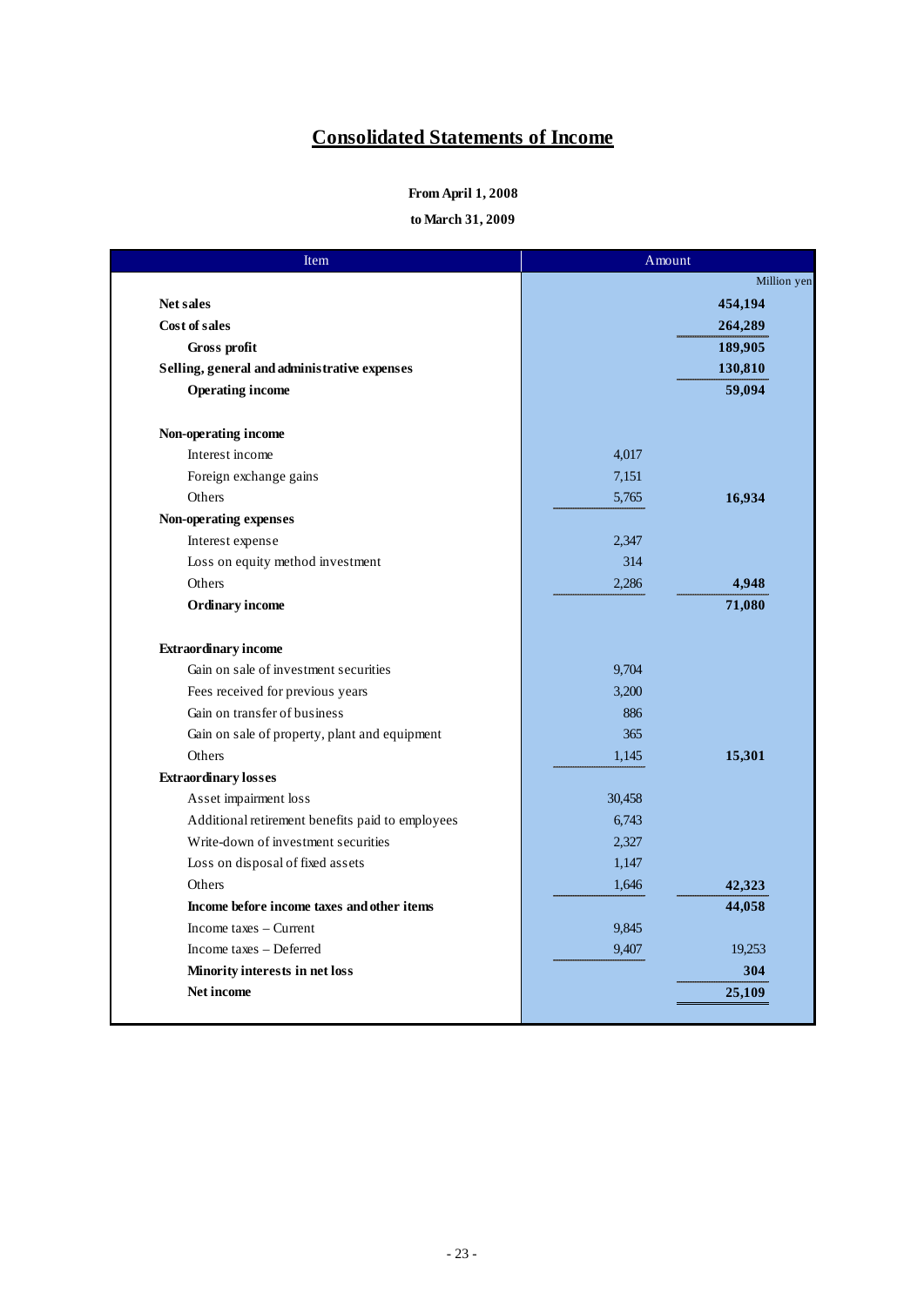# Consolidated Statements of Income

**From April 1, 2008**

**to March 31, 2009**

| Item | Amount | |
|---|---|---|
| | | Million yen |
| **Net sales** | | **454,194** |
| **Cost of sales** | | **264,289** |
| **Gross profit** | | **189,905** |
| **Selling, general and administrative expenses** | | **130,810** |
| **Operating income** | | **59,094** |
| | | |
| **Non-operating income** | | |
| Interest income | 4,017 | |
| Foreign exchange gains | 7,151 | |
| Others | 5,765 | **16,934** |
| **Non-operating expenses** | | |
| Interest expense | 2,347 | |
| Loss on equity method investment | 314 | |
| Others | 2,286 | **4,948** |
| **Ordinary income** | | **71,080** |
| | | |
| **Extraordinary income** | | |
| Gain on sale of investment securities | 9,704 | |
| Fees received for previous years | 3,200 | |
| Gain on transfer of business | 886 | |
| Gain on sale of property, plant and equipment | 365 | |
| Others | 1,145 | **15,301** |
| **Extraordinary losses** | | |
| Asset impairment loss | 30,458 | |
| Additional retirement benefits paid to employees | 6,743 | |
| Write-down of investment securities | 2,327 | |
| Loss on disposal of fixed assets | 1,147 | |
| Others | 1,646 | **42,323** |
| **Income before income taxes and other items** | | **44,058** |
| Income taxes – Current | 9,845 | |
| Income taxes – Deferred | 9,407 | 19,253 |
| **Minority interests in net loss** | | **304** |
| **Net income** | | **25,109** |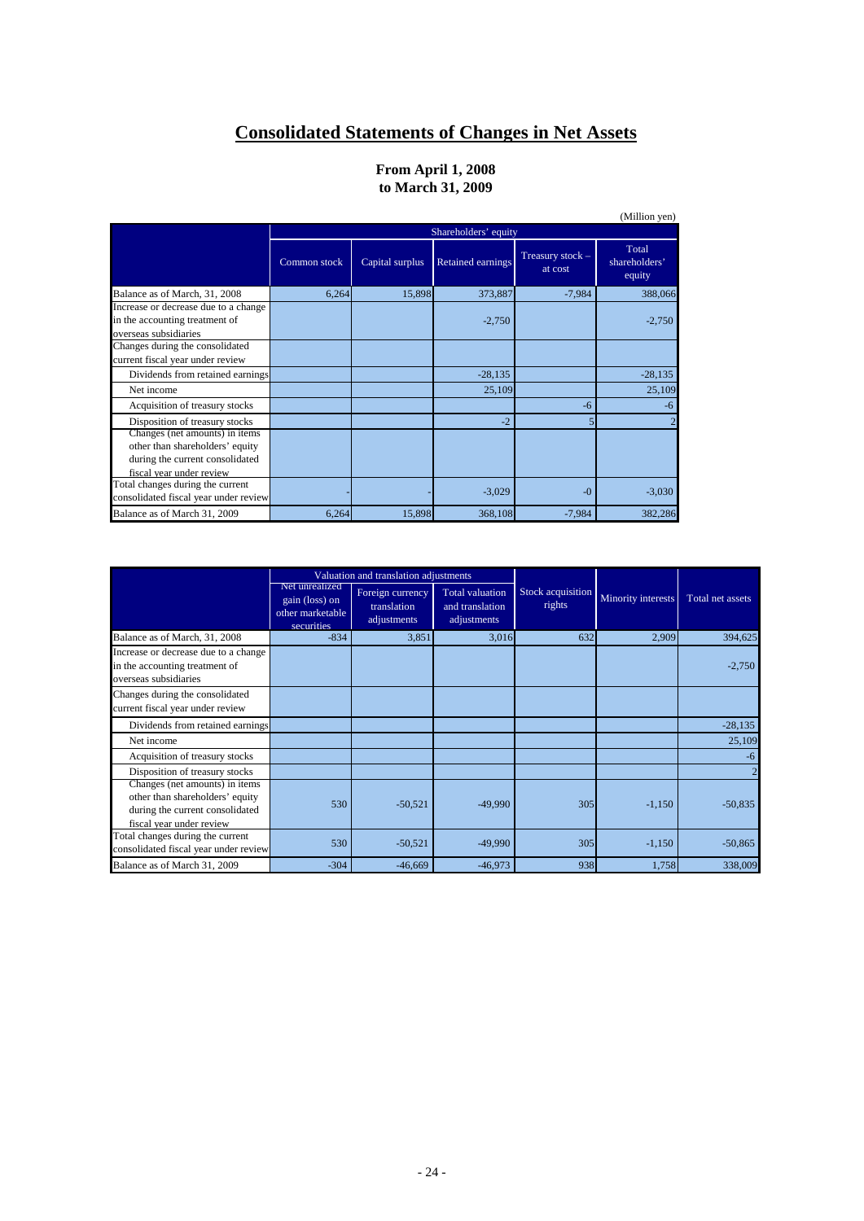# Consolidated Statements of Changes in Net Assets

**From April 1, 2008**
**to March 31, 2009**

(Million yen)

| | Shareholders' equity | | | | |
|---|---|---|---|---|---|
| | Common stock | Capital surplus | Retained earnings | Treasury stock – at cost | Total shareholders' equity |
| Balance as of March, 31, 2008 | 6,264 | 15,898 | 373,887 | -7,984 | 388,066 |
| Increase or decrease due to a change in the accounting treatment of overseas subsidiaries | | | -2,750 | | -2,750 |
| Changes during the consolidated current fiscal year under review | | | | | |
| Dividends from retained earnings | | | -28,135 | | -28,135 |
| Net income | | | 25,109 | | 25,109 |
| Acquisition of treasury stocks | | | | -6 | -6 |
| Disposition of treasury stocks | | | -2 | 5 | 2 |
| Changes (net amounts) in items other than shareholders' equity during the current consolidated fiscal year under review | | | | | |
| Total changes during the current consolidated fiscal year under review | - | - | -3,029 | -0 | -3,030 |
| Balance as of March 31, 2009 | 6,264 | 15,898 | 368,108 | -7,984 | 382,286 |

| | Valuation and translation adjustments | | | | | |
|---|---|---|---|---|---|---|
| | Net unrealized gain (loss) on other marketable securities | Foreign currency translation adjustments | Total valuation and translation adjustments | Stock acquisition rights | Minority interests | Total net assets |
| Balance as of March, 31, 2008 | -834 | 3,851 | 3,016 | 632 | 2,909 | 394,625 |
| Increase or decrease due to a change in the accounting treatment of overseas subsidiaries | | | | | | -2,750 |
| Changes during the consolidated current fiscal year under review | | | | | | |
| Dividends from retained earnings | | | | | | -28,135 |
| Net income | | | | | | 25,109 |
| Acquisition of treasury stocks | | | | | | -6 |
| Disposition of treasury stocks | | | | | | 2 |
| Changes (net amounts) in items other than shareholders' equity during the current consolidated fiscal year under review | 530 | -50,521 | -49,990 | 305 | -1,150 | -50,835 |
| Total changes during the current consolidated fiscal year under review | 530 | -50,521 | -49,990 | 305 | -1,150 | -50,865 |
| Balance as of March 31, 2009 | -304 | -46,669 | -46,973 | 938 | 1,758 | 338,009 |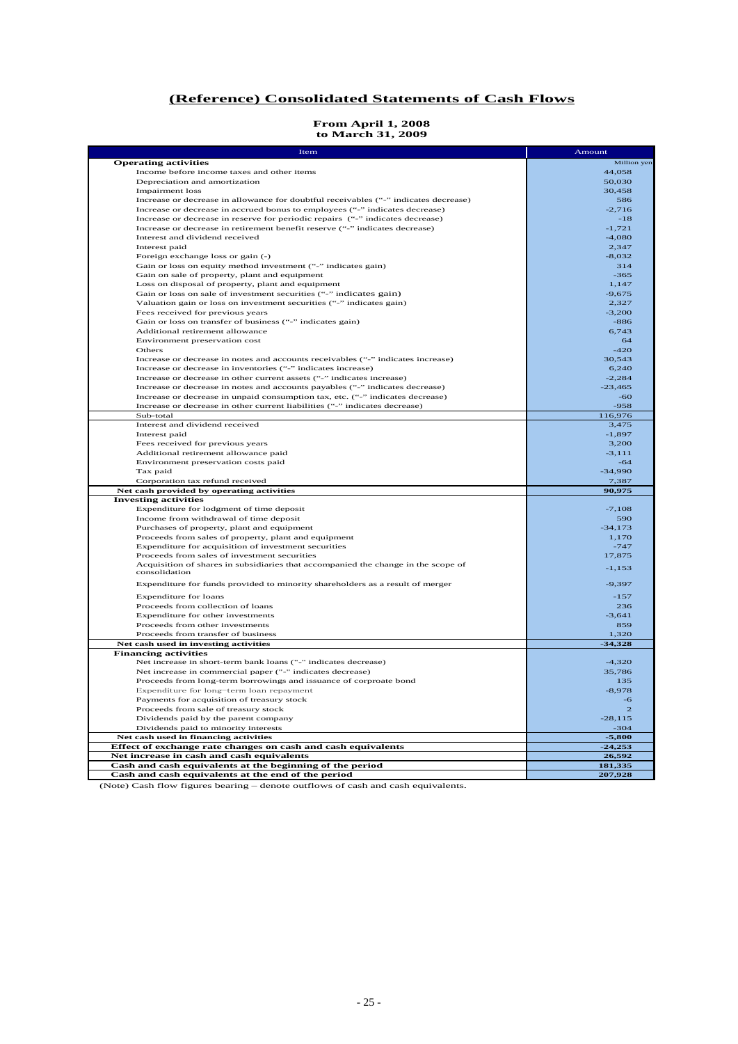# (Reference) Consolidated Statements of Cash Flows

**From April 1, 2008**
**to March 31, 2009**

| Item | Amount |
|---|---|
| **Operating activities** | Million yen |
| Income before income taxes and other items | 44,058 |
| Depreciation and amortization | 50,030 |
| Impairment loss | 30,458 |
| Increase or decrease in allowance for doubtful receivables ("-" indicates decrease) | 586 |
| Increase or decrease in accrued bonus to employees ("-" indicates decrease) | -2,716 |
| Increase or decrease in reserve for periodic repairs ("-" indicates decrease) | -18 |
| Increase or decrease in retirement benefit reserve ("-" indicates decrease) | -1,721 |
| Interest and dividend received | -4,080 |
| Interest paid | 2,347 |
| Foreign exchange loss or gain (-) | -8,032 |
| Gain or loss on equity method investment ("-" indicates gain) | 314 |
| Gain on sale of property, plant and equipment | -365 |
| Loss on disposal of property, plant and equipment | 1,147 |
| Gain or loss on sale of investment securities ("-" indicates gain) | -9,675 |
| Valuation gain or loss on investment securities ("-" indicates gain) | 2,327 |
| Fees received for previous years | -3,200 |
| Gain or loss on transfer of business ("-" indicates gain) | -886 |
| Additional retirement allowance | 6,743 |
| Environment preservation cost | 64 |
| Others | -420 |
| Increase or decrease in notes and accounts receivables ("-" indicates increase) | 30,543 |
| Increase or decrease in inventories ("-" indicates increase) | 6,240 |
| Increase or decrease in other current assets ("-" indicates increase) | -2,284 |
| Increase or decrease in notes and accounts payables ("-" indicates decrease) | -23,465 |
| Increase or decrease in unpaid consumption tax, etc. ("-" indicates decrease) | -60 |
| Increase or decrease in other current liabilities ("-" indicates decrease) | -958 |
| Sub-total | 116,976 |
| Interest and dividend received | 3,475 |
| Interest paid | -1,897 |
| Fees received for previous years | 3,200 |
| Additional retirement allowance paid | -3,111 |
| Environment preservation costs paid | -64 |
| Tax paid | -34,990 |
| Corporation tax refund received | 7,387 |
| **Net cash provided by operating activities** | **90,975** |
| **Investing activities** | |
| Expenditure for lodgment of time deposit | -7,108 |
| Income from withdrawal of time deposit | 590 |
| Purchases of property, plant and equipment | -34,173 |
| Proceeds from sales of property, plant and equipment | 1,170 |
| Expenditure for acquisition of investment securities | -747 |
| Proceeds from sales of investment securities | 17,875 |
| Acquisition of shares in subsidiaries that accompanied the change in the scope of consolidation | -1,153 |
| Expenditure for funds provided to minority shareholders as a result of merger | -9,397 |
| Expenditure for loans | -157 |
| Proceeds from collection of loans | 236 |
| Expenditure for other investments | -3,641 |
| Proceeds from other investments | 859 |
| Proceeds from transfer of business | 1,320 |
| **Net cash used in investing activities** | **-34,328** |
| **Financing activities** | |
| Net increase in short-term bank loans ("-" indicates decrease) | -4,320 |
| Net increase in commercial paper ("-" indicates decrease) | 35,786 |
| Proceeds from long-term borrowings and issuance of corproate bond | 135 |
| Expenditure for long-term loan repayment | -8,978 |
| Payments for acquisition of treasury stock | -6 |
| Proceeds from sale of treasury stock | 2 |
| Dividends paid by the parent company | -28,115 |
| Dividends paid to minority interests | -304 |
| **Net cash used in financing activities** | **-5,800** |
| **Effect of exchange rate changes on cash and cash equivalents** | **-24,253** |
| **Net increase in cash and cash equivalents** | **26,592** |
| **Cash and cash equivalents at the beginning of the period** | **181,335** |
| **Cash and cash equivalents at the end of the period** | **207,928** |

(Note) Cash flow figures bearing – denote outflows of cash and cash equivalents.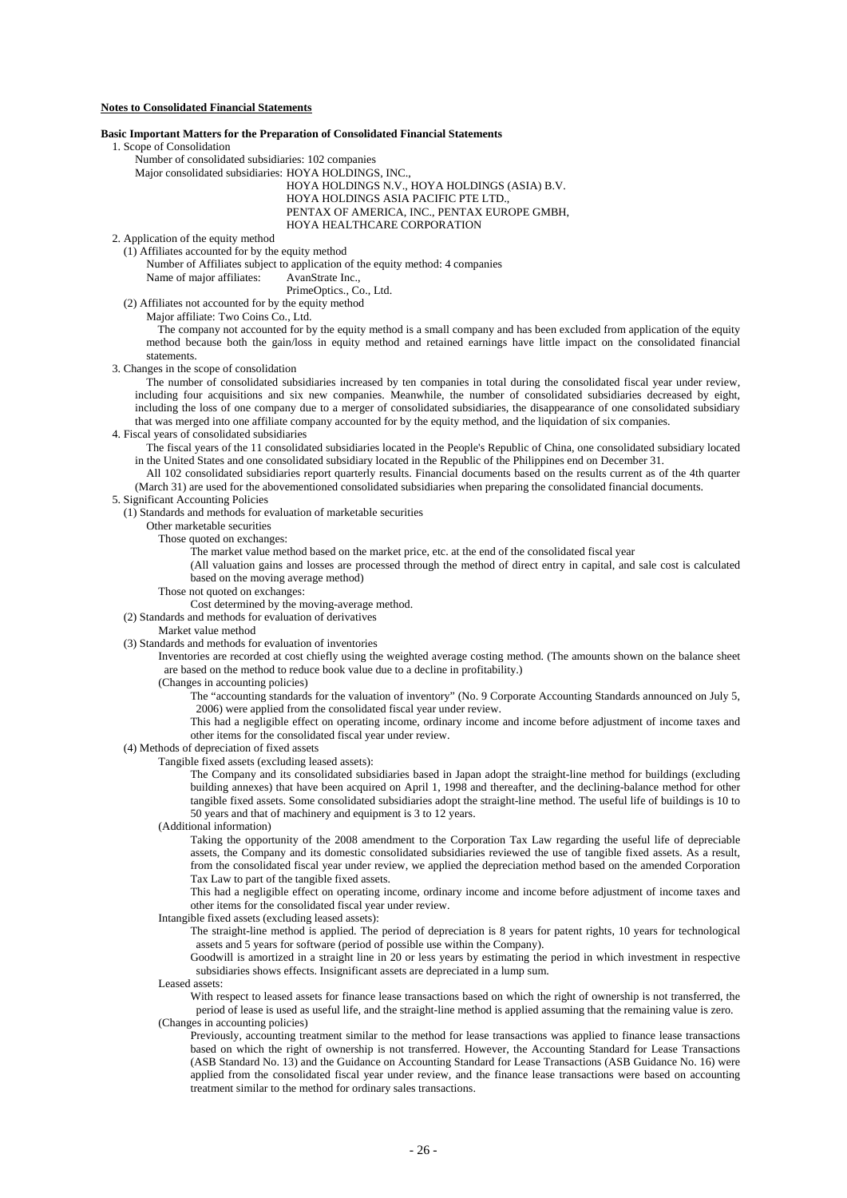**Notes to Consolidated Financial Statements**

**Basic Important Matters for the Preparation of Consolidated Financial Statements**

1. Scope of Consolidation

   Number of consolidated subsidiaries: 102 companies

   Major consolidated subsidiaries: HOYA HOLDINGS, INC.,
   HOYA HOLDINGS N.V., HOYA HOLDINGS (ASIA) B.V.
   HOYA HOLDINGS ASIA PACIFIC PTE LTD.,
   PENTAX OF AMERICA, INC., PENTAX EUROPE GMBH,
   HOYA HEALTHCARE CORPORATION

2. Application of the equity method

   (1) Affiliates accounted for by the equity method

   Number of Affiliates subject to application of the equity method: 4 companies

   Name of major affiliates: AvanStrate Inc.,
   PrimeOptics., Co., Ltd.

   (2) Affiliates not accounted for by the equity method

   Major affiliate: Two Coins Co., Ltd.

   The company not accounted for by the equity method is a small company and has been excluded from application of the equity method because both the gain/loss in equity method and retained earnings have little impact on the consolidated financial statements.

3. Changes in the scope of consolidation

   The number of consolidated subsidiaries increased by ten companies in total during the consolidated fiscal year under review, including four acquisitions and six new companies. Meanwhile, the number of consolidated subsidiaries decreased by eight, including the loss of one company due to a merger of consolidated subsidiaries, the disappearance of one consolidated subsidiary that was merged into one affiliate company accounted for by the equity method, and the liquidation of six companies.

4. Fiscal years of consolidated subsidiaries

   The fiscal years of the 11 consolidated subsidiaries located in the People's Republic of China, one consolidated subsidiary located in the United States and one consolidated subsidiary located in the Republic of the Philippines end on December 31.

   All 102 consolidated subsidiaries report quarterly results. Financial documents based on the results current as of the 4th quarter (March 31) are used for the abovementioned consolidated subsidiaries when preparing the consolidated financial documents.

5. Significant Accounting Policies

   (1) Standards and methods for evaluation of marketable securities

   Other marketable securities

   Those quoted on exchanges:

   The market value method based on the market price, etc. at the end of the consolidated fiscal year

   (All valuation gains and losses are processed through the method of direct entry in capital, and sale cost is calculated based on the moving average method)

   Those not quoted on exchanges:

   Cost determined by the moving-average method.

   (2) Standards and methods for evaluation of derivatives

   Market value method

   (3) Standards and methods for evaluation of inventories

   Inventories are recorded at cost chiefly using the weighted average costing method. (The amounts shown on the balance sheet are based on the method to reduce book value due to a decline in profitability.)

   (Changes in accounting policies)

   The "accounting standards for the valuation of inventory" (No. 9 Corporate Accounting Standards announced on July 5, 2006) were applied from the consolidated fiscal year under review.

   This had a negligible effect on operating income, ordinary income and income before adjustment of income taxes and other items for the consolidated fiscal year under review.

   (4) Methods of depreciation of fixed assets

   Tangible fixed assets (excluding leased assets):

   The Company and its consolidated subsidiaries based in Japan adopt the straight-line method for buildings (excluding building annexes) that have been acquired on April 1, 1998 and thereafter, and the declining-balance method for other tangible fixed assets. Some consolidated subsidiaries adopt the straight-line method. The useful life of buildings is 10 to 50 years and that of machinery and equipment is 3 to 12 years.

   (Additional information)

   Taking the opportunity of the 2008 amendment to the Corporation Tax Law regarding the useful life of depreciable assets, the Company and its domestic consolidated subsidiaries reviewed the use of tangible fixed assets. As a result, from the consolidated fiscal year under review, we applied the depreciation method based on the amended Corporation Tax Law to part of the tangible fixed assets.

   This had a negligible effect on operating income, ordinary income and income before adjustment of income taxes and other items for the consolidated fiscal year under review.

   Intangible fixed assets (excluding leased assets):

   The straight-line method is applied. The period of depreciation is 8 years for patent rights, 10 years for technological assets and 5 years for software (period of possible use within the Company).

   Goodwill is amortized in a straight line in 20 or less years by estimating the period in which investment in respective subsidiaries shows effects. Insignificant assets are depreciated in a lump sum.

   Leased assets:

   With respect to leased assets for finance lease transactions based on which the right of ownership is not transferred, the period of lease is used as useful life, and the straight-line method is applied assuming that the remaining value is zero.

   (Changes in accounting policies)

   Previously, accounting treatment similar to the method for lease transactions was applied to finance lease transactions based on which the right of ownership is not transferred. However, the Accounting Standard for Lease Transactions (ASB Standard No. 13) and the Guidance on Accounting Standard for Lease Transactions (ASB Guidance No. 16) were applied from the consolidated fiscal year under review, and the finance lease transactions were based on accounting treatment similar to the method for ordinary sales transactions.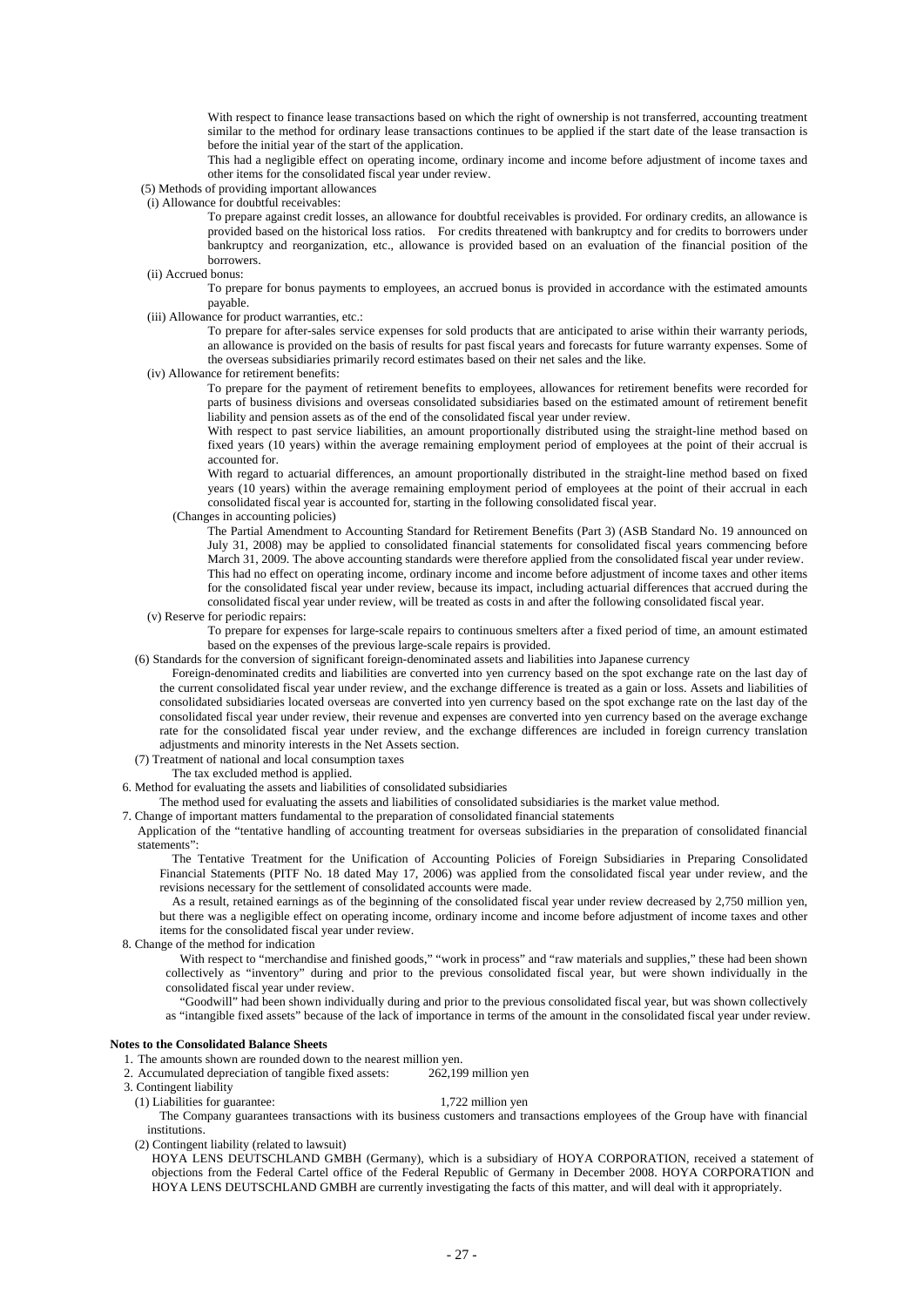With respect to finance lease transactions based on which the right of ownership is not transferred, accounting treatment similar to the method for ordinary lease transactions continues to be applied if the start date of the lease transaction is before the initial year of the start of the application.

This had a negligible effect on operating income, ordinary income and income before adjustment of income taxes and other items for the consolidated fiscal year under review.

(5) Methods of providing important allowances

(i) Allowance for doubtful receivables:

To prepare against credit losses, an allowance for doubtful receivables is provided. For ordinary credits, an allowance is provided based on the historical loss ratios. For credits threatened with bankruptcy and for credits to borrowers under bankruptcy and reorganization, etc., allowance is provided based on an evaluation of the financial position of the borrowers.

(ii) Accrued bonus:

To prepare for bonus payments to employees, an accrued bonus is provided in accordance with the estimated amounts payable.

(iii) Allowance for product warranties, etc.:

To prepare for after-sales service expenses for sold products that are anticipated to arise within their warranty periods, an allowance is provided on the basis of results for past fiscal years and forecasts for future warranty expenses. Some of the overseas subsidiaries primarily record estimates based on their net sales and the like.

(iv) Allowance for retirement benefits:

To prepare for the payment of retirement benefits to employees, allowances for retirement benefits were recorded for parts of business divisions and overseas consolidated subsidiaries based on the estimated amount of retirement benefit liability and pension assets as of the end of the consolidated fiscal year under review.

With respect to past service liabilities, an amount proportionally distributed using the straight-line method based on fixed years (10 years) within the average remaining employment period of employees at the point of their accrual is accounted for.

With regard to actuarial differences, an amount proportionally distributed in the straight-line method based on fixed years (10 years) within the average remaining employment period of employees at the point of their accrual in each consolidated fiscal year is accounted for, starting in the following consolidated fiscal year.

(Changes in accounting policies)

The Partial Amendment to Accounting Standard for Retirement Benefits (Part 3) (ASB Standard No. 19 announced on July 31, 2008) may be applied to consolidated financial statements for consolidated fiscal years commencing before March 31, 2009. The above accounting standards were therefore applied from the consolidated fiscal year under review.

This had no effect on operating income, ordinary income and income before adjustment of income taxes and other items for the consolidated fiscal year under review, because its impact, including actuarial differences that accrued during the consolidated fiscal year under review, will be treated as costs in and after the following consolidated fiscal year.

(v) Reserve for periodic repairs:

To prepare for expenses for large-scale repairs to continuous smelters after a fixed period of time, an amount estimated based on the expenses of the previous large-scale repairs is provided.

(6) Standards for the conversion of significant foreign-denominated assets and liabilities into Japanese currency

Foreign-denominated credits and liabilities are converted into yen currency based on the spot exchange rate on the last day of the current consolidated fiscal year under review, and the exchange difference is treated as a gain or loss. Assets and liabilities of consolidated subsidiaries located overseas are converted into yen currency based on the spot exchange rate on the last day of the consolidated fiscal year under review, their revenue and expenses are converted into yen currency based on the average exchange rate for the consolidated fiscal year under review, and the exchange differences are included in foreign currency translation adjustments and minority interests in the Net Assets section.

(7) Treatment of national and local consumption taxes

The tax excluded method is applied.

6. Method for evaluating the assets and liabilities of consolidated subsidiaries

The method used for evaluating the assets and liabilities of consolidated subsidiaries is the market value method.

7. Change of important matters fundamental to the preparation of consolidated financial statements

Application of the "tentative handling of accounting treatment for overseas subsidiaries in the preparation of consolidated financial statements":

The Tentative Treatment for the Unification of Accounting Policies of Foreign Subsidiaries in Preparing Consolidated Financial Statements (PITF No. 18 dated May 17, 2006) was applied from the consolidated fiscal year under review, and the revisions necessary for the settlement of consolidated accounts were made.

As a result, retained earnings as of the beginning of the consolidated fiscal year under review decreased by 2,750 million yen, but there was a negligible effect on operating income, ordinary income and income before adjustment of income taxes and other items for the consolidated fiscal year under review.

8. Change of the method for indication

With respect to "merchandise and finished goods," "work in process" and "raw materials and supplies," these had been shown collectively as "inventory" during and prior to the previous consolidated fiscal year, but were shown individually in the consolidated fiscal year under review.

"Goodwill" had been shown individually during and prior to the previous consolidated fiscal year, but was shown collectively as "intangible fixed assets" because of the lack of importance in terms of the amount in the consolidated fiscal year under review.

**Notes to the Consolidated Balance Sheets**

1. The amounts shown are rounded down to the nearest million yen.
2. Accumulated depreciation of tangible fixed assets: 262,199 million yen
3. Contingent liability

(1) Liabilities for guarantee: 1,722 million yen

The Company guarantees transactions with its business customers and transactions employees of the Group have with financial institutions.

(2) Contingent liability (related to lawsuit)

HOYA LENS DEUTSCHLAND GMBH (Germany), which is a subsidiary of HOYA CORPORATION, received a statement of objections from the Federal Cartel office of the Federal Republic of Germany in December 2008. HOYA CORPORATION and HOYA LENS DEUTSCHLAND GMBH are currently investigating the facts of this matter, and will deal with it appropriately.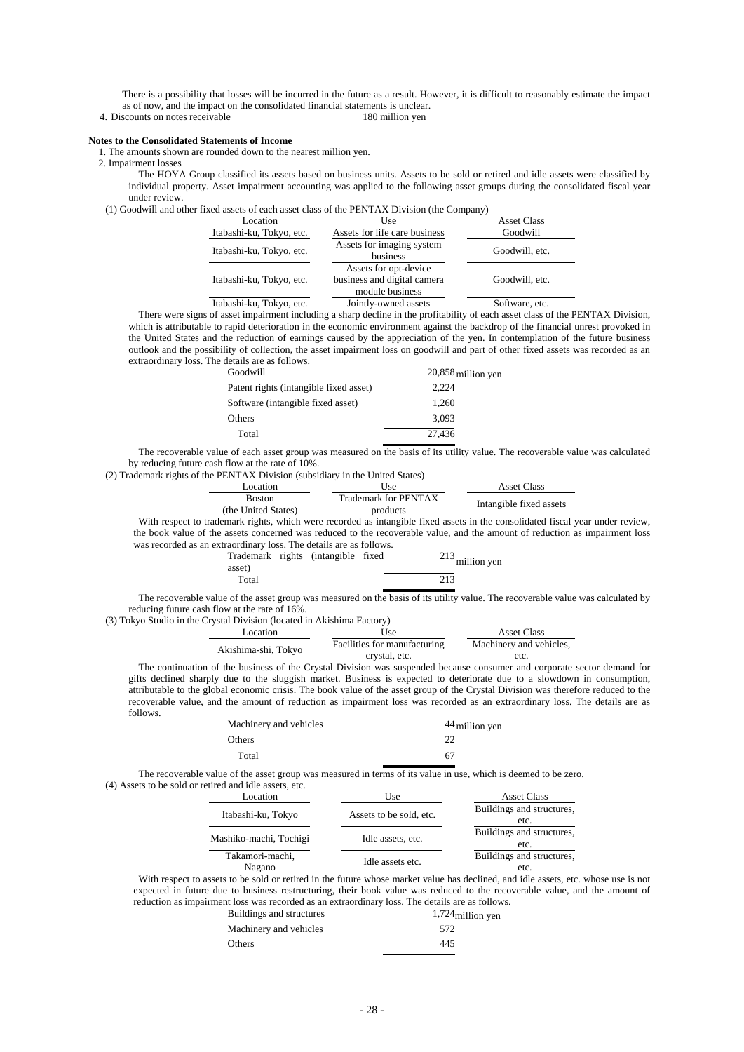There is a possibility that losses will be incurred in the future as a result. However, it is difficult to reasonably estimate the impact as of now, and the impact on the consolidated financial statements is unclear.

4. Discounts on notes receivable 180 million yen

**Notes to the Consolidated Statements of Income**

1. The amounts shown are rounded down to the nearest million yen.
2. Impairment losses

The HOYA Group classified its assets based on business units. Assets to be sold or retired and idle assets were classified by individual property. Asset impairment accounting was applied to the following asset groups during the consolidated fiscal year under review.

(1) Goodwill and other fixed assets of each asset class of the PENTAX Division (the Company)

| Location | Use | Asset Class |
|---|---|---|
| Itabashi-ku, Tokyo, etc. | Assets for life care business | Goodwill |
| Itabashi-ku, Tokyo, etc. | Assets for imaging system business | Goodwill, etc. |
| Itabashi-ku, Tokyo, etc. | Assets for opt-device business and digital camera module business | Goodwill, etc. |
| Itabashi-ku, Tokyo, etc. | Jointly-owned assets | Software, etc. |

There were signs of asset impairment including a sharp decline in the profitability of each asset class of the PENTAX Division, which is attributable to rapid deterioration in the economic environment against the backdrop of the financial unrest provoked in the United States and the reduction of earnings caused by the appreciation of the yen. In contemplation of the future business outlook and the possibility of collection, the asset impairment loss on goodwill and part of other fixed assets was recorded as an extraordinary loss. The details are as follows.

| | |
|---|---|
| Goodwill | 20,858 million yen |
| Patent rights (intangible fixed asset) | 2,224 |
| Software (intangible fixed asset) | 1,260 |
| Others | 3,093 |
| Total | 27,436 |

The recoverable value of each asset group was measured on the basis of its utility value. The recoverable value was calculated by reducing future cash flow at the rate of 10%.

(2) Trademark rights of the PENTAX Division (subsidiary in the United States)

| Location | Use | Asset Class |
|---|---|---|
| Boston (the United States) | Trademark for PENTAX products | Intangible fixed assets |

With respect to trademark rights, which were recorded as intangible fixed assets in the consolidated fiscal year under review, the book value of the assets concerned was reduced to the recoverable value, and the amount of reduction as impairment loss was recorded as an extraordinary loss. The details are as follows.

| | |
|---|---|
| Trademark rights (intangible fixed asset) | 213 million yen |
| Total | 213 |

The recoverable value of the asset group was measured on the basis of its utility value. The recoverable value was calculated by reducing future cash flow at the rate of 16%.

(3) Tokyo Studio in the Crystal Division (located in Akishima Factory)

| Location | Use | Asset Class |
|---|---|---|
| Akishima-shi, Tokyo | Facilities for manufacturing crystal, etc. | Machinery and vehicles, etc. |

The continuation of the business of the Crystal Division was suspended because consumer and corporate sector demand for gifts declined sharply due to the sluggish market. Business is expected to deteriorate due to a slowdown in consumption, attributable to the global economic crisis. The book value of the asset group of the Crystal Division was therefore reduced to the recoverable value, and the amount of reduction as impairment loss was recorded as an extraordinary loss. The details are as follows.

| | |
|---|---|
| Machinery and vehicles | 44 million yen |
| Others | 22 |
| Total | 67 |

The recoverable value of the asset group was measured in terms of its value in use, which is deemed to be zero.

(4) Assets to be sold or retired and idle assets, etc.

| Location | Use | Asset Class |
|---|---|---|
| Itabashi-ku, Tokyo | Assets to be sold, etc. | Buildings and structures, etc. |
| Mashiko-machi, Tochigi | Idle assets, etc. | Buildings and structures, etc. |
| Takamori-machi, Nagano | Idle assets etc. | Buildings and structures, etc. |

With respect to assets to be sold or retired in the future whose market value has declined, and idle assets, etc. whose use is not expected in future due to business restructuring, their book value was reduced to the recoverable value, and the amount of reduction as impairment loss was recorded as an extraordinary loss. The details are as follows.

| | |
|---|---|
| Buildings and structures | 1,724 million yen |
| Machinery and vehicles | 572 |
| Others | 445 |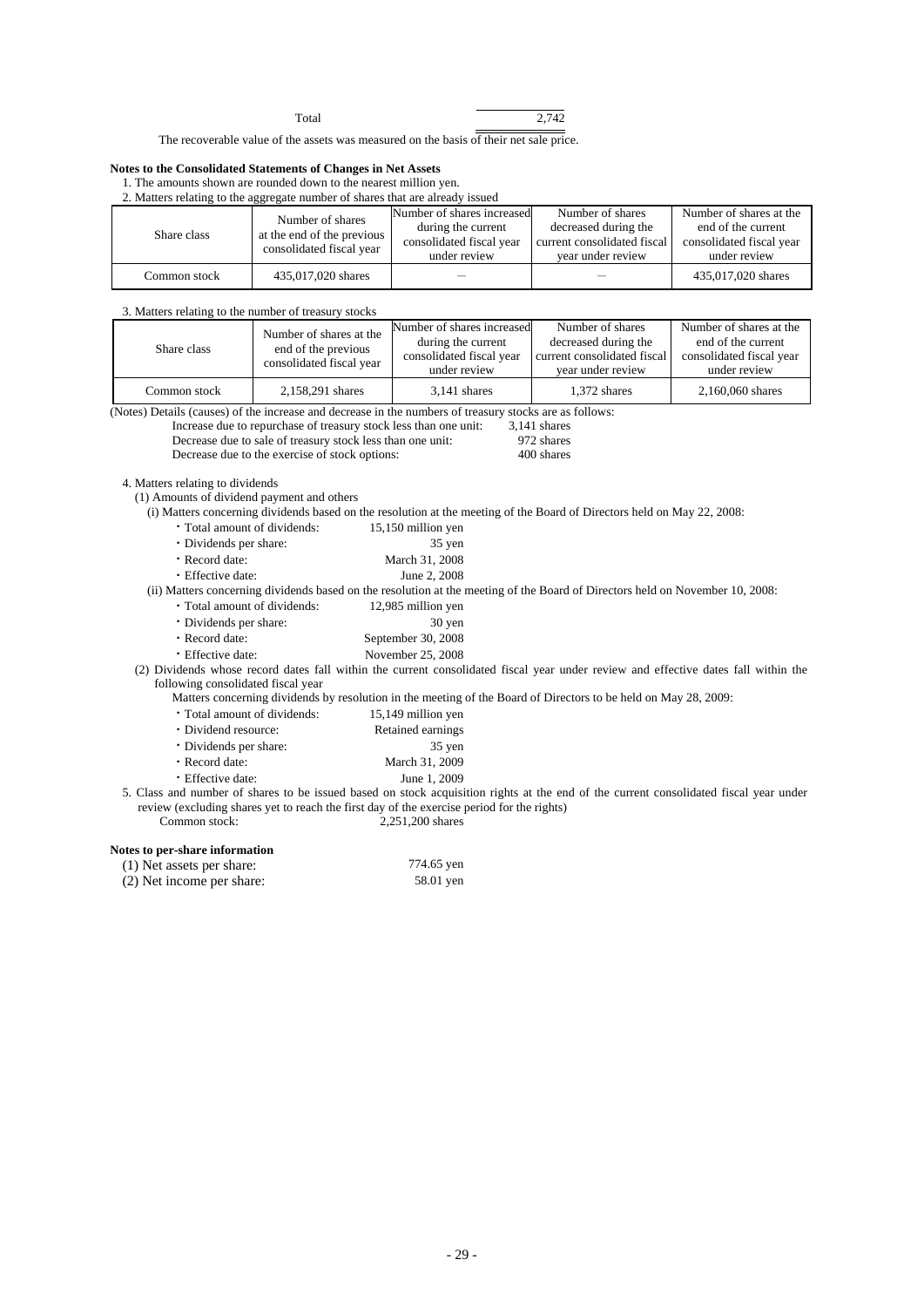| | |
|---|---|
| Total | 2,742 |

The recoverable value of the assets was measured on the basis of their net sale price.

**Notes to the Consolidated Statements of Changes in Net Assets**

1. The amounts shown are rounded down to the nearest million yen.
2. Matters relating to the aggregate number of shares that are already issued

| Share class | Number of shares at the end of the previous consolidated fiscal year | Number of shares increased during the current consolidated fiscal year under review | Number of shares decreased during the current consolidated fiscal year under review | Number of shares at the end of the current consolidated fiscal year under review |
|---|---|---|---|---|
| Common stock | 435,017,020 shares | — | — | 435,017,020 shares |

3. Matters relating to the number of treasury stocks

| Share class | Number of shares at the end of the previous consolidated fiscal year | Number of shares increased during the current consolidated fiscal year under review | Number of shares decreased during the current consolidated fiscal year under review | Number of shares at the end of the current consolidated fiscal year under review |
|---|---|---|---|---|
| Common stock | 2,158,291 shares | 3,141 shares | 1,372 shares | 2,160,060 shares |

(Notes) Details (causes) of the increase and decrease in the numbers of treasury stocks are as follows:

| | |
|---|---|
| Increase due to repurchase of treasury stock less than one unit: | 3,141 shares |
| Decrease due to sale of treasury stock less than one unit: | 972 shares |
| Decrease due to the exercise of stock options: | 400 shares |

4. Matters relating to dividends

(1) Amounts of dividend payment and others

(i) Matters concerning dividends based on the resolution at the meeting of the Board of Directors held on May 22, 2008:

- Total amount of dividends: 15,150 million yen
- Dividends per share: 35 yen
- Record date: March 31, 2008
- Effective date: June 2, 2008

(ii) Matters concerning dividends based on the resolution at the meeting of the Board of Directors held on November 10, 2008:

- Total amount of dividends: 12,985 million yen
- Dividends per share: 30 yen
- Record date: September 30, 2008
- Effective date: November 25, 2008

(2) Dividends whose record dates fall within the current consolidated fiscal year under review and effective dates fall within the following consolidated fiscal year

Matters concerning dividends by resolution in the meeting of the Board of Directors to be held on May 28, 2009:

- Total amount of dividends: 15,149 million yen
- Dividend resource: Retained earnings
- Dividends per share: 35 yen
- Record date: March 31, 2009
- Effective date: June 1, 2009

5. Class and number of shares to be issued based on stock acquisition rights at the end of the current consolidated fiscal year under review (excluding shares yet to reach the first day of the exercise period for the rights)

Common stock: 2,251,200 shares

**Notes to per-share information**

| | |
|---|---|
| (1) Net assets per share: | 774.65 yen |
| (2) Net income per share: | 58.01 yen |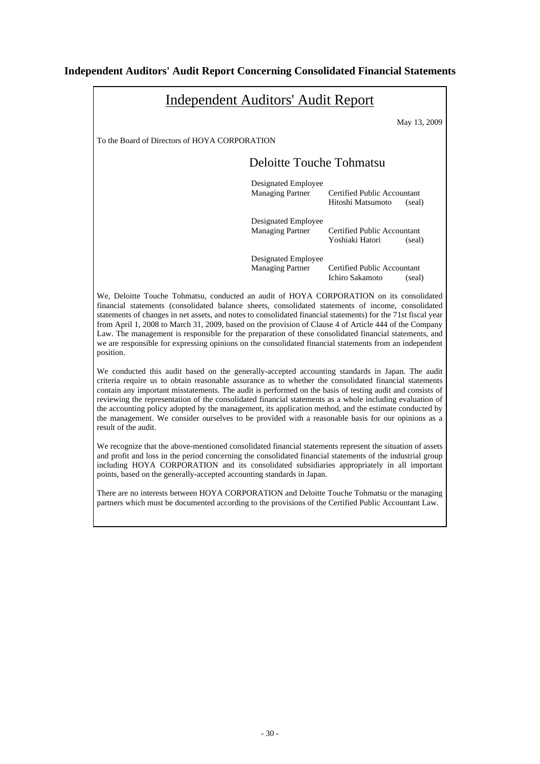## Independent Auditors' Audit Report Concerning Consolidated Financial Statements

# Independent Auditors' Audit Report

May 13, 2009

To the Board of Directors of HOYA CORPORATION

### Deloitte Touche Tohmatsu

Designated Employee
Managing Partner　　Certified Public Accountant
　　　　　　　　　　Hitoshi Matsumoto　(seal)

Designated Employee
Managing Partner　　Certified Public Accountant
　　　　　　　　　　Yoshiaki Hatori　(seal)

Designated Employee
Managing Partner　　Certified Public Accountant
　　　　　　　　　　Ichiro Sakamoto　(seal)

We, Deloitte Touche Tohmatsu, conducted an audit of HOYA CORPORATION on its consolidated financial statements (consolidated balance sheets, consolidated statements of income, consolidated statements of changes in net assets, and notes to consolidated financial statements) for the 71st fiscal year from April 1, 2008 to March 31, 2009, based on the provision of Clause 4 of Article 444 of the Company Law. The management is responsible for the preparation of these consolidated financial statements, and we are responsible for expressing opinions on the consolidated financial statements from an independent position.

We conducted this audit based on the generally-accepted accounting standards in Japan. The audit criteria require us to obtain reasonable assurance as to whether the consolidated financial statements contain any important misstatements. The audit is performed on the basis of testing audit and consists of reviewing the representation of the consolidated financial statements as a whole including evaluation of the accounting policy adopted by the management, its application method, and the estimate conducted by the management. We consider ourselves to be provided with a reasonable basis for our opinions as a result of the audit.

We recognize that the above-mentioned consolidated financial statements represent the situation of assets and profit and loss in the period concerning the consolidated financial statements of the industrial group including HOYA CORPORATION and its consolidated subsidiaries appropriately in all important points, based on the generally-accepted accounting standards in Japan.

There are no interests between HOYA CORPORATION and Deloitte Touche Tohmatsu or the managing partners which must be documented according to the provisions of the Certified Public Accountant Law.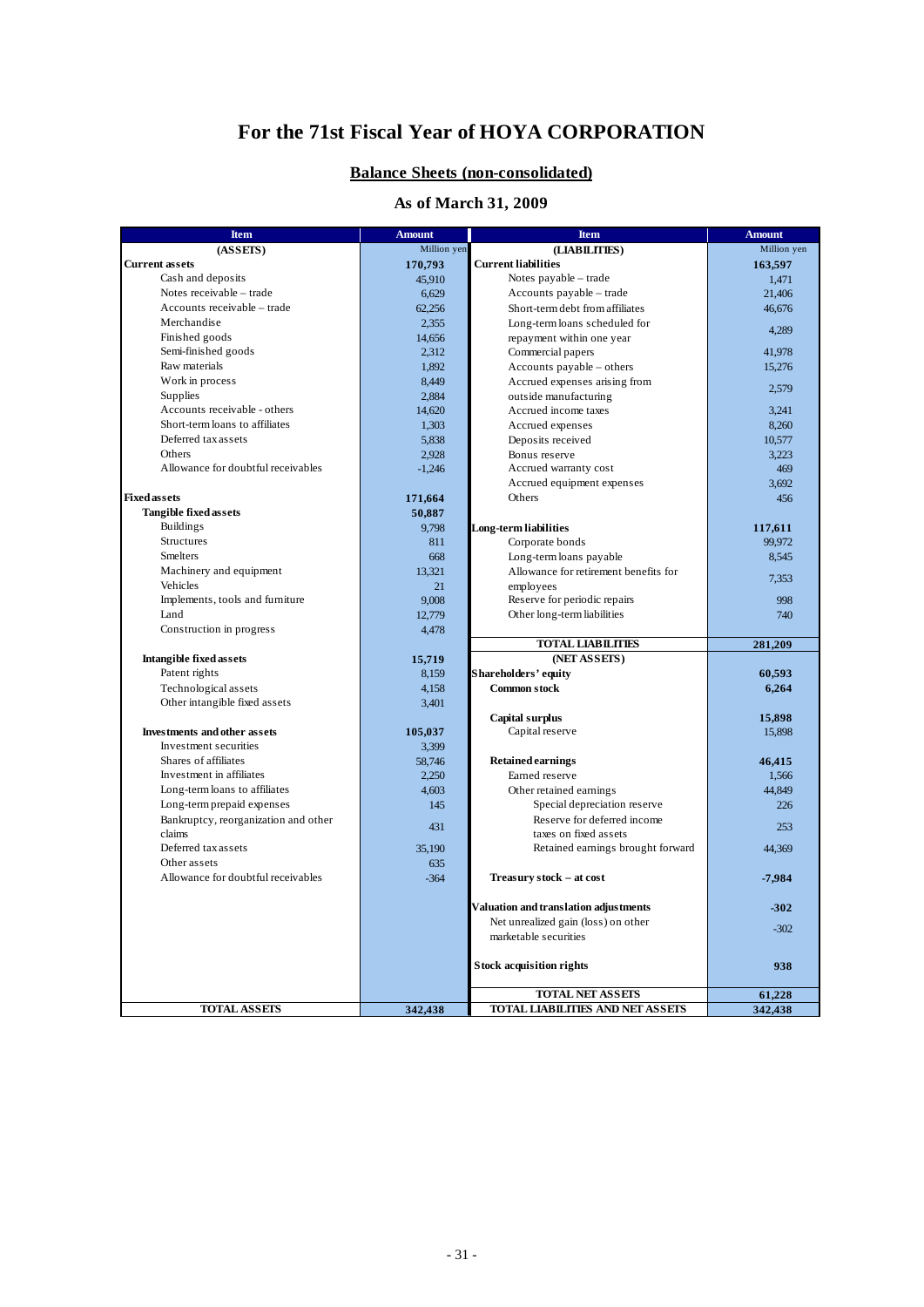# For the 71st Fiscal Year of HOYA CORPORATION

## Balance Sheets (non-consolidated)

### As of March 31, 2009

| Item | Amount | Item | Amount |
|---|---|---|---|
| (ASSETS) | Million yen | (LIABILITIES) | Million yen |
| **Current assets** | **170,793** | **Current liabilities** | **163,597** |
| Cash and deposits | 45,910 | Notes payable – trade | 1,471 |
| Notes receivable – trade | 6,629 | Accounts payable – trade | 21,406 |
| Accounts receivable – trade | 62,256 | Short-term debt from affiliates | 46,676 |
| Merchandise | 2,355 | Long-term loans scheduled for repayment within one year | 4,289 |
| Finished goods | 14,656 | Commercial papers | 41,978 |
| Semi-finished goods | 2,312 | Accounts payable – others | 15,276 |
| Raw materials | 1,892 | Accrued expenses arising from outside manufacturing | 2,579 |
| Work in process | 8,449 | Accrued income taxes | 3,241 |
| Supplies | 2,884 | Accrued expenses | 8,260 |
| Accounts receivable - others | 14,620 | Deposits received | 10,577 |
| Short-term loans to affiliates | 1,303 | Bonus reserve | 3,223 |
| Deferred tax assets | 5,838 | Accrued warranty cost | 469 |
| Others | 2,928 | Accrued equipment expenses | 3,692 |
| Allowance for doubtful receivables | -1,246 | Others | 456 |
| **Fixed assets** | **171,664** | | |
| **Tangible fixed assets** | **50,887** | **Long-term liabilities** | **117,611** |
| Buildings | 9,798 | Corporate bonds | 99,972 |
| Structures | 811 | Long-term loans payable | 8,545 |
| Smelters | 668 | Allowance for retirement benefits for employees | 7,353 |
| Machinery and equipment | 13,321 | Reserve for periodic repairs | 998 |
| Vehicles | 21 | Other long-term liabilities | 740 |
| Implements, tools and furniture | 9,008 | | |
| Land | 12,779 | | |
| Construction in progress | 4,478 | **TOTAL LIABILITIES** | **281,209** |
| **Intangible fixed assets** | **15,719** | (NET ASSETS) | |
| Patent rights | 8,159 | **Shareholders' equity** | **60,593** |
| Technological assets | 4,158 | **Common stock** | **6,264** |
| Other intangible fixed assets | 3,401 | | |
| | | **Capital surplus** | **15,898** |
| **Investments and other assets** | **105,037** | Capital reserve | 15,898 |
| Investment securities | 3,399 | | |
| Shares of affiliates | 58,746 | **Retained earnings** | **46,415** |
| Investment in affiliates | 2,250 | Earned reserve | 1,566 |
| Long-term loans to affiliates | 4,603 | Other retained earnings | 44,849 |
| Long-term prepaid expenses | 145 | Special depreciation reserve | 226 |
| Bankruptcy, reorganization and other claims | 431 | Reserve for deferred income taxes on fixed assets | 253 |
| Deferred tax assets | 35,190 | Retained earnings brought forward | 44,369 |
| Other assets | 635 | | |
| Allowance for doubtful receivables | -364 | **Treasury stock – at cost** | **-7,984** |
| | | **Valuation and translation adjustments** | **-302** |
| | | Net unrealized gain (loss) on other marketable securities | -302 |
| | | **Stock acquisition rights** | **938** |
| | | **TOTAL NET ASSETS** | **61,228** |
| **TOTAL ASSETS** | **342,438** | **TOTAL LIABILITIES AND NET ASSETS** | **342,438** |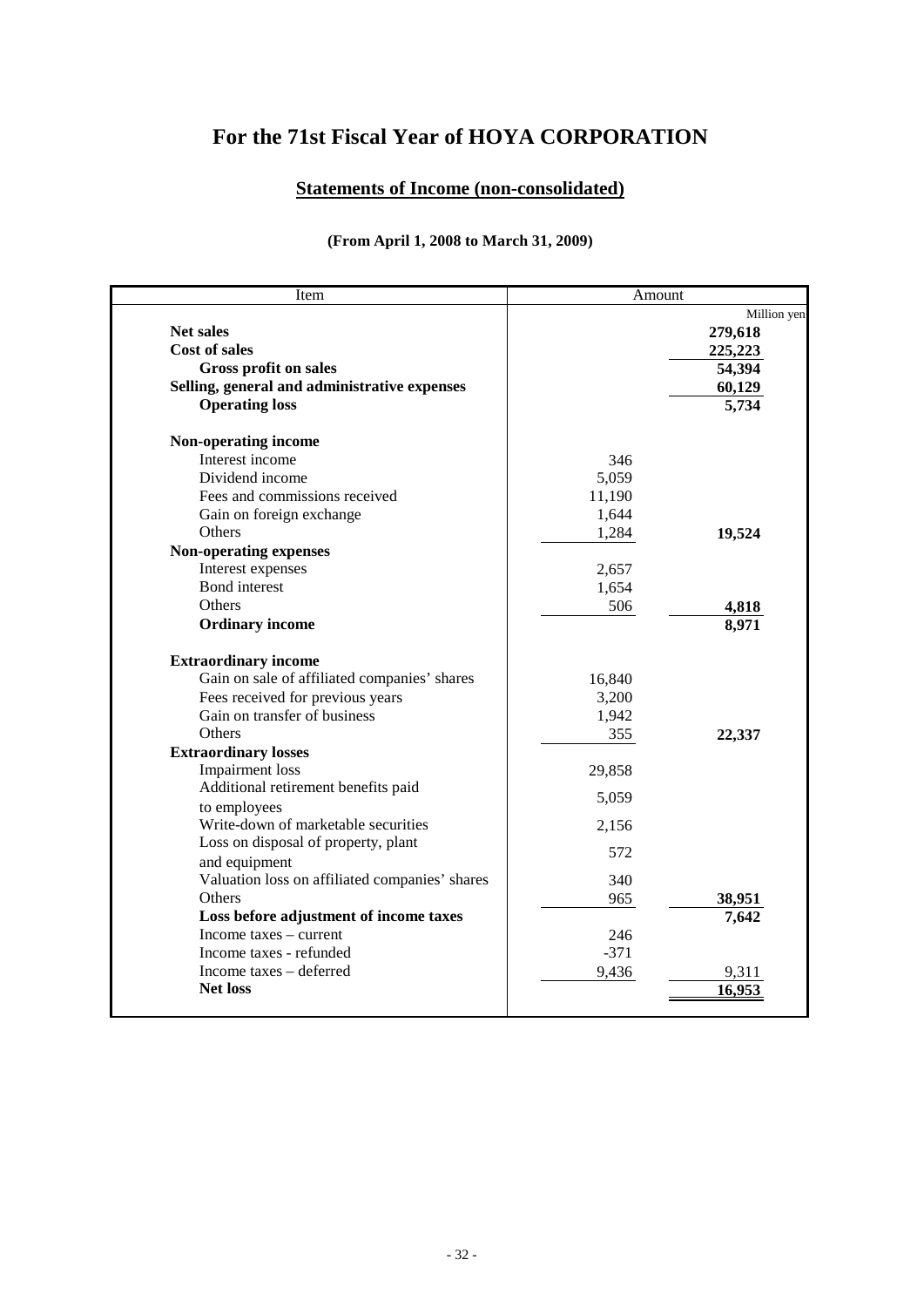# For the 71st Fiscal Year of HOYA CORPORATION

## Statements of Income (non-consolidated)

**(From April 1, 2008 to March 31, 2009)**

| Item | Amount | |
|---|---|---|
| | | Million yen |
| **Net sales** | | **279,618** |
| **Cost of sales** | | **225,223** |
| **Gross profit on sales** | | **54,394** |
| **Selling, general and administrative expenses** | | **60,129** |
| **Operating loss** | | **5,734** |
| **Non-operating income** | | |
| Interest income | 346 | |
| Dividend income | 5,059 | |
| Fees and commissions received | 11,190 | |
| Gain on foreign exchange | 1,644 | |
| Others | 1,284 | **19,524** |
| **Non-operating expenses** | | |
| Interest expenses | 2,657 | |
| Bond interest | 1,654 | |
| Others | 506 | **4,818** |
| **Ordinary income** | | **8,971** |
| **Extraordinary income** | | |
| Gain on sale of affiliated companies' shares | 16,840 | |
| Fees received for previous years | 3,200 | |
| Gain on transfer of business | 1,942 | |
| Others | 355 | **22,337** |
| **Extraordinary losses** | | |
| Impairment loss | 29,858 | |
| Additional retirement benefits paid to employees | 5,059 | |
| Write-down of marketable securities | 2,156 | |
| Loss on disposal of property, plant and equipment | 572 | |
| Valuation loss on affiliated companies' shares | 340 | |
| Others | 965 | **38,951** |
| **Loss before adjustment of income taxes** | | **7,642** |
| Income taxes – current | 246 | |
| Income taxes - refunded | -371 | |
| Income taxes – deferred | 9,436 | 9,311 |
| **Net loss** | | **16,953** |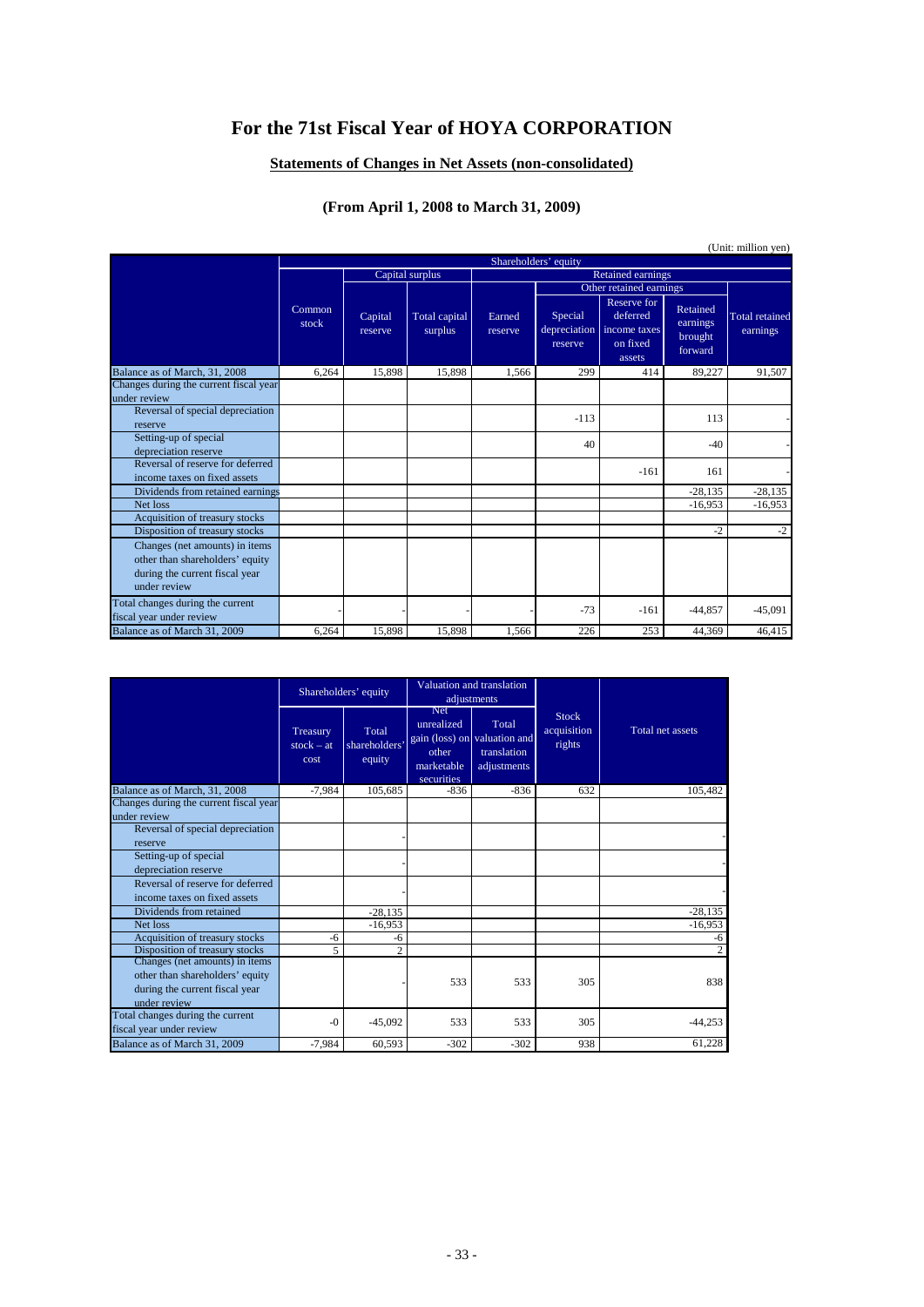# For the 71st Fiscal Year of HOYA CORPORATION

## Statements of Changes in Net Assets (non-consolidated)

### (From April 1, 2008 to March 31, 2009)

(Unit: million yen)

| | Shareholders' equity | | | | | | | |
|---|---|---|---|---|---|---|---|---|
| | | Capital surplus | | Retained earnings | | | | |
| | | | | | Other retained earnings | | | |
| | Common stock | Capital reserve | Total capital surplus | Earned reserve | Special depreciation reserve | Reserve for deferred income taxes on fixed assets | Retained earnings brought forward | Total retained earnings |
| Balance as of March, 31, 2008 | 6,264 | 15,898 | 15,898 | 1,566 | 299 | 414 | 89,227 | 91,507 |
| Changes during the current fiscal year under review | | | | | | | | |
| Reversal of special depreciation reserve | | | | | -113 | | 113 | - |
| Setting-up of special depreciation reserve | | | | | 40 | | -40 | - |
| Reversal of reserve for deferred income taxes on fixed assets | | | | | | -161 | 161 | - |
| Dividends from retained earnings | | | | | | | -28,135 | -28,135 |
| Net loss | | | | | | | -16,953 | -16,953 |
| Acquisition of treasury stocks | | | | | | | | |
| Disposition of treasury stocks | | | | | | | -2 | -2 |
| Changes (net amounts) in items other than shareholders' equity during the current fiscal year under review | | | | | | | | |
| Total changes during the current fiscal year under review | - | - | - | - | -73 | -161 | -44,857 | -45,091 |
| Balance as of March 31, 2009 | 6,264 | 15,898 | 15,898 | 1,566 | 226 | 253 | 44,369 | 46,415 |

| | Shareholders' equity | | Valuation and translation adjustments | | | |
|---|---|---|---|---|---|---|
| | Treasury stock – at cost | Total shareholders' equity | Net unrealized gain (loss) on other marketable securities | Total valuation and translation adjustments | Stock acquisition rights | Total net assets |
| Balance as of March, 31, 2008 | -7,984 | 105,685 | -836 | -836 | 632 | 105,482 |
| Changes during the current fiscal year under review | | | | | | |
| Reversal of special depreciation reserve | | - | | | | - |
| Setting-up of special depreciation reserve | | - | | | | - |
| Reversal of reserve for deferred income taxes on fixed assets | | - | | | | - |
| Dividends from retained | | -28,135 | | | | -28,135 |
| Net loss | | -16,953 | | | | -16,953 |
| Acquisition of treasury stocks | -6 | -6 | | | | -6 |
| Disposition of treasury stocks | 5 | 2 | | | | 2 |
| Changes (net amounts) in items other than shareholders' equity during the current fiscal year under review | | - | 533 | 533 | 305 | 838 |
| Total changes during the current fiscal year under review | -0 | -45,092 | 533 | 533 | 305 | -44,253 |
| Balance as of March 31, 2009 | -7,984 | 60,593 | -302 | -302 | 938 | 61,228 |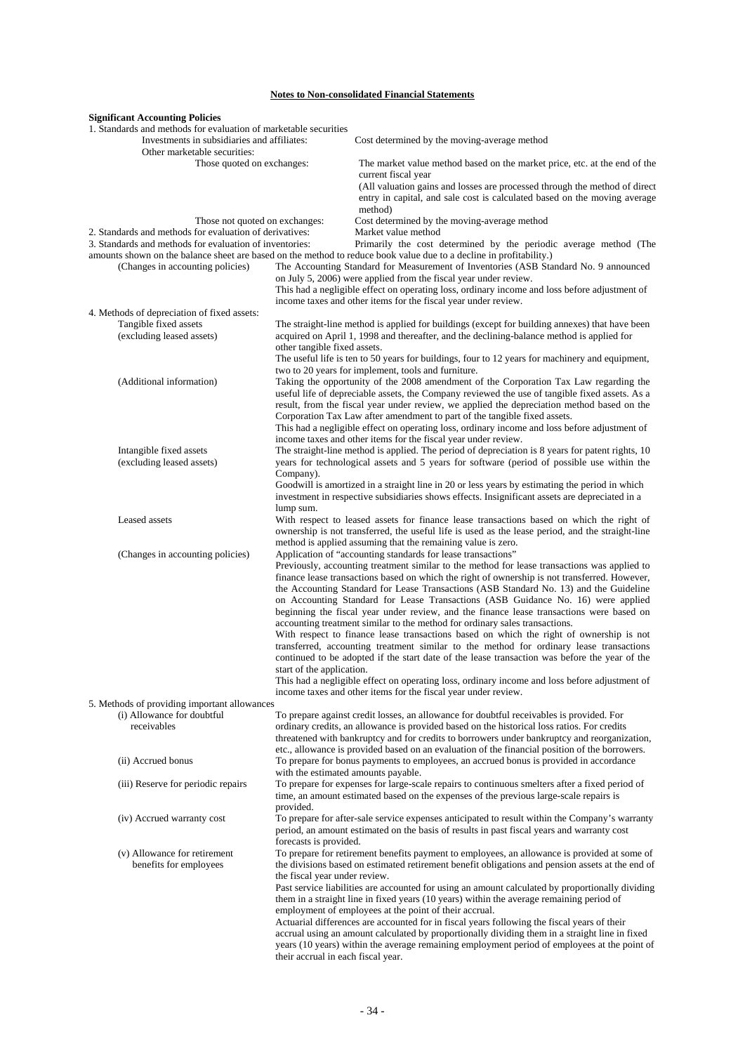# Notes to Non-consolidated Financial Statements

## Significant Accounting Policies

1. Standards and methods for evaluation of marketable securities

| | |
|---|---|
| Investments in subsidiaries and affiliates: | Cost determined by the moving-average method |
| Other marketable securities: | |
| Those quoted on exchanges: | The market value method based on the market price, etc. at the end of the current fiscal year<br>(All valuation gains and losses are processed through the method of direct entry in capital, and sale cost is calculated based on the moving average method) |
| Those not quoted on exchanges: | Cost determined by the moving-average method |

2. Standards and methods for evaluation of derivatives: Market value method

3. Standards and methods for evaluation of inventories: Primarily the cost determined by the periodic average method (The amounts shown on the balance sheet are based on the method to reduce book value due to a decline in profitability.)

| | |
|---|---|
| (Changes in accounting policies) | The Accounting Standard for Measurement of Inventories (ASB Standard No. 9 announced on July 5, 2006) were applied from the fiscal year under review.<br>This had a negligible effect on operating loss, ordinary income and loss before adjustment of income taxes and other items for the fiscal year under review. |

4. Methods of depreciation of fixed assets:

| | |
|---|---|
| Tangible fixed assets (excluding leased assets) | The straight-line method is applied for buildings (except for building annexes) that have been acquired on April 1, 1998 and thereafter, and the declining-balance method is applied for other tangible fixed assets.<br>The useful life is ten to 50 years for buildings, four to 12 years for machinery and equipment, two to 20 years for implement, tools and furniture. |
| (Additional information) | Taking the opportunity of the 2008 amendment of the Corporation Tax Law regarding the useful life of depreciable assets, the Company reviewed the use of tangible fixed assets. As a result, from the fiscal year under review, we applied the depreciation method based on the Corporation Tax Law after amendment to part of the tangible fixed assets.<br>This had a negligible effect on operating loss, ordinary income and loss before adjustment of income taxes and other items for the fiscal year under review. |
| Intangible fixed assets (excluding leased assets) | The straight-line method is applied. The period of depreciation is 8 years for patent rights, 10 years for technological assets and 5 years for software (period of possible use within the Company).<br>Goodwill is amortized in a straight line in 20 or less years by estimating the period in which investment in respective subsidiaries shows effects. Insignificant assets are depreciated in a lump sum. |
| Leased assets | With respect to leased assets for finance lease transactions based on which the right of ownership is not transferred, the useful life is used as the lease period, and the straight-line method is applied assuming that the remaining value is zero. |
| (Changes in accounting policies) | Application of "accounting standards for lease transactions"<br>Previously, accounting treatment similar to the method for lease transactions was applied to finance lease transactions based on which the right of ownership is not transferred. However, the Accounting Standard for Lease Transactions (ASB Standard No. 13) and the Guideline on Accounting Standard for Lease Transactions (ASB Guidance No. 16) were applied beginning the fiscal year under review, and the finance lease transactions were based on accounting treatment similar to the method for ordinary sales transactions.<br>With respect to finance lease transactions based on which the right of ownership is not transferred, accounting treatment similar to the method for ordinary lease transactions continued to be adopted if the start date of the lease transaction was before the year of the start of the application.<br>This had a negligible effect on operating loss, ordinary income and loss before adjustment of income taxes and other items for the fiscal year under review. |

5. Methods of providing important allowances

| | |
|---|---|
| (i) Allowance for doubtful receivables | To prepare against credit losses, an allowance for doubtful receivables is provided. For ordinary credits, an allowance is provided based on the historical loss ratios. For credits threatened with bankruptcy and for credits to borrowers under bankruptcy and reorganization, etc., allowance is provided based on an evaluation of the financial position of the borrowers. |
| (ii) Accrued bonus | To prepare for bonus payments to employees, an accrued bonus is provided in accordance with the estimated amounts payable. |
| (iii) Reserve for periodic repairs | To prepare for expenses for large-scale repairs to continuous smelters after a fixed period of time, an amount estimated based on the expenses of the previous large-scale repairs is provided. |
| (iv) Accrued warranty cost | To prepare for after-sale service expenses anticipated to result within the Company's warranty period, an amount estimated on the basis of results in past fiscal years and warranty cost forecasts is provided. |
| (v) Allowance for retirement benefits for employees | To prepare for retirement benefits payment to employees, an allowance is provided at some of the divisions based on estimated retirement benefit obligations and pension assets at the end of the fiscal year under review.<br>Past service liabilities are accounted for using an amount calculated by proportionally dividing them in a straight line in fixed years (10 years) within the average remaining period of employment of employees at the point of their accrual.<br>Actuarial differences are accounted for in fiscal years following the fiscal years of their accrual using an amount calculated by proportionally dividing them in a straight line in fixed years (10 years) within the average remaining employment period of employees at the point of their accrual in each fiscal year. |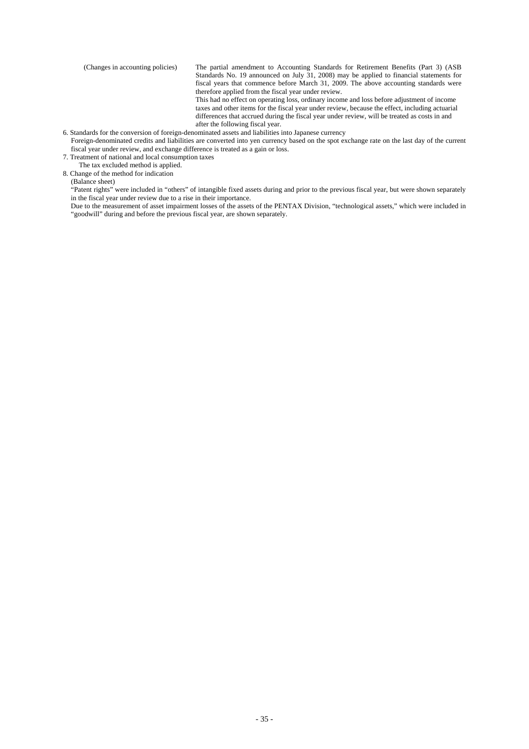(Changes in accounting policies) The partial amendment to Accounting Standards for Retirement Benefits (Part 3) (ASB Standards No. 19 announced on July 31, 2008) may be applied to financial statements for fiscal years that commence before March 31, 2009. The above accounting standards were therefore applied from the fiscal year under review.
This had no effect on operating loss, ordinary income and loss before adjustment of income taxes and other items for the fiscal year under review, because the effect, including actuarial differences that accrued during the fiscal year under review, will be treated as costs in and after the following fiscal year.

6. Standards for the conversion of foreign-denominated assets and liabilities into Japanese currency
   Foreign-denominated credits and liabilities are converted into yen currency based on the spot exchange rate on the last day of the current fiscal year under review, and exchange difference is treated as a gain or loss.
7. Treatment of national and local consumption taxes
   The tax excluded method is applied.
8. Change of the method for indication
   (Balance sheet)
   "Patent rights" were included in "others" of intangible fixed assets during and prior to the previous fiscal year, but were shown separately in the fiscal year under review due to a rise in their importance.
   Due to the measurement of asset impairment losses of the assets of the PENTAX Division, "technological assets," which were included in "goodwill" during and before the previous fiscal year, are shown separately.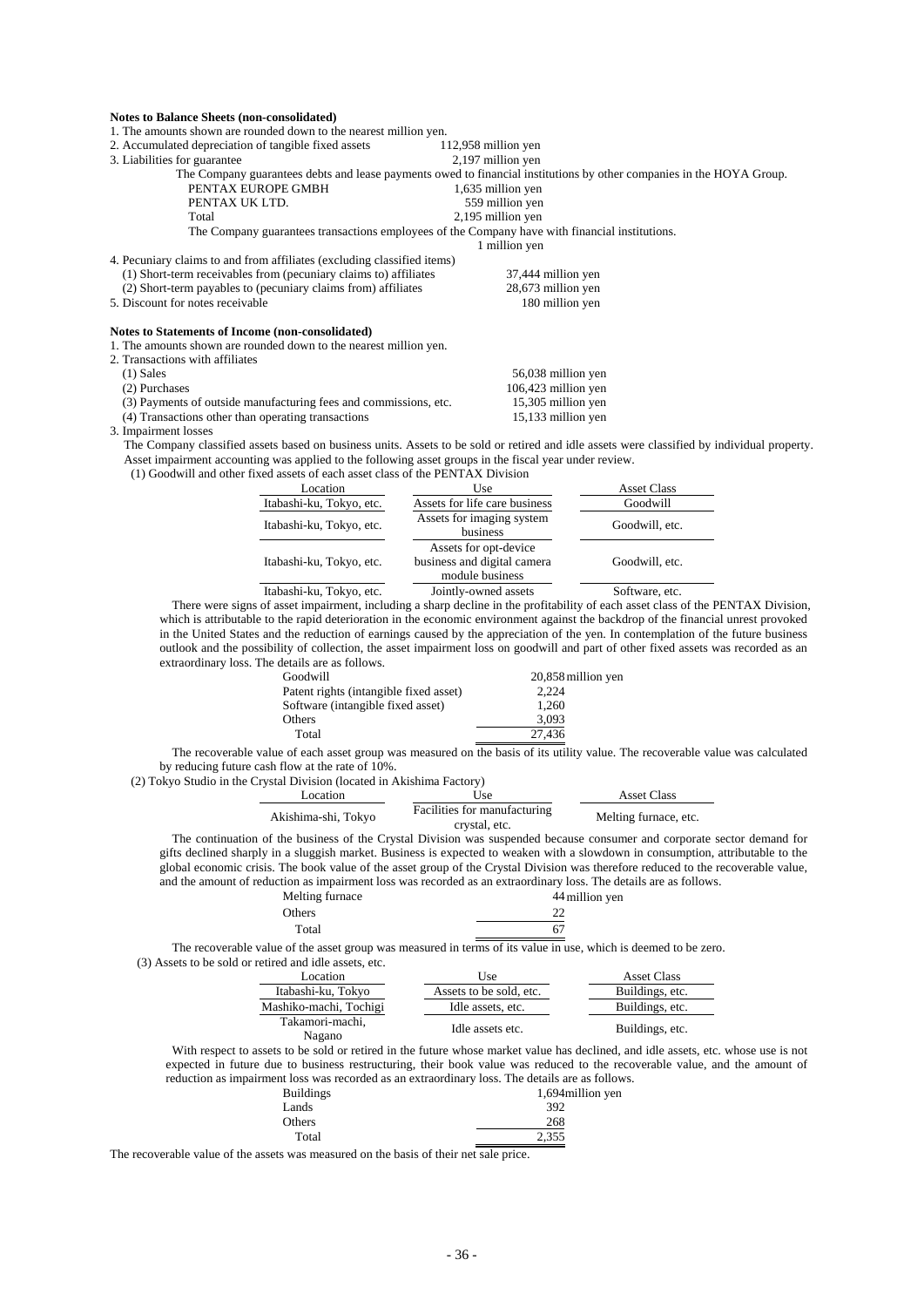**Notes to Balance Sheets (non-consolidated)**

1. The amounts shown are rounded down to the nearest million yen.
2. Accumulated depreciation of tangible fixed assets 112,958 million yen
3. Liabilities for guarantee 2,197 million yen

   The Company guarantees debts and lease payments owed to financial institutions by other companies in the HOYA Group.

   | | |
   |---|---|
   | PENTAX EUROPE GMBH | 1,635 million yen |
   | PENTAX UK LTD. | 559 million yen |
   | Total | 2,195 million yen |

   The Company guarantees transactions employees of the Company have with financial institutions.

   1 million yen

4. Pecuniary claims to and from affiliates (excluding classified items)

   | | |
   |---|---|
   | (1) Short-term receivables from (pecuniary claims to) affiliates | 37,444 million yen |
   | (2) Short-term payables to (pecuniary claims from) affiliates | 28,673 million yen |

5. Discount for notes receivable 180 million yen

**Notes to Statements of Income (non-consolidated)**

1. The amounts shown are rounded down to the nearest million yen.
2. Transactions with affiliates

   | | |
   |---|---|
   | (1) Sales | 56,038 million yen |
   | (2) Purchases | 106,423 million yen |
   | (3) Payments of outside manufacturing fees and commissions, etc. | 15,305 million yen |
   | (4) Transactions other than operating transactions | 15,133 million yen |

3. Impairment losses

   The Company classified assets based on business units. Assets to be sold or retired and idle assets were classified by individual property. Asset impairment accounting was applied to the following asset groups in the fiscal year under review.

   (1) Goodwill and other fixed assets of each asset class of the PENTAX Division

   | Location | Use | Asset Class |
   |---|---|---|
   | Itabashi-ku, Tokyo, etc. | Assets for life care business | Goodwill |
   | Itabashi-ku, Tokyo, etc. | Assets for imaging system business | Goodwill, etc. |
   | Itabashi-ku, Tokyo, etc. | Assets for opt-device business and digital camera module business | Goodwill, etc. |
   | Itabashi-ku, Tokyo, etc. | Jointly-owned assets | Software, etc. |

   There were signs of asset impairment, including a sharp decline in the profitability of each asset class of the PENTAX Division, which is attributable to the rapid deterioration in the economic environment against the backdrop of the financial unrest provoked in the United States and the reduction of earnings caused by the appreciation of the yen. In contemplation of the future business outlook and the possibility of collection, the asset impairment loss on goodwill and part of other fixed assets was recorded as an extraordinary loss. The details are as follows.

   | | |
   |---|---|
   | Goodwill | 20,858 million yen |
   | Patent rights (intangible fixed asset) | 2,224 |
   | Software (intangible fixed asset) | 1,260 |
   | Others | 3,093 |
   | Total | 27,436 |

   The recoverable value of each asset group was measured on the basis of its utility value. The recoverable value was calculated by reducing future cash flow at the rate of 10%.

   (2) Tokyo Studio in the Crystal Division (located in Akishima Factory)

   | Location | Use | Asset Class |
   |---|---|---|
   | Akishima-shi, Tokyo | Facilities for manufacturing crystal, etc. | Melting furnace, etc. |

   The continuation of the business of the Crystal Division was suspended because consumer and corporate sector demand for gifts declined sharply in a sluggish market. Business is expected to weaken with a slowdown in consumption, attributable to the global economic crisis. The book value of the asset group of the Crystal Division was therefore reduced to the recoverable value, and the amount of reduction as impairment loss was recorded as an extraordinary loss. The details are as follows.

   | | |
   |---|---|
   | Melting furnace | 44 million yen |
   | Others | 22 |
   | Total | 67 |

   The recoverable value of the asset group was measured in terms of its value in use, which is deemed to be zero.

   (3) Assets to be sold or retired and idle assets, etc.

   | Location | Use | Asset Class |
   |---|---|---|
   | Itabashi-ku, Tokyo | Assets to be sold, etc. | Buildings, etc. |
   | Mashiko-machi, Tochigi | Idle assets, etc. | Buildings, etc. |
   | Takamori-machi, Nagano | Idle assets etc. | Buildings, etc. |

   With respect to assets to be sold or retired in the future whose market value has declined, and idle assets, etc. whose use is not expected in future due to business restructuring, their book value was reduced to the recoverable value, and the amount of reduction as impairment loss was recorded as an extraordinary loss. The details are as follows.

   | | |
   |---|---|
   | Buildings | 1,694million yen |
   | Lands | 392 |
   | Others | 268 |
   | Total | 2,355 |

The recoverable value of the assets was measured on the basis of their net sale price.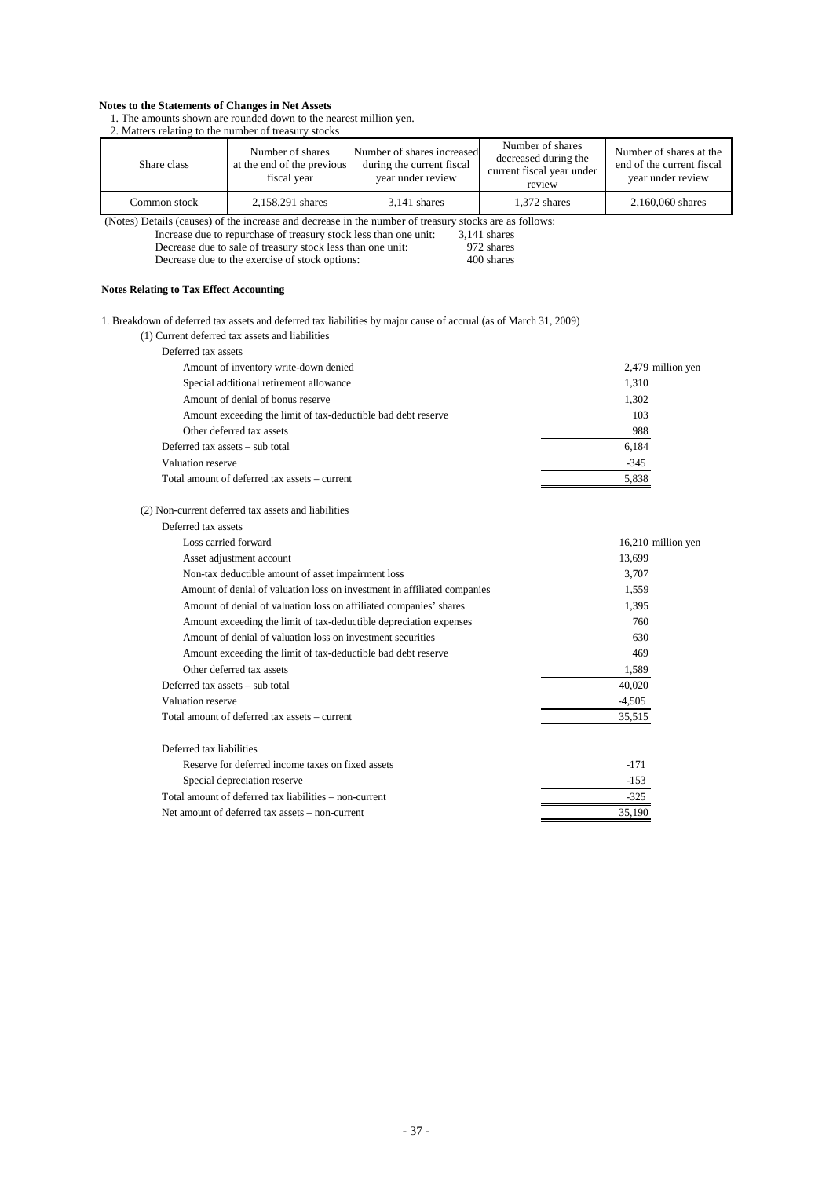**Notes to the Statements of Changes in Net Assets**

1. The amounts shown are rounded down to the nearest million yen.
2. Matters relating to the number of treasury stocks

| Share class | Number of shares at the end of the previous fiscal year | Number of shares increased during the current fiscal year under review | Number of shares decreased during the current fiscal year under review | Number of shares at the end of the current fiscal year under review |
|---|---|---|---|---|
| Common stock | 2,158,291 shares | 3,141 shares | 1,372 shares | 2,160,060 shares |

(Notes) Details (causes) of the increase and decrease in the number of treasury stocks are as follows:

Increase due to repurchase of treasury stock less than one unit: 3,141 shares
Decrease due to sale of treasury stock less than one unit: 972 shares
Decrease due to the exercise of stock options: 400 shares

**Notes Relating to Tax Effect Accounting**

1. Breakdown of deferred tax assets and deferred tax liabilities by major cause of accrual (as of March 31, 2009)

(1) Current deferred tax assets and liabilities

| | |
|---|---|
| Deferred tax assets | |
| Amount of inventory write-down denied | 2,479 million yen |
| Special additional retirement allowance | 1,310 |
| Amount of denial of bonus reserve | 1,302 |
| Amount exceeding the limit of tax-deductible bad debt reserve | 103 |
| Other deferred tax assets | 988 |
| Deferred tax assets – sub total | 6,184 |
| Valuation reserve | -345 |
| Total amount of deferred tax assets – current | 5,838 |

(2) Non-current deferred tax assets and liabilities

| | |
|---|---|
| Deferred tax assets | |
| Loss carried forward | 16,210 million yen |
| Asset adjustment account | 13,699 |
| Non-tax deductible amount of asset impairment loss | 3,707 |
| Amount of denial of valuation loss on investment in affiliated companies | 1,559 |
| Amount of denial of valuation loss on affiliated companies' shares | 1,395 |
| Amount exceeding the limit of tax-deductible depreciation expenses | 760 |
| Amount of denial of valuation loss on investment securities | 630 |
| Amount exceeding the limit of tax-deductible bad debt reserve | 469 |
| Other deferred tax assets | 1,589 |
| Deferred tax assets – sub total | 40,020 |
| Valuation reserve | -4,505 |
| Total amount of deferred tax assets – current | 35,515 |
| | |
| Deferred tax liabilities | |
| Reserve for deferred income taxes on fixed assets | -171 |
| Special depreciation reserve | -153 |
| Total amount of deferred tax liabilities – non-current | -325 |
| Net amount of deferred tax assets – non-current | 35,190 |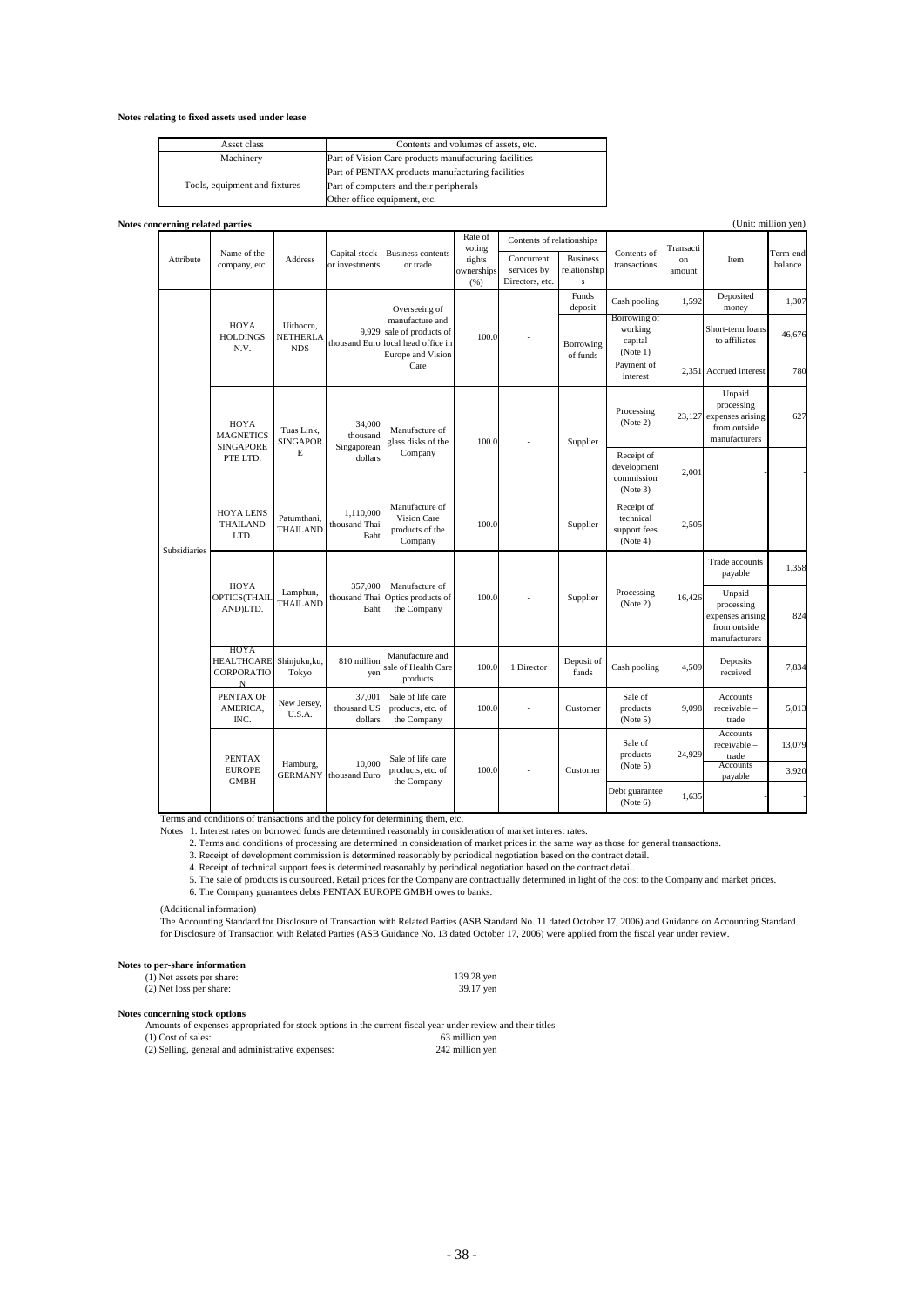**Notes relating to fixed assets used under lease**

| Asset class | Contents and volumes of assets, etc. |
|---|---|
| Machinery | Part of Vision Care products manufacturing facilities<br>Part of PENTAX products manufacturing facilities |
| Tools, equipment and fixtures | Part of computers and their peripherals<br>Other office equipment, etc. |

**Notes concerning related parties**

(Unit: million yen)

| Attribute | Name of the company, etc. | Address | Capital stock or investments | Business contents or trade | Rate of voting rights ownerships (%) | Contents of relationships | | Contents of transactions | Transaction amount | Item | Term-end balance |
|---|---|---|---|---|---|---|---|---|---|---|---|
| | | | | | | Concurrent services by Directors, etc. | Business relationships | | | | |
| Subsidiaries | HOYA HOLDINGS N.V. | Uithoorn, NETHERLANDS | 9,929 thousand Euro | Overseeing of manufacture and sale of products of local head office in Europe and Vision Care | 100.0 | - | Funds deposit | Cash pooling | 1,592 | Deposited money | 1,307 |
| | | | | | | | Borrowing of funds | Borrowing of working capital (Note 1) | - | Short-term loans to affiliates | 46,676 |
| | | | | | | | | Payment of interest | 2,351 | Accrued interest | 780 |
| | HOYA MAGNETICS SINGAPORE PTE LTD. | Tuas Link, SINGAPORE | 34,000 thousand Singaporean dollars | Manufacture of glass disks of the Company | 100.0 | - | Supplier | Processing (Note 2) | 23,127 | Unpaid processing expenses arising from outside manufacturers | 627 |
| | | | | | | | | Receipt of development commission (Note 3) | 2,001 | - | - |
| | HOYA LENS THAILAND LTD. | Patumthani, THAILAND | 1,110,000 thousand Thai Baht | Manufacture of Vision Care products of the Company | 100.0 | - | Supplier | Receipt of technical support fees (Note 4) | 2,505 | - | - |
| | HOYA OPTICS(THAILAND)LTD. | Lamphun, THAILAND | 357,000 thousand Thai Baht | Manufacture of Optics products of the Company | 100.0 | - | Supplier | Processing (Note 2) | 16,426 | Trade accounts payable | 1,358 |
| | | | | | | | | | | Unpaid processing expenses arising from outside manufacturers | 824 |
| | HOYA HEALTHCARE CORPORATION | Shinjuku,ku, Tokyo | 810 million yen | Manufacture and sale of Health Care products | 100.0 | 1 Director | Deposit of funds | Cash pooling | 4,509 | Deposits received | 7,834 |
| | PENTAX OF AMERICA, INC. | New Jersey, U.S.A. | 37,001 thousand US dollars | Sale of life care products, etc. of the Company | 100.0 | - | Customer | Sale of products (Note 5) | 9,098 | Accounts receivable – trade | 5,013 |
| | PENTAX EUROPE GMBH | Hamburg, GERMANY | 10,000 thousand Euro | Sale of life care products, etc. of the Company | 100.0 | - | Customer | Sale of products (Note 5) | 24,929 | Accounts receivable – trade | 13,079 |
| | | | | | | | | | | Accounts payable | 3,920 |
| | | | | | | | | Debt guarantee (Note 6) | 1,635 | - | - |

Terms and conditions of transactions and the policy for determining them, etc.

Notes
1. Interest rates on borrowed funds are determined reasonably in consideration of market interest rates.
2. Terms and conditions of processing are determined in consideration of market prices in the same way as those for general transactions.
3. Receipt of development commission is determined reasonably by periodical negotiation based on the contract detail.
4. Receipt of technical support fees is determined reasonably by periodical negotiation based on the contract detail.
5. The sale of products is outsourced. Retail prices for the Company are contractually determined in light of the cost to the Company and market prices.
6. The Company guarantees debts PENTAX EUROPE GMBH owes to banks.

(Additional information)

The Accounting Standard for Disclosure of Transaction with Related Parties (ASB Standard No. 11 dated October 17, 2006) and Guidance on Accounting Standard for Disclosure of Transaction with Related Parties (ASB Guidance No. 13 dated October 17, 2006) were applied from the fiscal year under review.

**Notes to per-share information**

(1) Net assets per share: 139.28 yen
(2) Net loss per share: 39.17 yen

**Notes concerning stock options**

Amounts of expenses appropriated for stock options in the current fiscal year under review and their titles

(1) Cost of sales: 63 million yen
(2) Selling, general and administrative expenses: 242 million yen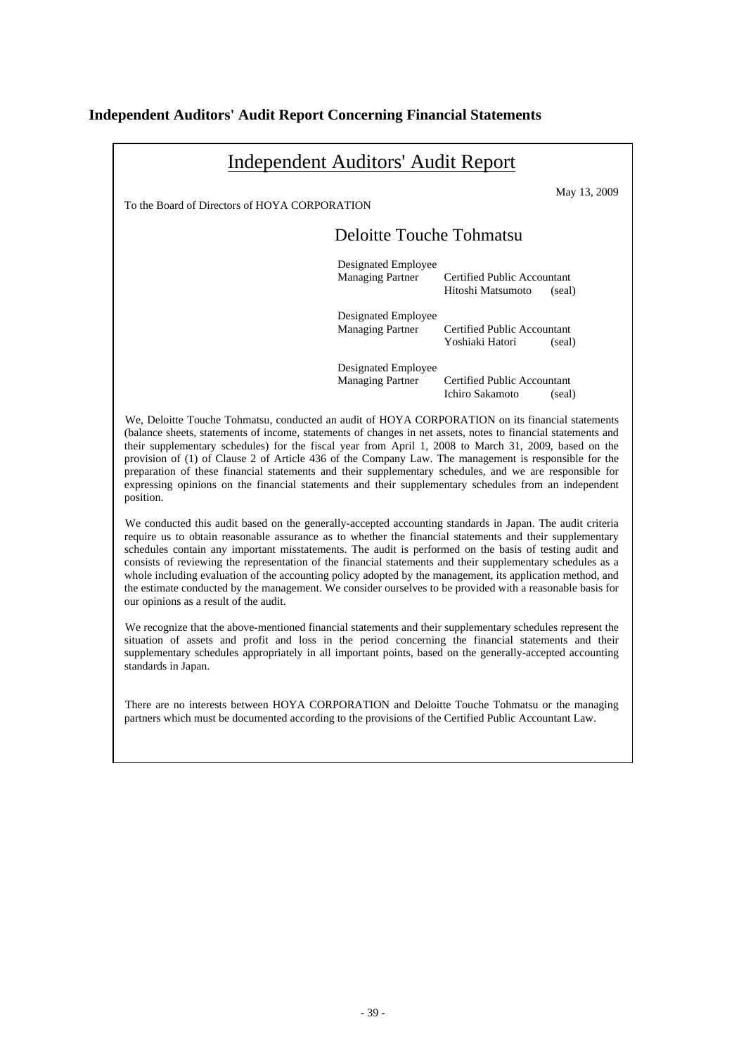## Independent Auditors' Audit Report Concerning Financial Statements

# Independent Auditors' Audit Report

May 13, 2009

To the Board of Directors of HOYA CORPORATION

### Deloitte Touche Tohmatsu

Designated Employee
Managing Partner — Certified Public Accountant Hitoshi Matsumoto (seal)

Designated Employee
Managing Partner — Certified Public Accountant Yoshiaki Hatori (seal)

Designated Employee
Managing Partner — Certified Public Accountant Ichiro Sakamoto (seal)

We, Deloitte Touche Tohmatsu, conducted an audit of HOYA CORPORATION on its financial statements (balance sheets, statements of income, statements of changes in net assets, notes to financial statements and their supplementary schedules) for the fiscal year from April 1, 2008 to March 31, 2009, based on the provision of (1) of Clause 2 of Article 436 of the Company Law. The management is responsible for the preparation of these financial statements and their supplementary schedules, and we are responsible for expressing opinions on the financial statements and their supplementary schedules from an independent position.

We conducted this audit based on the generally-accepted accounting standards in Japan. The audit criteria require us to obtain reasonable assurance as to whether the financial statements and their supplementary schedules contain any important misstatements. The audit is performed on the basis of testing audit and consists of reviewing the representation of the financial statements and their supplementary schedules as a whole including evaluation of the accounting policy adopted by the management, its application method, and the estimate conducted by the management. We consider ourselves to be provided with a reasonable basis for our opinions as a result of the audit.

We recognize that the above-mentioned financial statements and their supplementary schedules represent the situation of assets and profit and loss in the period concerning the financial statements and their supplementary schedules appropriately in all important points, based on the generally-accepted accounting standards in Japan.

There are no interests between HOYA CORPORATION and Deloitte Touche Tohmatsu or the managing partners which must be documented according to the provisions of the Certified Public Accountant Law.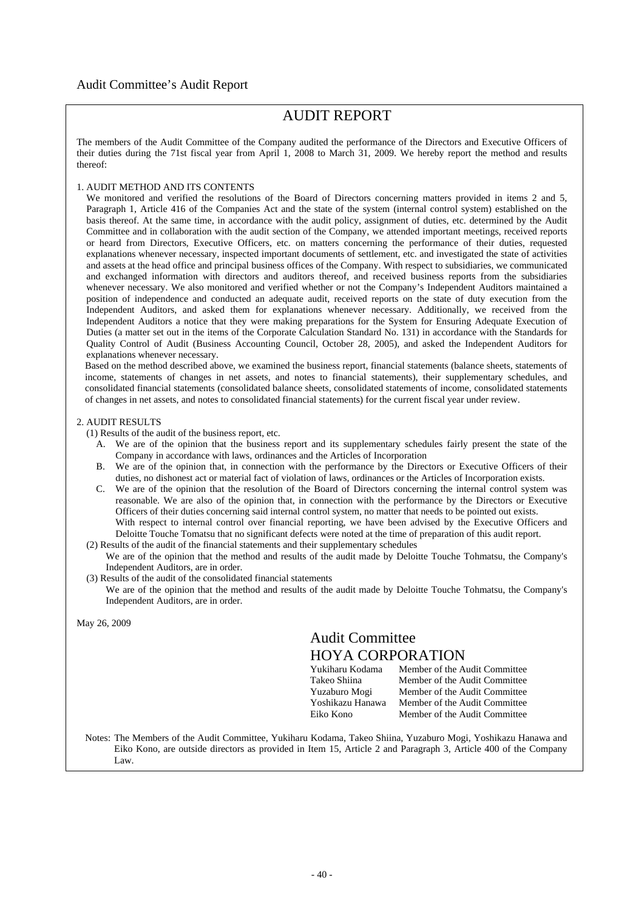## Audit Committee's Audit Report

# AUDIT REPORT

The members of the Audit Committee of the Company audited the performance of the Directors and Executive Officers of their duties during the 71st fiscal year from April 1, 2008 to March 31, 2009. We hereby report the method and results thereof:

1. AUDIT METHOD AND ITS CONTENTS

We monitored and verified the resolutions of the Board of Directors concerning matters provided in items 2 and 5, Paragraph 1, Article 416 of the Companies Act and the state of the system (internal control system) established on the basis thereof. At the same time, in accordance with the audit policy, assignment of duties, etc. determined by the Audit Committee and in collaboration with the audit section of the Company, we attended important meetings, received reports or heard from Directors, Executive Officers, etc. on matters concerning the performance of their duties, requested explanations whenever necessary, inspected important documents of settlement, etc. and investigated the state of activities and assets at the head office and principal business offices of the Company. With respect to subsidiaries, we communicated and exchanged information with directors and auditors thereof, and received business reports from the subsidiaries whenever necessary. We also monitored and verified whether or not the Company's Independent Auditors maintained a position of independence and conducted an adequate audit, received reports on the state of duty execution from the Independent Auditors, and asked them for explanations whenever necessary. Additionally, we received from the Independent Auditors a notice that they were making preparations for the System for Ensuring Adequate Execution of Duties (a matter set out in the items of the Corporate Calculation Standard No. 131) in accordance with the Standards for Quality Control of Audit (Business Accounting Council, October 28, 2005), and asked the Independent Auditors for explanations whenever necessary.

Based on the method described above, we examined the business report, financial statements (balance sheets, statements of income, statements of changes in net assets, and notes to financial statements), their supplementary schedules, and consolidated financial statements (consolidated balance sheets, consolidated statements of income, consolidated statements of changes in net assets, and notes to consolidated financial statements) for the current fiscal year under review.

2. AUDIT RESULTS

(1) Results of the audit of the business report, etc.

A. We are of the opinion that the business report and its supplementary schedules fairly present the state of the Company in accordance with laws, ordinances and the Articles of Incorporation

B. We are of the opinion that, in connection with the performance by the Directors or Executive Officers of their duties, no dishonest act or material fact of violation of laws, ordinances or the Articles of Incorporation exists.

C. We are of the opinion that the resolution of the Board of Directors concerning the internal control system was reasonable. We are also of the opinion that, in connection with the performance by the Directors or Executive Officers of their duties concerning said internal control system, no matter that needs to be pointed out exists. With respect to internal control over financial reporting, we have been advised by the Executive Officers and Deloitte Touche Tomatsu that no significant defects were noted at the time of preparation of this audit report.

(2) Results of the audit of the financial statements and their supplementary schedules

We are of the opinion that the method and results of the audit made by Deloitte Touche Tohmatsu, the Company's Independent Auditors, are in order.

(3) Results of the audit of the consolidated financial statements

We are of the opinion that the method and results of the audit made by Deloitte Touche Tohmatsu, the Company's Independent Auditors, are in order.

May 26, 2009

Audit Committee
HOYA CORPORATION

| | |
|---|---|
| Yukiharu Kodama | Member of the Audit Committee |
| Takeo Shiina | Member of the Audit Committee |
| Yuzaburo Mogi | Member of the Audit Committee |
| Yoshikazu Hanawa | Member of the Audit Committee |
| Eiko Kono | Member of the Audit Committee |

Notes: The Members of the Audit Committee, Yukiharu Kodama, Takeo Shiina, Yuzaburo Mogi, Yoshikazu Hanawa and Eiko Kono, are outside directors as provided in Item 15, Article 2 and Paragraph 3, Article 400 of the Company Law.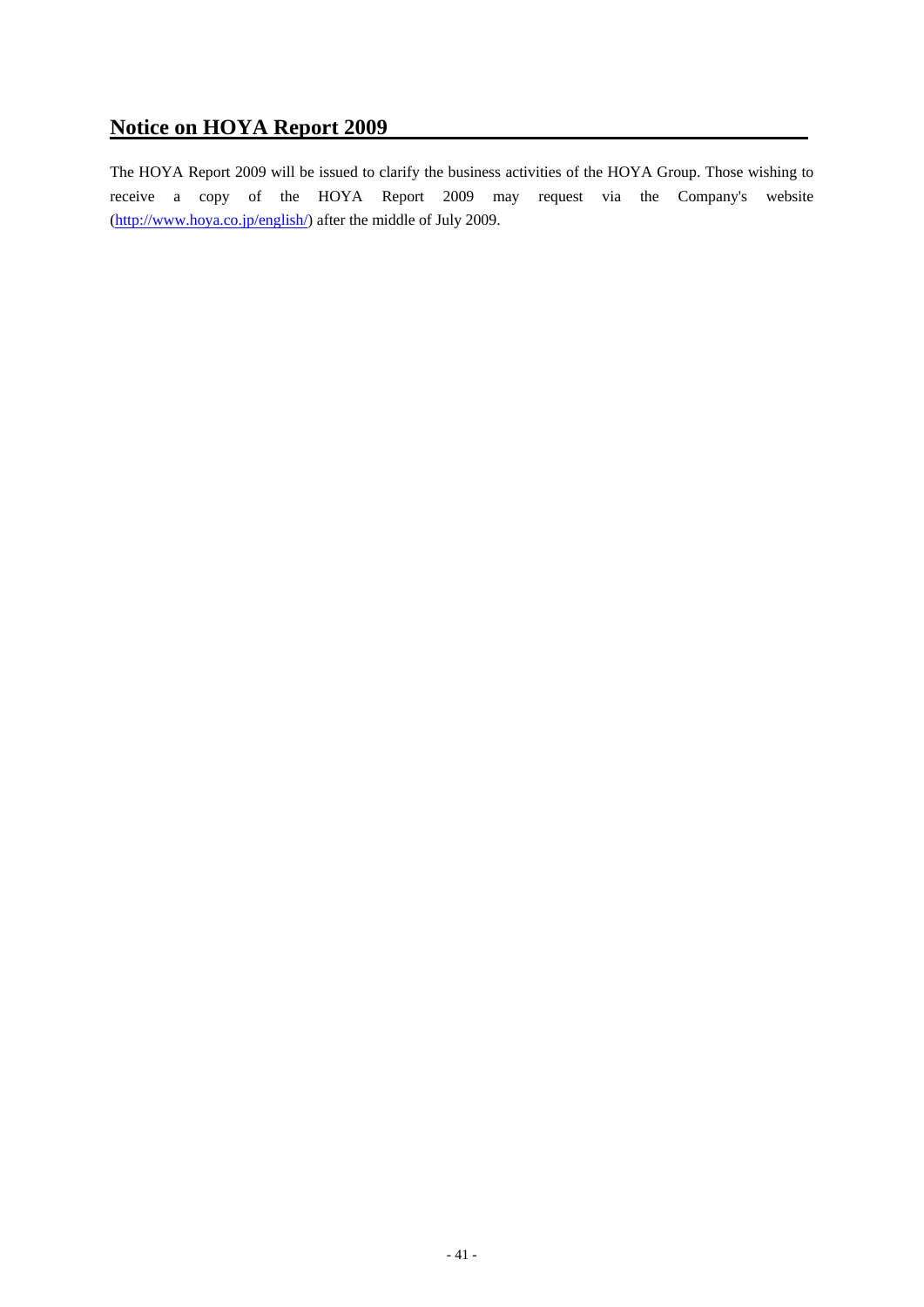## Notice on HOYA Report 2009

The HOYA Report 2009 will be issued to clarify the business activities of the HOYA Group. Those wishing to receive a copy of the HOYA Report 2009 may request via the Company's website (http://www.hoya.co.jp/english/) after the middle of July 2009.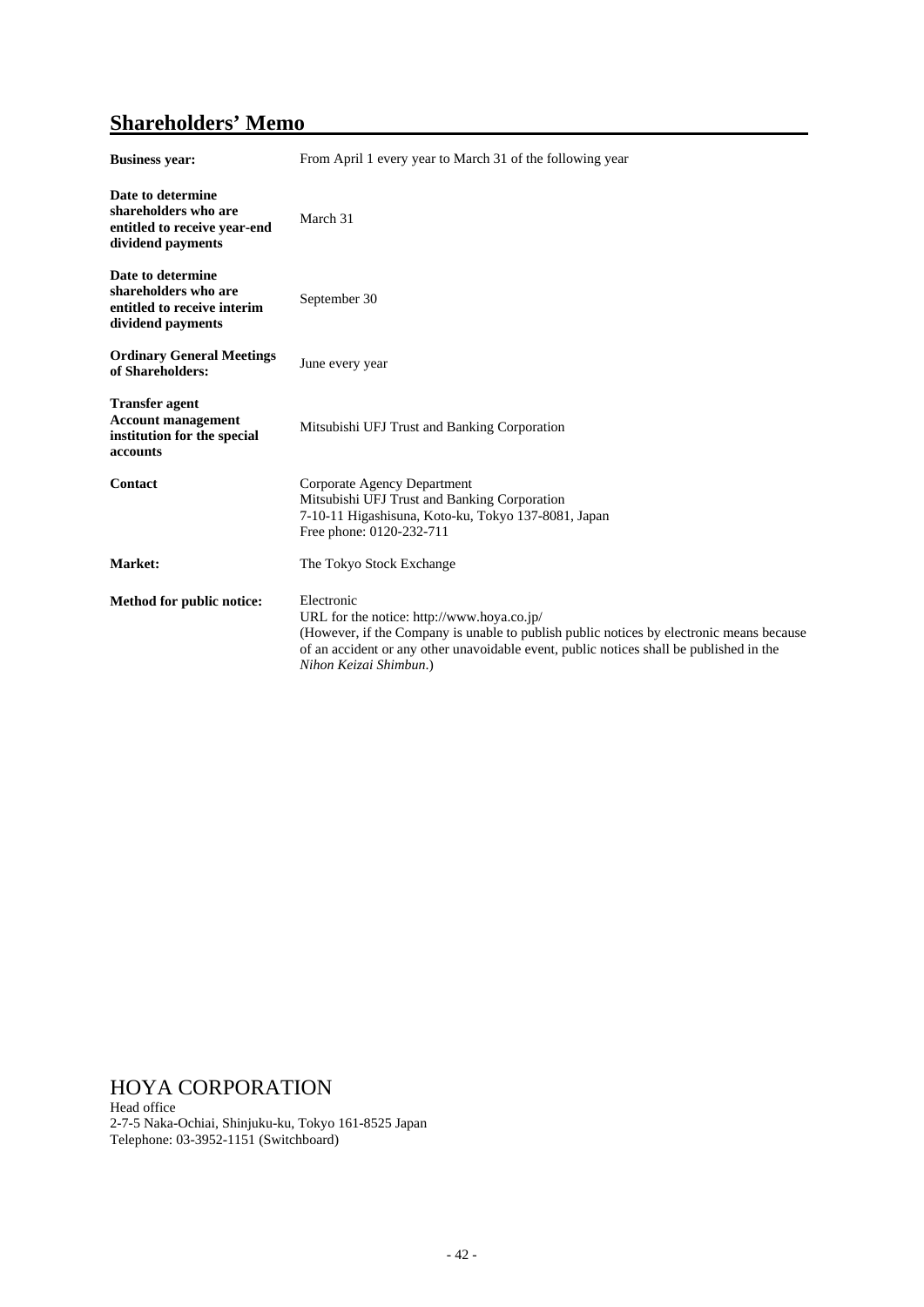## Shareholders' Memo

| | |
|---|---|
| **Business year:** | From April 1 every year to March 31 of the following year |
| **Date to determine shareholders who are entitled to receive year-end dividend payments** | March 31 |
| **Date to determine shareholders who are entitled to receive interim dividend payments** | September 30 |
| **Ordinary General Meetings of Shareholders:** | June every year |
| **Transfer agent Account management institution for the special accounts** | Mitsubishi UFJ Trust and Banking Corporation |
| **Contact** | Corporate Agency Department<br>Mitsubishi UFJ Trust and Banking Corporation<br>7-10-11 Higashisuna, Koto-ku, Tokyo 137-8081, Japan<br>Free phone: 0120-232-711 |
| **Market:** | The Tokyo Stock Exchange |
| **Method for public notice:** | Electronic<br>URL for the notice: http://www.hoya.co.jp/<br>(However, if the Company is unable to publish public notices by electronic means because of an accident or any other unavoidable event, public notices shall be published in the *Nihon Keizai Shimbun*.) |

HOYA CORPORATION

Head office
2-7-5 Naka-Ochiai, Shinjuku-ku, Tokyo 161-8525 Japan
Telephone: 03-3952-1151 (Switchboard)